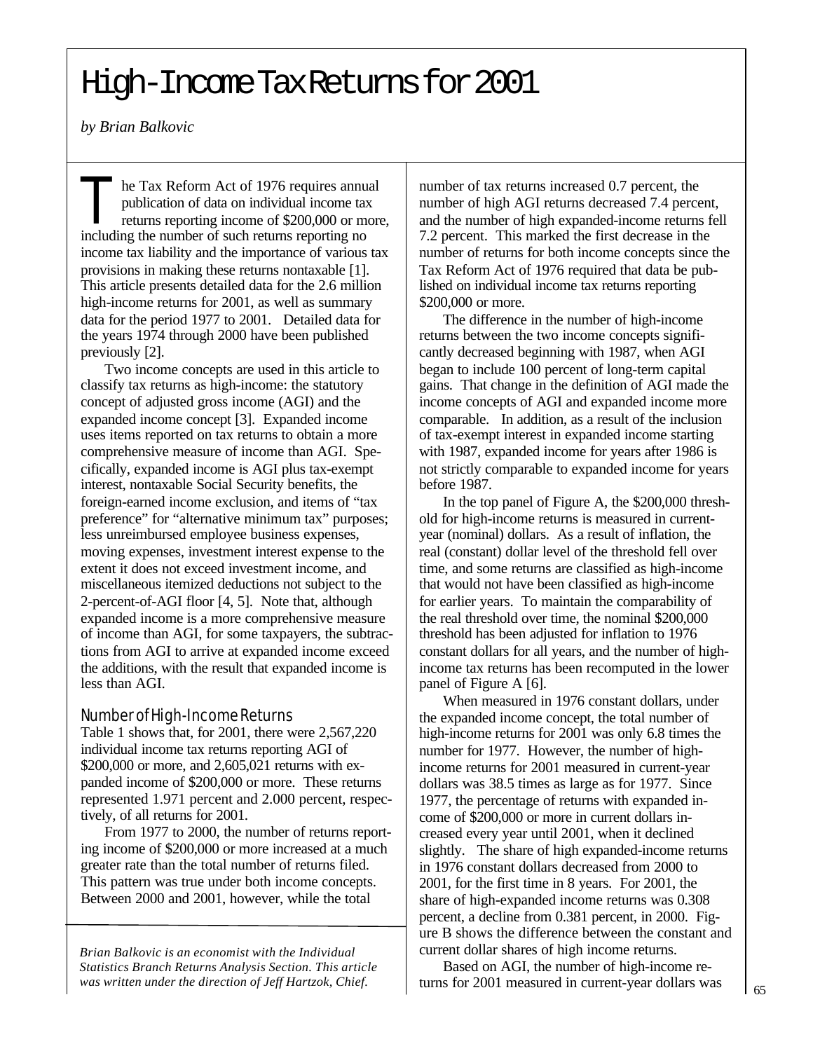# High-Income Tax Returns for 2001

*by Brian Balkovic*

The Tax Reform Act of 1976 requires annual publication of data on individual income tax returns reporting income of $200,000 or more, including the number of such returns reporting no income tax liability and the importance of various tax provisions in making these returns nontaxable [1]. This article presents detailed data for the 2.6 million high-income returns for 2001, as well as summary data for the period 1977 to 2001. Detailed data for the years 1974 through 2000 have been published previously [2].

Two income concepts are used in this article to classify tax returns as high-income: the statutory concept of adjusted gross income (AGI) and the expanded income concept [3]. Expanded income uses items reported on tax returns to obtain a more comprehensive measure of income than AGI. Specifically, expanded income is AGI plus tax-exempt interest, nontaxable Social Security benefits, the foreign-earned income exclusion, and items of "tax preference" for "alternative minimum tax" purposes; less unreimbursed employee business expenses, moving expenses, investment interest expense to the extent it does not exceed investment income, and miscellaneous itemized deductions not subject to the 2-percent-of-AGI floor [4, 5]. Note that, although expanded income is a more comprehensive measure of income than AGI, for some taxpayers, the subtractions from AGI to arrive at expanded income exceed the additions, with the result that expanded income is less than AGI.

## Number of High-Income Returns

Table 1 shows that, for 2001, there were 2,567,220 individual income tax returns reporting AGI of $200,000 or more, and 2,605,021 returns with expanded income of $200,000 or more. These returns represented 1.971 percent and 2.000 percent, respectively, of all returns for 2001.

From 1977 to 2000, the number of returns reporting income of $200,000 or more increased at a much greater rate than the total number of returns filed. This pattern was true under both income concepts. Between 2000 and 2001, however, while the total number of tax returns increased 0.7 percent, the number of high AGI returns decreased 7.4 percent, and the number of high expanded-income returns fell 7.2 percent. This marked the first decrease in the number of returns for both income concepts since the Tax Reform Act of 1976 required that data be published on individual income tax returns reporting $200,000 or more.

The difference in the number of high-income returns between the two income concepts significantly decreased beginning with 1987, when AGI began to include 100 percent of long-term capital gains. That change in the definition of AGI made the income concepts of AGI and expanded income more comparable. In addition, as a result of the inclusion of tax-exempt interest in expanded income starting with 1987, expanded income for years after 1986 is not strictly comparable to expanded income for years before 1987.

In the top panel of Figure A, the $200,000 threshold for high-income returns is measured in current-year (nominal) dollars. As a result of inflation, the real (constant) dollar level of the threshold fell over time, and some returns are classified as high-income that would not have been classified as high-income for earlier years. To maintain the comparability of the real threshold over time, the nominal $200,000 threshold has been adjusted for inflation to 1976 constant dollars for all years, and the number of high-income tax returns has been recomputed in the lower panel of Figure A [6].

When measured in 1976 constant dollars, under the expanded income concept, the total number of high-income returns for 2001 was only 6.8 times the number for 1977. However, the number of high-income returns for 2001 measured in current-year dollars was 38.5 times as large as for 1977. Since 1977, the percentage of returns with expanded income of $200,000 or more in current dollars increased every year until 2001, when it declined slightly. The share of high expanded-income returns in 1976 constant dollars decreased from 2000 to 2001, for the first time in 8 years. For 2001, the share of high-expanded income returns was 0.308 percent, a decline from 0.381 percent, in 2000. Figure B shows the difference between the constant and current dollar shares of high income returns.

Based on AGI, the number of high-income returns for 2001 measured in current-year dollars was

*Brian Balkovic is an economist with the Individual Statistics Branch Returns Analysis Section. This article was written under the direction of Jeff Hartzok, Chief.*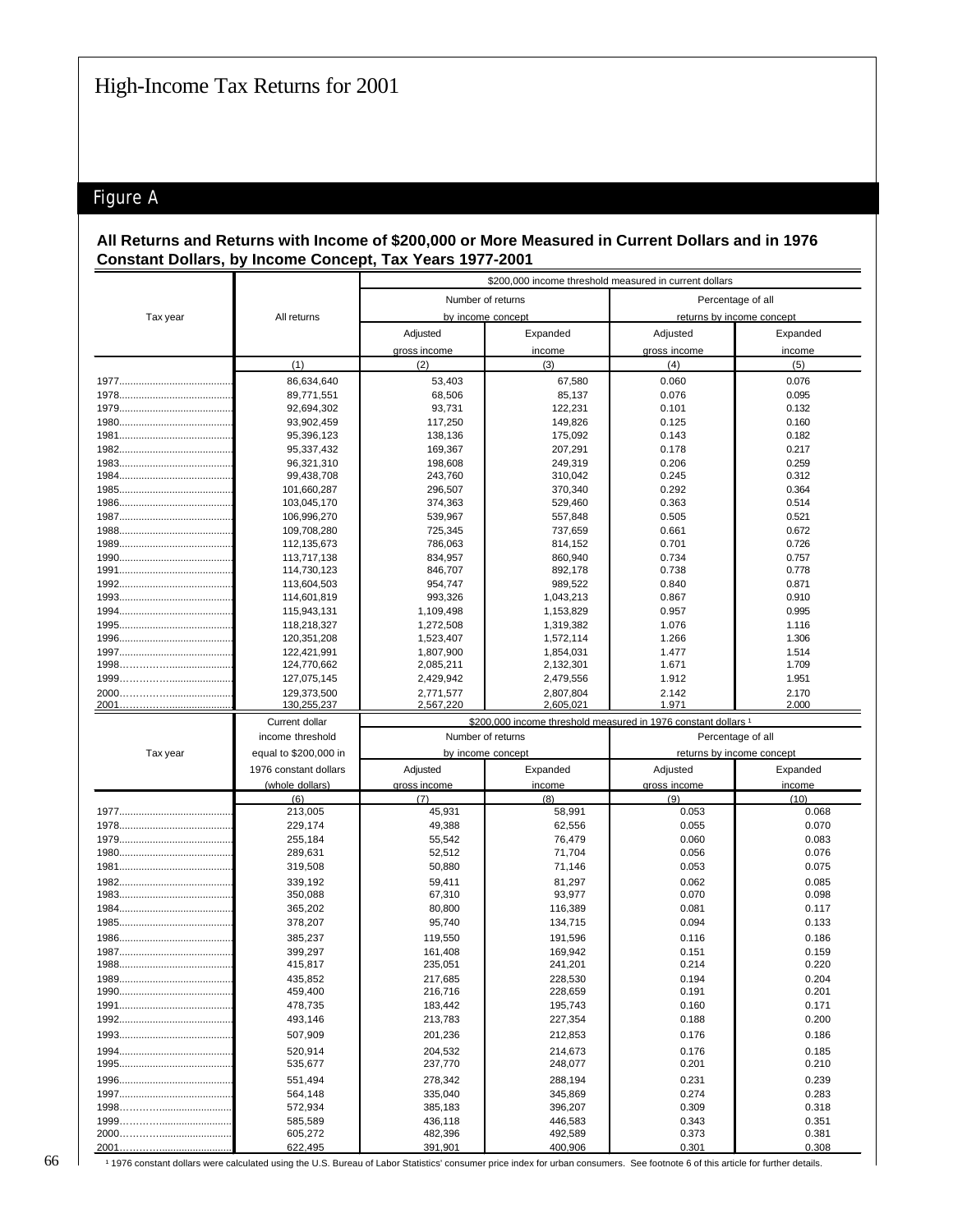# High-Income Tax Returns for 2001

## Figure A

**All Returns and Returns with Income of $200,000 or More Measured in Current Dollars and in 1976 Constant Dollars, by Income Concept, Tax Years 1977-2001**

| Tax year | All returns | $200,000 income threshold measured in current dollars | | | |
|---|---|---|---|---|---|
| | | Number of returns by income concept | | Percentage of all returns by income concept | |
| | | Adjusted gross income | Expanded income | Adjusted gross income | Expanded income |
| | (1) | (2) | (3) | (4) | (5) |
| 1977 | 86,634,640 | 53,403 | 67,580 | 0.060 | 0.076 |
| 1978 | 89,771,551 | 68,506 | 85,137 | 0.076 | 0.095 |
| 1979 | 92,694,302 | 93,731 | 122,231 | 0.101 | 0.132 |
| 1980 | 93,902,459 | 117,250 | 149,826 | 0.125 | 0.160 |
| 1981 | 95,396,123 | 138,136 | 175,092 | 0.143 | 0.182 |
| 1982 | 95,337,432 | 169,367 | 207,291 | 0.178 | 0.217 |
| 1983 | 96,321,310 | 198,608 | 249,319 | 0.206 | 0.259 |
| 1984 | 99,438,708 | 243,760 | 310,042 | 0.245 | 0.312 |
| 1985 | 101,660,287 | 296,507 | 370,340 | 0.292 | 0.364 |
| 1986 | 103,045,170 | 374,363 | 529,460 | 0.363 | 0.514 |
| 1987 | 106,996,270 | 539,967 | 557,848 | 0.505 | 0.521 |
| 1988 | 109,708,280 | 725,345 | 737,659 | 0.661 | 0.672 |
| 1989 | 112,135,673 | 786,063 | 814,152 | 0.701 | 0.726 |
| 1990 | 113,717,138 | 834,957 | 860,940 | 0.734 | 0.757 |
| 1991 | 114,730,123 | 846,707 | 892,178 | 0.738 | 0.778 |
| 1992 | 113,604,503 | 954,747 | 989,522 | 0.840 | 0.871 |
| 1993 | 114,601,819 | 993,326 | 1,043,213 | 0.867 | 0.910 |
| 1994 | 115,943,131 | 1,109,498 | 1,153,829 | 0.957 | 0.995 |
| 1995 | 118,218,327 | 1,272,508 | 1,319,382 | 1.076 | 1.116 |
| 1996 | 120,351,208 | 1,523,407 | 1,572,114 | 1.266 | 1.306 |
| 1997 | 122,421,991 | 1,807,900 | 1,854,031 | 1.477 | 1.514 |
| 1998 | 124,770,662 | 2,085,211 | 2,132,301 | 1.671 | 1.709 |
| 1999 | 127,075,145 | 2,429,942 | 2,479,556 | 1.912 | 1.951 |
| 2000 | 129,373,500 | 2,771,577 | 2,807,804 | 2.142 | 2.170 |
| 2001 | 130,255,237 | 2,567,220 | 2,605,021 | 1.971 | 2.000 |

| Tax year | Current dollar income threshold equal to $200,000 in 1976 constant dollars (whole dollars) | $200,000 income threshold measured in 1976 constant dollars [1] | | | |
|---|---|---|---|---|---|
| | | Number of returns by income concept | | Percentage of all returns by income concept | |
| | | Adjusted gross income | Expanded income | Adjusted gross income | Expanded income |
| | (6) | (7) | (8) | (9) | (10) |
| 1977 | 213,005 | 45,931 | 58,991 | 0.053 | 0.068 |
| 1978 | 229,174 | 49,388 | 62,556 | 0.055 | 0.070 |
| 1979 | 255,184 | 55,542 | 76,479 | 0.060 | 0.083 |
| 1980 | 289,631 | 52,512 | 71,704 | 0.056 | 0.076 |
| 1981 | 319,508 | 50,880 | 71,146 | 0.053 | 0.075 |
| 1982 | 339,192 | 59,411 | 81,297 | 0.062 | 0.085 |
| 1983 | 350,088 | 67,310 | 93,977 | 0.070 | 0.098 |
| 1984 | 365,202 | 80,800 | 116,389 | 0.081 | 0.117 |
| 1985 | 378,207 | 95,740 | 134,715 | 0.094 | 0.133 |
| 1986 | 385,237 | 119,550 | 191,596 | 0.116 | 0.186 |
| 1987 | 399,297 | 161,408 | 169,942 | 0.151 | 0.159 |
| 1988 | 415,817 | 235,051 | 241,201 | 0.214 | 0.220 |
| 1989 | 435,852 | 217,685 | 228,530 | 0.194 | 0.204 |
| 1990 | 459,400 | 216,716 | 228,659 | 0.191 | 0.201 |
| 1991 | 478,735 | 183,442 | 195,743 | 0.160 | 0.171 |
| 1992 | 493,146 | 213,783 | 227,354 | 0.188 | 0.200 |
| 1993 | 507,909 | 201,236 | 212,853 | 0.176 | 0.186 |
| 1994 | 520,914 | 204,532 | 214,673 | 0.176 | 0.185 |
| 1995 | 535,677 | 237,770 | 248,077 | 0.201 | 0.210 |
| 1996 | 551,494 | 278,342 | 288,194 | 0.231 | 0.239 |
| 1997 | 564,148 | 335,040 | 345,869 | 0.274 | 0.283 |
| 1998 | 572,934 | 385,183 | 396,207 | 0.309 | 0.318 |
| 1999 | 585,589 | 436,118 | 446,583 | 0.343 | 0.351 |
| 2000 | 605,272 | 482,396 | 492,589 | 0.373 | 0.381 |
| 2001 | 622,495 | 391,901 | 400,906 | 0.301 | 0.308 |

[1] 1976 constant dollars were calculated using the U.S. Bureau of Labor Statistics' consumer price index for urban consumers. See footnote 6 of this article for further details.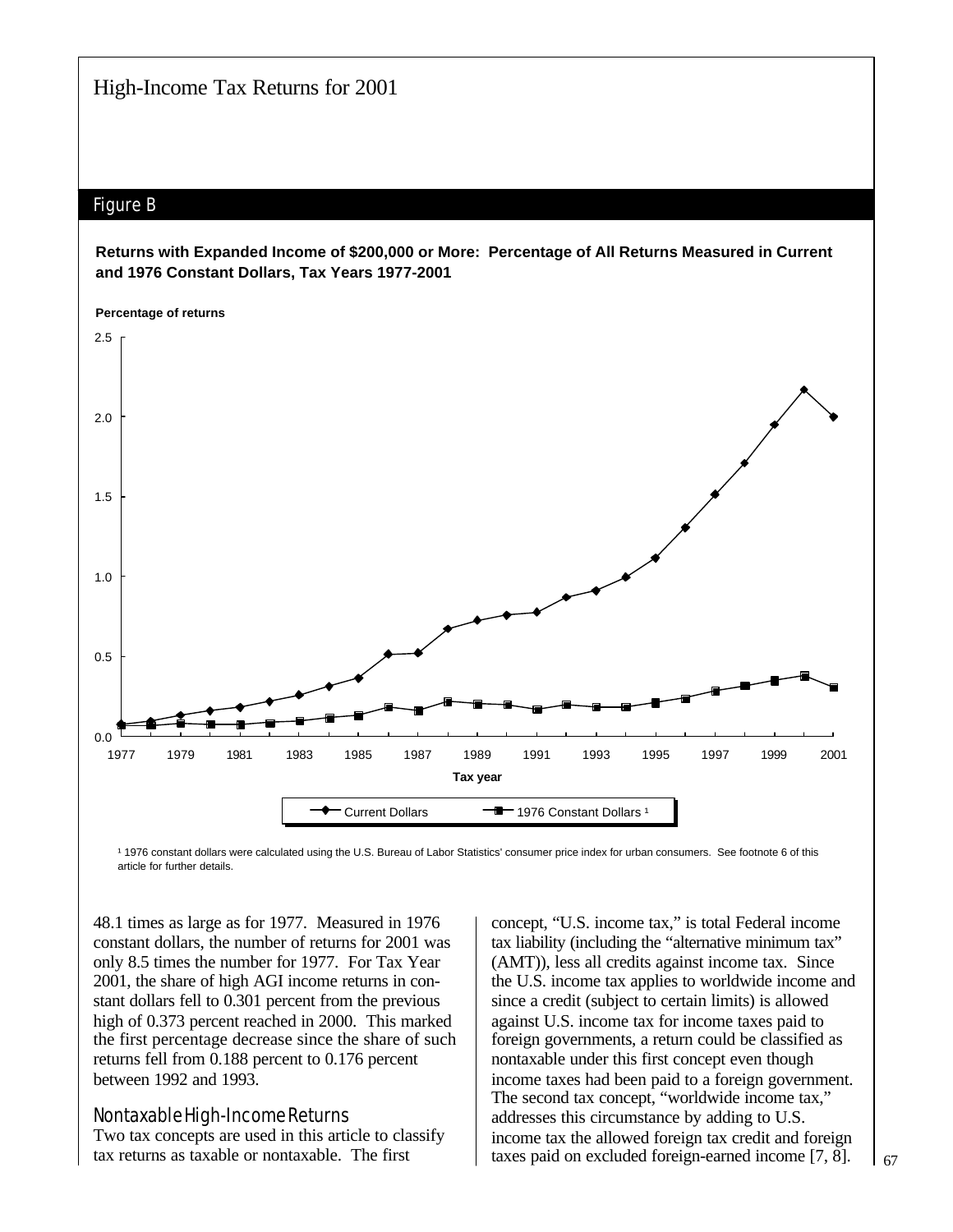## Figure B

**Returns with Expanded Income of $200,000 or More: Percentage of All Returns Measured in Current and 1976 Constant Dollars, Tax Years 1977-2001**

**Percentage of returns**

Current Dollars — 1976 Constant Dollars [1]

**Tax year**

[1] 1976 constant dollars were calculated using the U.S. Bureau of Labor Statistics' consumer price index for urban consumers. See footnote 6 of this article for further details.

48.1 times as large as for 1977. Measured in 1976 constant dollars, the number of returns for 2001 was only 8.5 times the number for 1977. For Tax Year 2001, the share of high AGI income returns in constant dollars fell to 0.301 percent from the previous high of 0.373 percent reached in 2000. This marked the first percentage decrease since the share of such returns fell from 0.188 percent to 0.176 percent between 1992 and 1993.

### Nontaxable High-Income Returns

Two tax concepts are used in this article to classify tax returns as taxable or nontaxable. The first concept, "U.S. income tax," is total Federal income tax liability (including the "alternative minimum tax" (AMT)), less all credits against income tax. Since the U.S. income tax applies to worldwide income and since a credit (subject to certain limits) is allowed against U.S. income tax for income taxes paid to foreign governments, a return could be classified as nontaxable under this first concept even though income taxes had been paid to a foreign government. The second tax concept, "worldwide income tax," addresses this circumstance by adding to U.S. income tax the allowed foreign tax credit and foreign taxes paid on excluded foreign-earned income [7, 8].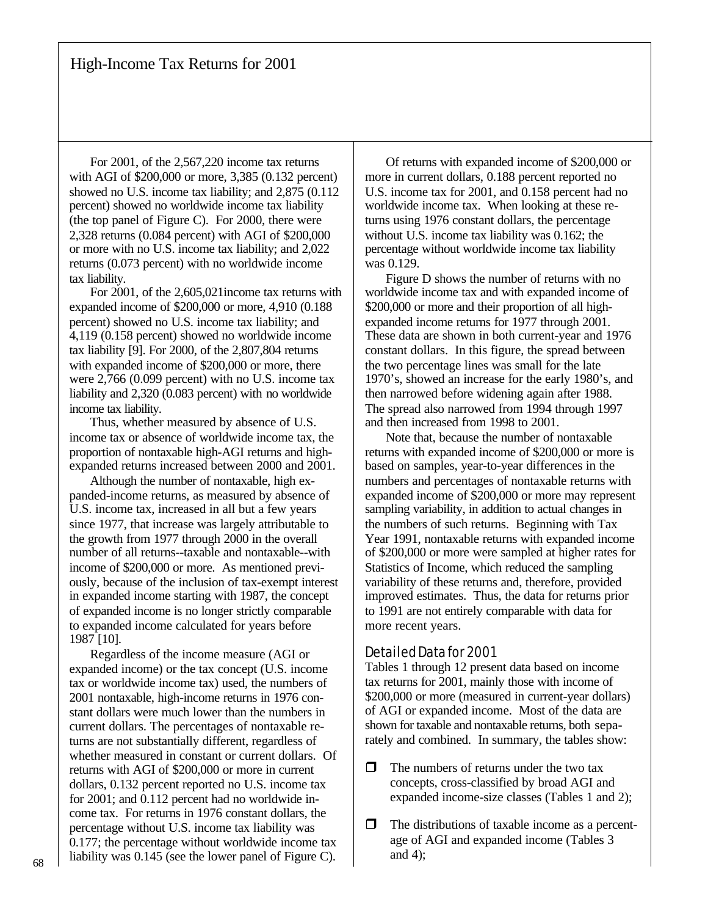For 2001, of the 2,567,220 income tax returns with AGI of $200,000 or more, 3,385 (0.132 percent) showed no U.S. income tax liability; and 2,875 (0.112 percent) showed no worldwide income tax liability (the top panel of Figure C). For 2000, there were 2,328 returns (0.084 percent) with AGI of $200,000 or more with no U.S. income tax liability; and 2,022 returns (0.073 percent) with no worldwide income tax liability.

For 2001, of the 2,605,021income tax returns with expanded income of $200,000 or more, 4,910 (0.188 percent) showed no U.S. income tax liability; and 4,119 (0.158 percent) showed no worldwide income tax liability [9]. For 2000, of the 2,807,804 returns with expanded income of $200,000 or more, there were 2,766 (0.099 percent) with no U.S. income tax liability and 2,320 (0.083 percent) with no worldwide income tax liability.

Thus, whether measured by absence of U.S. income tax or absence of worldwide income tax, the proportion of nontaxable high-AGI returns and high-expanded returns increased between 2000 and 2001.

Although the number of nontaxable, high expanded-income returns, as measured by absence of U.S. income tax, increased in all but a few years since 1977, that increase was largely attributable to the growth from 1977 through 2000 in the overall number of all returns--taxable and nontaxable--with income of $200,000 or more. As mentioned previously, because of the inclusion of tax-exempt interest in expanded income starting with 1987, the concept of expanded income is no longer strictly comparable to expanded income calculated for years before 1987 [10].

Regardless of the income measure (AGI or expanded income) or the tax concept (U.S. income tax or worldwide income tax) used, the numbers of 2001 nontaxable, high-income returns in 1976 constant dollars were much lower than the numbers in current dollars. The percentages of nontaxable returns are not substantially different, regardless of whether measured in constant or current dollars. Of returns with AGI of $200,000 or more in current dollars, 0.132 percent reported no U.S. income tax for 2001; and 0.112 percent had no worldwide income tax. For returns in 1976 constant dollars, the percentage without U.S. income tax liability was 0.177; the percentage without worldwide income tax liability was 0.145 (see the lower panel of Figure C).

Of returns with expanded income of $200,000 or more in current dollars, 0.188 percent reported no U.S. income tax for 2001, and 0.158 percent had no worldwide income tax. When looking at these returns using 1976 constant dollars, the percentage without U.S. income tax liability was 0.162; the percentage without worldwide income tax liability was 0.129.

Figure D shows the number of returns with no worldwide income tax and with expanded income of $200,000 or more and their proportion of all high-expanded income returns for 1977 through 2001. These data are shown in both current-year and 1976 constant dollars. In this figure, the spread between the two percentage lines was small for the late 1970’s, showed an increase for the early 1980’s, and then narrowed before widening again after 1988. The spread also narrowed from 1994 through 1997 and then increased from 1998 to 2001.

Note that, because the number of nontaxable returns with expanded income of $200,000 or more is based on samples, year-to-year differences in the numbers and percentages of nontaxable returns with expanded income of $200,000 or more may represent sampling variability, in addition to actual changes in the numbers of such returns. Beginning with Tax Year 1991, nontaxable returns with expanded income of $200,000 or more were sampled at higher rates for Statistics of Income, which reduced the sampling variability of these returns and, therefore, provided improved estimates. Thus, the data for returns prior to 1991 are not entirely comparable with data for more recent years.

## Detailed Data for 2001

Tables 1 through 12 present data based on income tax returns for 2001, mainly those with income of $200,000 or more (measured in current-year dollars) of AGI or expanded income. Most of the data are shown for taxable and nontaxable returns, both separately and combined. In summary, the tables show:

- The numbers of returns under the two tax concepts, cross-classified by broad AGI and expanded income-size classes (Tables 1 and 2);
- The distributions of taxable income as a percentage of AGI and expanded income (Tables 3 and 4);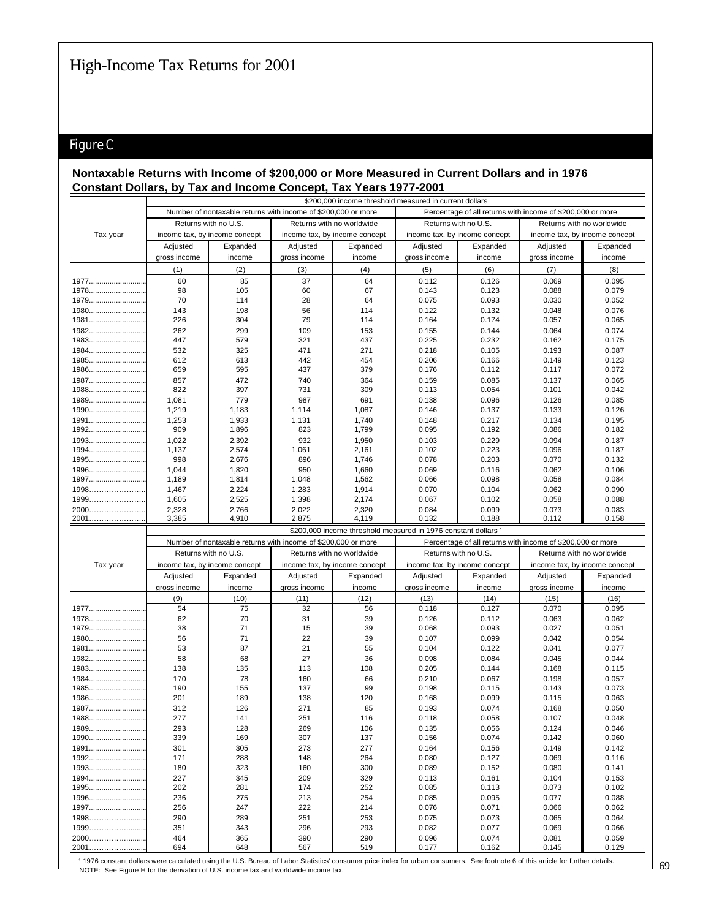# High-Income Tax Returns for 2001

## Figure C

**Nontaxable Returns with Income of $200,000 or More Measured in Current Dollars and in 1976 Constant Dollars, by Tax and Income Concept, Tax Years 1977-2001**

| Tax year | $200,000 income threshold measured in current dollars | | | | | | | |
|---|---|---|---|---|---|---|---|---|
| | Number of nontaxable returns with income of $200,000 or more | | | | Percentage of all returns with income of $200,000 or more | | | |
| | Returns with no U.S. income tax, by income concept | | Returns with no worldwide income tax, by income concept | | Returns with no U.S. income tax, by income concept | | Returns with no worldwide income tax, by income concept | |
| | Adjusted gross income | Expanded income | Adjusted gross income | Expanded income | Adjusted gross income | Expanded income | Adjusted gross income | Expanded income |
| | (1) | (2) | (3) | (4) | (5) | (6) | (7) | (8) |
| 1977 | 60 | 85 | 37 | 64 | 0.112 | 0.126 | 0.069 | 0.095 |
| 1978 | 98 | 105 | 60 | 67 | 0.143 | 0.123 | 0.088 | 0.079 |
| 1979 | 70 | 114 | 28 | 64 | 0.075 | 0.093 | 0.030 | 0.052 |
| 1980 | 143 | 198 | 56 | 114 | 0.122 | 0.132 | 0.048 | 0.076 |
| 1981 | 226 | 304 | 79 | 114 | 0.164 | 0.174 | 0.057 | 0.065 |
| 1982 | 262 | 299 | 109 | 153 | 0.155 | 0.144 | 0.064 | 0.074 |
| 1983 | 447 | 579 | 321 | 437 | 0.225 | 0.232 | 0.162 | 0.175 |
| 1984 | 532 | 325 | 471 | 271 | 0.218 | 0.105 | 0.193 | 0.087 |
| 1985 | 612 | 613 | 442 | 454 | 0.206 | 0.166 | 0.149 | 0.123 |
| 1986 | 659 | 595 | 437 | 379 | 0.176 | 0.112 | 0.117 | 0.072 |
| 1987 | 857 | 472 | 740 | 364 | 0.159 | 0.085 | 0.137 | 0.065 |
| 1988 | 822 | 397 | 731 | 309 | 0.113 | 0.054 | 0.101 | 0.042 |
| 1989 | 1,081 | 779 | 987 | 691 | 0.138 | 0.096 | 0.126 | 0.085 |
| 1990 | 1,219 | 1,183 | 1,114 | 1,087 | 0.146 | 0.137 | 0.133 | 0.126 |
| 1991 | 1,253 | 1,933 | 1,131 | 1,740 | 0.148 | 0.217 | 0.134 | 0.195 |
| 1992 | 909 | 1,896 | 823 | 1,799 | 0.095 | 0.192 | 0.086 | 0.182 |
| 1993 | 1,022 | 2,392 | 932 | 1,950 | 0.103 | 0.229 | 0.094 | 0.187 |
| 1994 | 1,137 | 2,574 | 1,061 | 2,161 | 0.102 | 0.223 | 0.096 | 0.187 |
| 1995 | 998 | 2,676 | 896 | 1,746 | 0.078 | 0.203 | 0.070 | 0.132 |
| 1996 | 1,044 | 1,820 | 950 | 1,660 | 0.069 | 0.116 | 0.062 | 0.106 |
| 1997 | 1,189 | 1,814 | 1,048 | 1,562 | 0.066 | 0.098 | 0.058 | 0.084 |
| 1998 | 1,467 | 2,224 | 1,283 | 1,914 | 0.070 | 0.104 | 0.062 | 0.090 |
| 1999 | 1,605 | 2,525 | 1,398 | 2,174 | 0.067 | 0.102 | 0.058 | 0.088 |
| 2000 | 2,328 | 2,766 | 2,022 | 2,320 | 0.084 | 0.099 | 0.073 | 0.083 |
| 2001 | 3,385 | 4,910 | 2,875 | 4,119 | 0.132 | 0.188 | 0.112 | 0.158 |
| | **$200,000 income threshold measured in 1976 constant dollars [1]** | | | | | | | |
| | Number of nontaxable returns with income of $200,000 or more | | | | Percentage of all returns with income of $200,000 or more | | | |
| | Returns with no U.S. income tax, by income concept | | Returns with no worldwide income tax, by income concept | | Returns with no U.S. income tax, by income concept | | Returns with no worldwide income tax, by income concept | |
| | Adjusted gross income | Expanded income | Adjusted gross income | Expanded income | Adjusted gross income | Expanded income | Adjusted gross income | Expanded income |
| | (9) | (10) | (11) | (12) | (13) | (14) | (15) | (16) |
| 1977 | 54 | 75 | 32 | 56 | 0.118 | 0.127 | 0.070 | 0.095 |
| 1978 | 62 | 70 | 31 | 39 | 0.126 | 0.112 | 0.063 | 0.062 |
| 1979 | 38 | 71 | 15 | 39 | 0.068 | 0.093 | 0.027 | 0.051 |
| 1980 | 56 | 71 | 22 | 39 | 0.107 | 0.099 | 0.042 | 0.054 |
| 1981 | 53 | 87 | 21 | 55 | 0.104 | 0.122 | 0.041 | 0.077 |
| 1982 | 58 | 68 | 27 | 36 | 0.098 | 0.084 | 0.045 | 0.044 |
| 1983 | 138 | 135 | 113 | 108 | 0.205 | 0.144 | 0.168 | 0.115 |
| 1984 | 170 | 78 | 160 | 66 | 0.210 | 0.067 | 0.198 | 0.057 |
| 1985 | 190 | 155 | 137 | 99 | 0.198 | 0.115 | 0.143 | 0.073 |
| 1986 | 201 | 189 | 138 | 120 | 0.168 | 0.099 | 0.115 | 0.063 |
| 1987 | 312 | 126 | 271 | 85 | 0.193 | 0.074 | 0.168 | 0.050 |
| 1988 | 277 | 141 | 251 | 116 | 0.118 | 0.058 | 0.107 | 0.048 |
| 1989 | 293 | 128 | 269 | 106 | 0.135 | 0.056 | 0.124 | 0.046 |
| 1990 | 339 | 169 | 307 | 137 | 0.156 | 0.074 | 0.142 | 0.060 |
| 1991 | 301 | 305 | 273 | 277 | 0.164 | 0.156 | 0.149 | 0.142 |
| 1992 | 171 | 288 | 148 | 264 | 0.080 | 0.127 | 0.069 | 0.116 |
| 1993 | 180 | 323 | 160 | 300 | 0.089 | 0.152 | 0.080 | 0.141 |
| 1994 | 227 | 345 | 209 | 329 | 0.113 | 0.161 | 0.104 | 0.153 |
| 1995 | 202 | 281 | 174 | 252 | 0.085 | 0.113 | 0.073 | 0.102 |
| 1996 | 236 | 275 | 213 | 254 | 0.085 | 0.095 | 0.077 | 0.088 |
| 1997 | 256 | 247 | 222 | 214 | 0.076 | 0.071 | 0.066 | 0.062 |
| 1998 | 290 | 289 | 251 | 253 | 0.075 | 0.073 | 0.065 | 0.064 |
| 1999 | 351 | 343 | 296 | 293 | 0.082 | 0.077 | 0.069 | 0.066 |
| 2000 | 464 | 365 | 390 | 290 | 0.096 | 0.074 | 0.081 | 0.059 |
| 2001 | 694 | 648 | 567 | 519 | 0.177 | 0.162 | 0.145 | 0.129 |

[1] 1976 constant dollars were calculated using the U.S. Bureau of Labor Statistics' consumer price index for urban consumers. See footnote 6 of this article for further details.

NOTE: See Figure H for the derivation of U.S. income tax and worldwide income tax.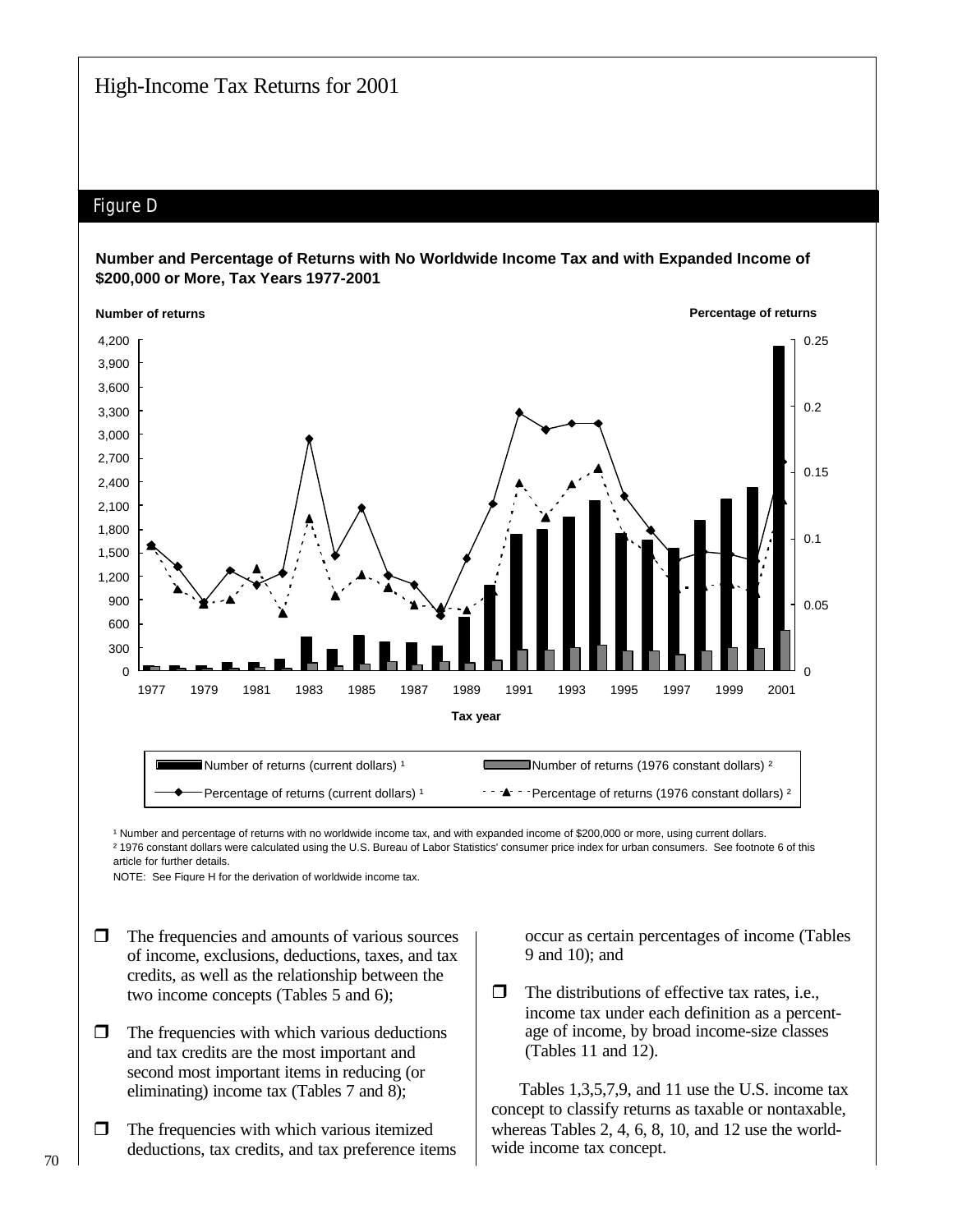## Figure D

**Number and Percentage of Returns with No Worldwide Income Tax and with Expanded Income of $200,000 or More, Tax Years 1977-2001**

[1] Number and percentage of returns with no worldwide income tax, and with expanded income of $200,000 or more, using current dollars.
[2] 1976 constant dollars were calculated using the U.S. Bureau of Labor Statistics' consumer price index for urban consumers. See footnote 6 of this article for further details.
NOTE: See Figure H for the derivation of worldwide income tax.

- The frequencies and amounts of various sources of income, exclusions, deductions, taxes, and tax credits, as well as the relationship between the two income concepts (Tables 5 and 6);
- The frequencies with which various deductions and tax credits are the most important and second most important items in reducing (or eliminating) income tax (Tables 7 and 8);
- The frequencies with which various itemized deductions, tax credits, and tax preference items occur as certain percentages of income (Tables 9 and 10); and
- The distributions of effective tax rates, i.e., income tax under each definition as a percentage of income, by broad income-size classes (Tables 11 and 12).

Tables 1,3,5,7,9, and 11 use the U.S. income tax concept to classify returns as taxable or nontaxable, whereas Tables 2, 4, 6, 8, 10, and 12 use the worldwide income tax concept.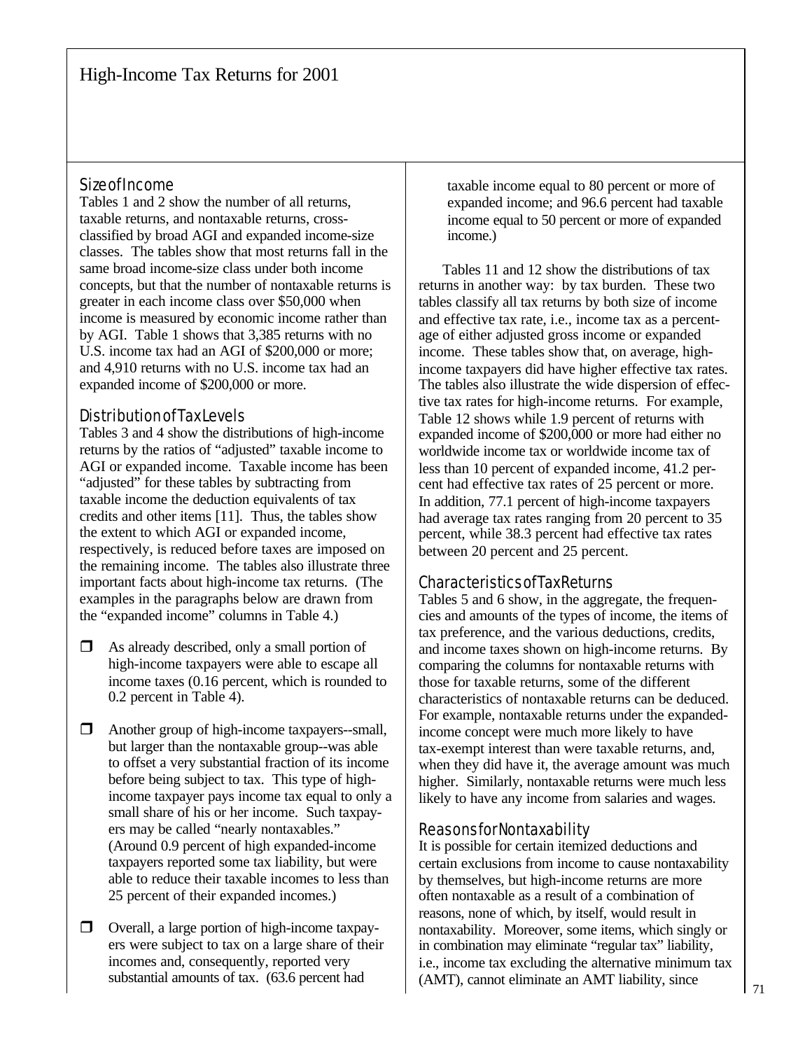## Size of Income

Tables 1 and 2 show the number of all returns, taxable returns, and nontaxable returns, cross-classified by broad AGI and expanded income-size classes. The tables show that most returns fall in the same broad income-size class under both income concepts, but that the number of nontaxable returns is greater in each income class over $50,000 when income is measured by economic income rather than by AGI. Table 1 shows that 3,385 returns with no U.S. income tax had an AGI of $200,000 or more; and 4,910 returns with no U.S. income tax had an expanded income of $200,000 or more.

## Distribution of Tax Levels

Tables 3 and 4 show the distributions of high-income returns by the ratios of "adjusted" taxable income to AGI or expanded income. Taxable income has been "adjusted" for these tables by subtracting from taxable income the deduction equivalents of tax credits and other items [11]. Thus, the tables show the extent to which AGI or expanded income, respectively, is reduced before taxes are imposed on the remaining income. The tables also illustrate three important facts about high-income tax returns. (The examples in the paragraphs below are drawn from the "expanded income" columns in Table 4.)

- As already described, only a small portion of high-income taxpayers were able to escape all income taxes (0.16 percent, which is rounded to 0.2 percent in Table 4).

- Another group of high-income taxpayers--small, but larger than the nontaxable group--was able to offset a very substantial fraction of its income before being subject to tax. This type of high-income taxpayer pays income tax equal to only a small share of his or her income. Such taxpayers may be called "nearly nontaxables." (Around 0.9 percent of high expanded-income taxpayers reported some tax liability, but were able to reduce their taxable incomes to less than 25 percent of their expanded incomes.)

- Overall, a large portion of high-income taxpayers were subject to tax on a large share of their incomes and, consequently, reported very substantial amounts of tax. (63.6 percent had taxable income equal to 80 percent or more of expanded income; and 96.6 percent had taxable income equal to 50 percent or more of expanded income.)

Tables 11 and 12 show the distributions of tax returns in another way: by tax burden. These two tables classify all tax returns by both size of income and effective tax rate, i.e., income tax as a percentage of either adjusted gross income or expanded income. These tables show that, on average, high-income taxpayers did have higher effective tax rates. The tables also illustrate the wide dispersion of effective tax rates for high-income returns. For example, Table 12 shows while 1.9 percent of returns with expanded income of $200,000 or more had either no worldwide income tax or worldwide income tax of less than 10 percent of expanded income, 41.2 percent had effective tax rates of 25 percent or more. In addition, 77.1 percent of high-income taxpayers had average tax rates ranging from 20 percent to 35 percent, while 38.3 percent had effective tax rates between 20 percent and 25 percent.

## Characteristics of Tax Returns

Tables 5 and 6 show, in the aggregate, the frequencies and amounts of the types of income, the items of tax preference, and the various deductions, credits, and income taxes shown on high-income returns. By comparing the columns for nontaxable returns with those for taxable returns, some of the different characteristics of nontaxable returns can be deduced. For example, nontaxable returns under the expanded-income concept were much more likely to have tax-exempt interest than were taxable returns, and, when they did have it, the average amount was much higher. Similarly, nontaxable returns were much less likely to have any income from salaries and wages.

## Reasons for Nontaxability

It is possible for certain itemized deductions and certain exclusions from income to cause nontaxability by themselves, but high-income returns are more often nontaxable as a result of a combination of reasons, none of which, by itself, would result in nontaxability. Moreover, some items, which singly or in combination may eliminate "regular tax" liability, i.e., income tax excluding the alternative minimum tax (AMT), cannot eliminate an AMT liability, since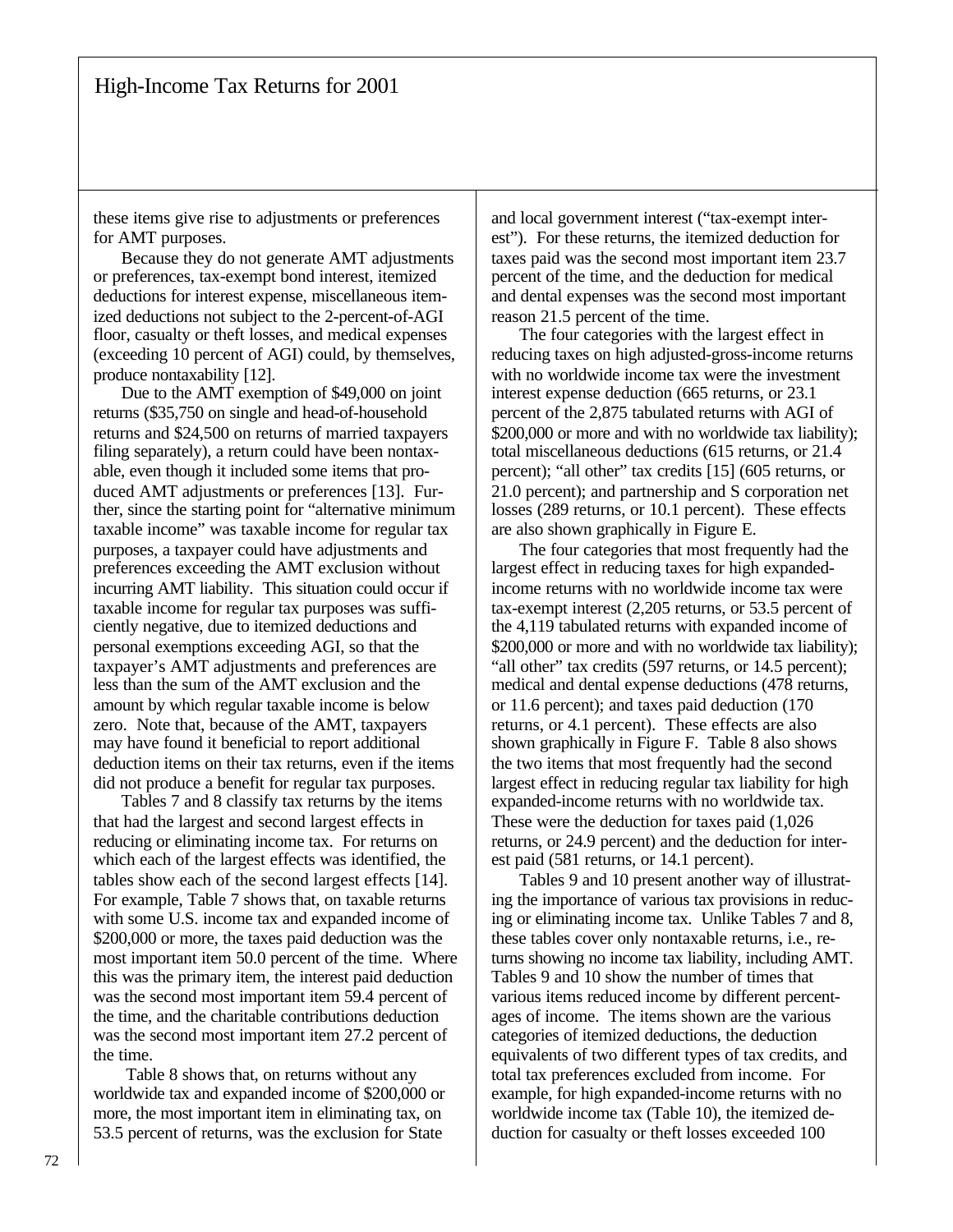these items give rise to adjustments or preferences for AMT purposes.

Because they do not generate AMT adjustments or preferences, tax-exempt bond interest, itemized deductions for interest expense, miscellaneous itemized deductions not subject to the 2-percent-of-AGI floor, casualty or theft losses, and medical expenses (exceeding 10 percent of AGI) could, by themselves, produce nontaxability [12].

Due to the AMT exemption of $49,000 on joint returns ($35,750 on single and head-of-household returns and $24,500 on returns of married taxpayers filing separately), a return could have been nontaxable, even though it included some items that produced AMT adjustments or preferences [13]. Further, since the starting point for "alternative minimum taxable income" was taxable income for regular tax purposes, a taxpayer could have adjustments and preferences exceeding the AMT exclusion without incurring AMT liability. This situation could occur if taxable income for regular tax purposes was sufficiently negative, due to itemized deductions and personal exemptions exceeding AGI, so that the taxpayer's AMT adjustments and preferences are less than the sum of the AMT exclusion and the amount by which regular taxable income is below zero. Note that, because of the AMT, taxpayers may have found it beneficial to report additional deduction items on their tax returns, even if the items did not produce a benefit for regular tax purposes.

Tables 7 and 8 classify tax returns by the items that had the largest and second largest effects in reducing or eliminating income tax. For returns on which each of the largest effects was identified, the tables show each of the second largest effects [14]. For example, Table 7 shows that, on taxable returns with some U.S. income tax and expanded income of $200,000 or more, the taxes paid deduction was the most important item 50.0 percent of the time. Where this was the primary item, the interest paid deduction was the second most important item 59.4 percent of the time, and the charitable contributions deduction was the second most important item 27.2 percent of the time.

Table 8 shows that, on returns without any worldwide tax and expanded income of $200,000 or more, the most important item in eliminating tax, on 53.5 percent of returns, was the exclusion for State and local government interest ("tax-exempt interest"). For these returns, the itemized deduction for taxes paid was the second most important item 23.7 percent of the time, and the deduction for medical and dental expenses was the second most important reason 21.5 percent of the time.

The four categories with the largest effect in reducing taxes on high adjusted-gross-income returns with no worldwide income tax were the investment interest expense deduction (665 returns, or 23.1 percent of the 2,875 tabulated returns with AGI of $200,000 or more and with no worldwide tax liability); total miscellaneous deductions (615 returns, or 21.4 percent); "all other" tax credits [15] (605 returns, or 21.0 percent); and partnership and S corporation net losses (289 returns, or 10.1 percent). These effects are also shown graphically in Figure E.

The four categories that most frequently had the largest effect in reducing taxes for high expanded-income returns with no worldwide income tax were tax-exempt interest (2,205 returns, or 53.5 percent of the 4,119 tabulated returns with expanded income of $200,000 or more and with no worldwide tax liability); "all other" tax credits (597 returns, or 14.5 percent); medical and dental expense deductions (478 returns, or 11.6 percent); and taxes paid deduction (170 returns, or 4.1 percent). These effects are also shown graphically in Figure F. Table 8 also shows the two items that most frequently had the second largest effect in reducing regular tax liability for high expanded-income returns with no worldwide tax. These were the deduction for taxes paid (1,026 returns, or 24.9 percent) and the deduction for interest paid (581 returns, or 14.1 percent).

Tables 9 and 10 present another way of illustrating the importance of various tax provisions in reducing or eliminating income tax. Unlike Tables 7 and 8, these tables cover only nontaxable returns, i.e., returns showing no income tax liability, including AMT. Tables 9 and 10 show the number of times that various items reduced income by different percentages of income. The items shown are the various categories of itemized deductions, the deduction equivalents of two different types of tax credits, and total tax preferences excluded from income. For example, for high expanded-income returns with no worldwide income tax (Table 10), the itemized deduction for casualty or theft losses exceeded 100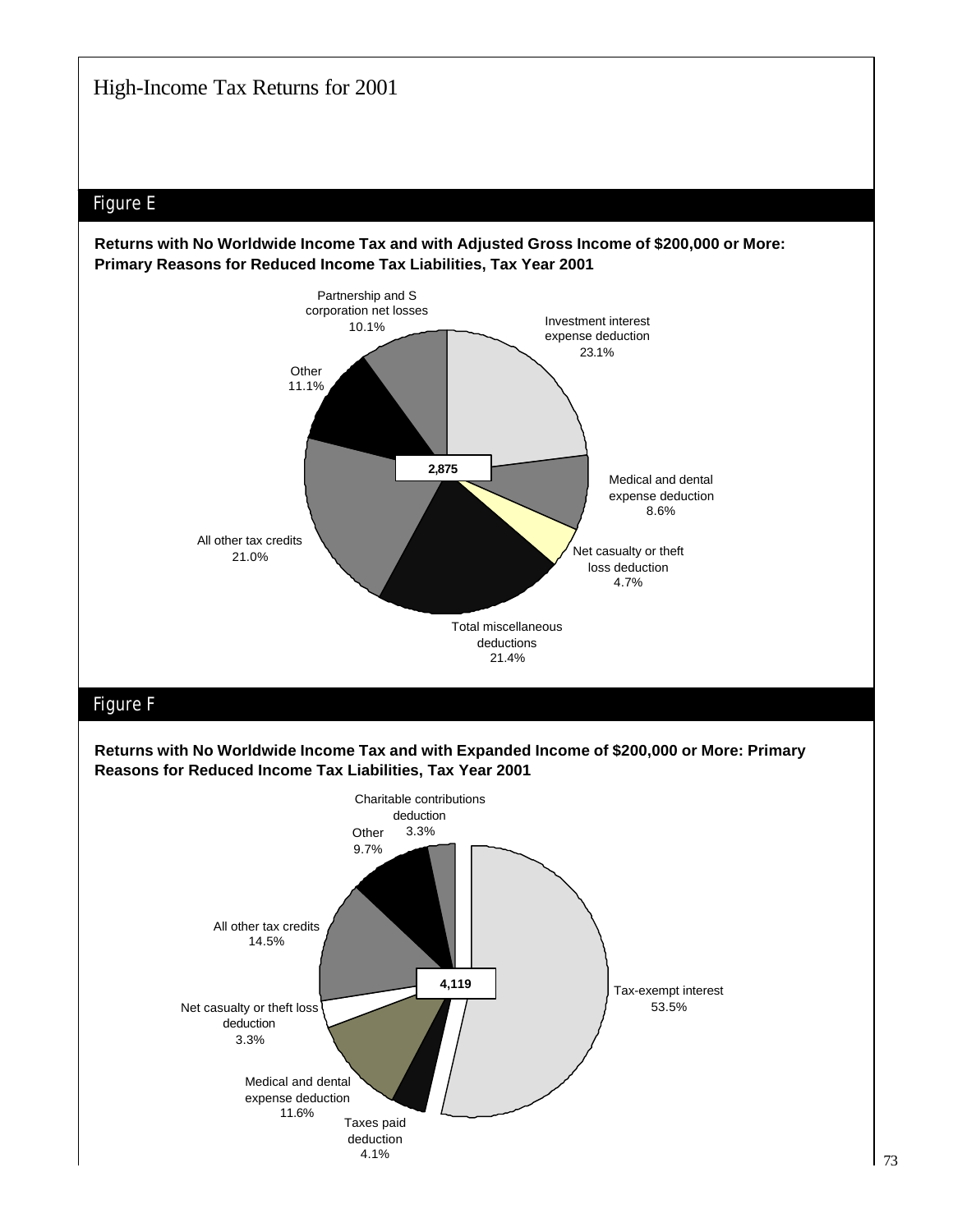## Figure E

**Returns with No Worldwide Income Tax and with Adjusted Gross Income of $200,000 or More: Primary Reasons for Reduced Income Tax Liabilities, Tax Year 2001**

2,875

- Investment interest expense deduction 23.1%
- Medical and dental expense deduction 8.6%
- Net casualty or theft loss deduction 4.7%
- Total miscellaneous deductions 21.4%
- All other tax credits 21.0%
- Other 11.1%
- Partnership and S corporation net losses 10.1%

## Figure F

**Returns with No Worldwide Income Tax and with Expanded Income of $200,000 or More: Primary Reasons for Reduced Income Tax Liabilities, Tax Year 2001**

4,119

- Tax-exempt interest 53.5%
- Taxes paid deduction 4.1%
- Medical and dental expense deduction 11.6%
- Net casualty or theft loss deduction 3.3%
- All other tax credits 14.5%
- Other 9.7%
- Charitable contributions deduction 3.3%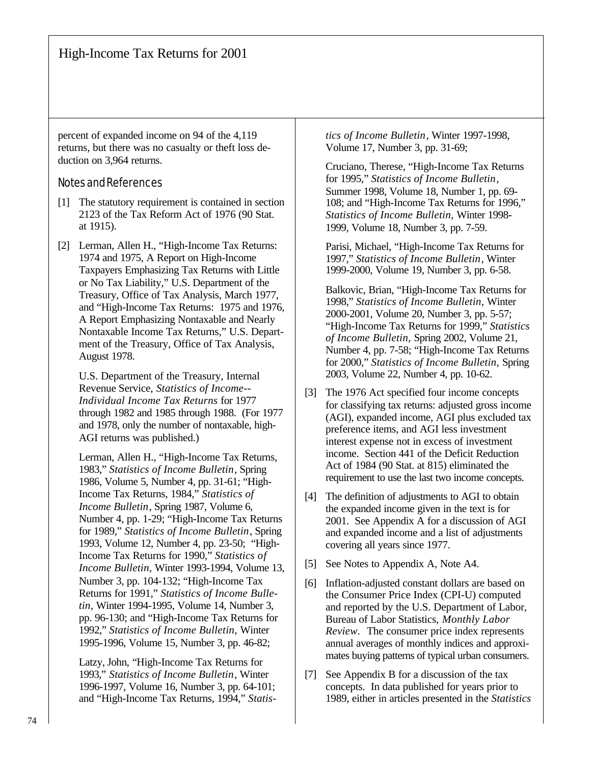percent of expanded income on 94 of the 4,119 returns, but there was no casualty or theft loss deduction on 3,964 returns.

## Notes and References

[1] The statutory requirement is contained in section 2123 of the Tax Reform Act of 1976 (90 Stat. at 1915).

[2] Lerman, Allen H., "High-Income Tax Returns: 1974 and 1975, A Report on High-Income Taxpayers Emphasizing Tax Returns with Little or No Tax Liability," U.S. Department of the Treasury, Office of Tax Analysis, March 1977, and "High-Income Tax Returns: 1975 and 1976, A Report Emphasizing Nontaxable and Nearly Nontaxable Income Tax Returns," U.S. Department of the Treasury, Office of Tax Analysis, August 1978.

U.S. Department of the Treasury, Internal Revenue Service, *Statistics of Income--Individual Income Tax Returns* for 1977 through 1982 and 1985 through 1988. (For 1977 and 1978, only the number of nontaxable, high-AGI returns was published.)

Lerman, Allen H., "High-Income Tax Returns, 1983," *Statistics of Income Bulletin*, Spring 1986, Volume 5, Number 4, pp. 31-61; "High-Income Tax Returns, 1984," *Statistics of Income Bulletin*, Spring 1987, Volume 6, Number 4, pp. 1-29; "High-Income Tax Returns for 1989," *Statistics of Income Bulletin*, Spring 1993, Volume 12, Number 4, pp. 23-50; "High-Income Tax Returns for 1990," *Statistics of Income Bulletin*, Winter 1993-1994, Volume 13, Number 3, pp. 104-132; "High-Income Tax Returns for 1991," *Statistics of Income Bulletin*, Winter 1994-1995, Volume 14, Number 3, pp. 96-130; and "High-Income Tax Returns for 1992," *Statistics of Income Bulletin*, Winter 1995-1996, Volume 15, Number 3, pp. 46-82;

Latzy, John, "High-Income Tax Returns for 1993," *Statistics of Income Bulletin*, Winter 1996-1997, Volume 16, Number 3, pp. 64-101; and "High-Income Tax Returns, 1994," *Statistics of Income Bulletin*, Winter 1997-1998, Volume 17, Number 3, pp. 31-69;

Cruciano, Therese, "High-Income Tax Returns for 1995," *Statistics of Income Bulletin*, Summer 1998, Volume 18, Number 1, pp. 69-108; and "High-Income Tax Returns for 1996," *Statistics of Income Bulletin,* Winter 1998-1999, Volume 18, Number 3, pp. 7-59.

Parisi, Michael, "High-Income Tax Returns for 1997," *Statistics of Income Bulletin*, Winter 1999-2000, Volume 19, Number 3, pp. 6-58.

Balkovic, Brian, "High-Income Tax Returns for 1998," *Statistics of Income Bulletin*, Winter 2000-2001, Volume 20, Number 3, pp. 5-57; "High-Income Tax Returns for 1999," *Statistics of Income Bulletin*, Spring 2002, Volume 21, Number 4, pp. 7-58; "High-Income Tax Returns for 2000," *Statistics of Income Bulletin*, Spring 2003, Volume 22, Number 4, pp. 10-62.

[3] The 1976 Act specified four income concepts for classifying tax returns: adjusted gross income (AGI), expanded income, AGI plus excluded tax preference items, and AGI less investment interest expense not in excess of investment income. Section 441 of the Deficit Reduction Act of 1984 (90 Stat. at 815) eliminated the requirement to use the last two income concepts.

[4] The definition of adjustments to AGI to obtain the expanded income given in the text is for 2001. See Appendix A for a discussion of AGI and expanded income and a list of adjustments covering all years since 1977.

[5] See Notes to Appendix A, Note A4.

[6] Inflation-adjusted constant dollars are based on the Consumer Price Index (CPI-U) computed and reported by the U.S. Department of Labor, Bureau of Labor Statistics, *Monthly Labor Review*. The consumer price index represents annual averages of monthly indices and approximates buying patterns of typical urban consumers.

[7] See Appendix B for a discussion of the tax concepts. In data published for years prior to 1989, either in articles presented in the *Statistics*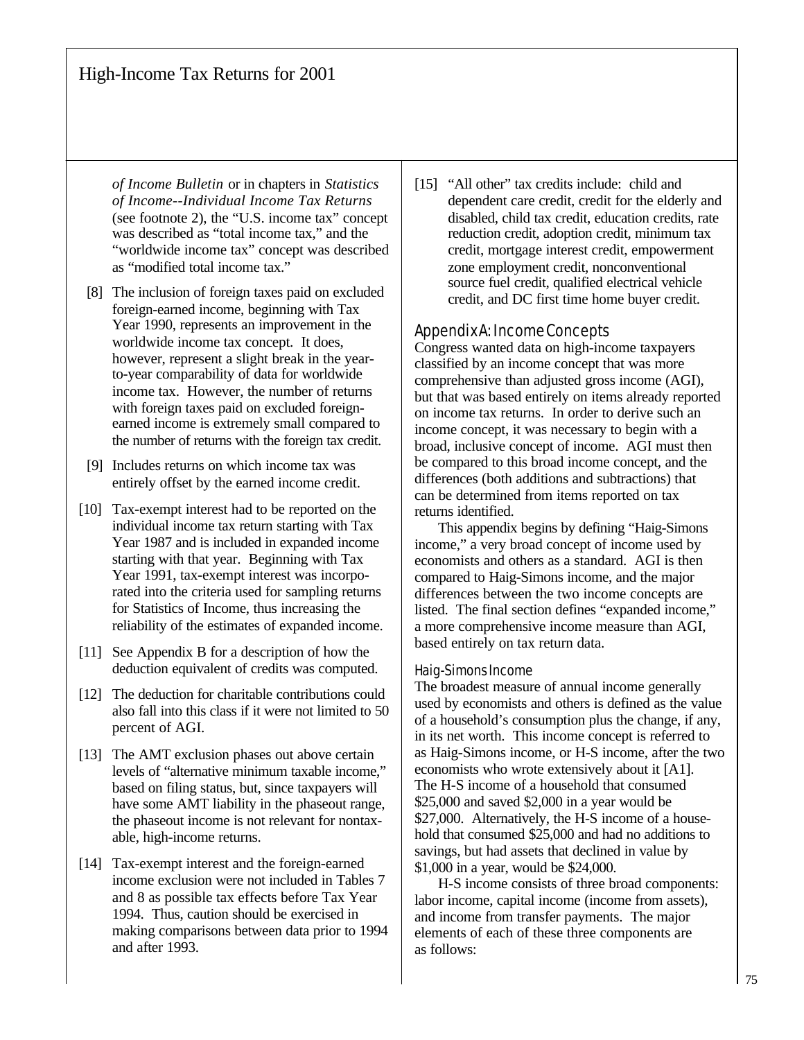*of Income Bulletin* or in chapters in *Statistics of Income--Individual Income Tax Returns* (see footnote 2), the "U.S. income tax" concept was described as "total income tax," and the "worldwide income tax" concept was described as "modified total income tax."

[8] The inclusion of foreign taxes paid on excluded foreign-earned income, beginning with Tax Year 1990, represents an improvement in the worldwide income tax concept. It does, however, represent a slight break in the year-to-year comparability of data for worldwide income tax. However, the number of returns with foreign taxes paid on excluded foreign-earned income is extremely small compared to the number of returns with the foreign tax credit.

[9] Includes returns on which income tax was entirely offset by the earned income credit.

[10] Tax-exempt interest had to be reported on the individual income tax return starting with Tax Year 1987 and is included in expanded income starting with that year. Beginning with Tax Year 1991, tax-exempt interest was incorporated into the criteria used for sampling returns for Statistics of Income, thus increasing the reliability of the estimates of expanded income.

[11] See Appendix B for a description of how the deduction equivalent of credits was computed.

[12] The deduction for charitable contributions could also fall into this class if it were not limited to 50 percent of AGI.

[13] The AMT exclusion phases out above certain levels of "alternative minimum taxable income," based on filing status, but, since taxpayers will have some AMT liability in the phaseout range, the phaseout income is not relevant for nontaxable, high-income returns.

[14] Tax-exempt interest and the foreign-earned income exclusion were not included in Tables 7 and 8 as possible tax effects before Tax Year 1994. Thus, caution should be exercised in making comparisons between data prior to 1994 and after 1993.

[15] "All other" tax credits include: child and dependent care credit, credit for the elderly and disabled, child tax credit, education credits, rate reduction credit, adoption credit, minimum tax credit, mortgage interest credit, empowerment zone employment credit, nonconventional source fuel credit, qualified electrical vehicle credit, and DC first time home buyer credit.

## Appendix A: Income Concepts

Congress wanted data on high-income taxpayers classified by an income concept that was more comprehensive than adjusted gross income (AGI), but that was based entirely on items already reported on income tax returns. In order to derive such an income concept, it was necessary to begin with a broad, inclusive concept of income. AGI must then be compared to this broad income concept, and the differences (both additions and subtractions) that can be determined from items reported on tax returns identified.

This appendix begins by defining "Haig-Simons income," a very broad concept of income used by economists and others as a standard. AGI is then compared to Haig-Simons income, and the major differences between the two income concepts are listed. The final section defines "expanded income," a more comprehensive income measure than AGI, based entirely on tax return data.

### Haig-Simons Income

The broadest measure of annual income generally used by economists and others is defined as the value of a household's consumption plus the change, if any, in its net worth. This income concept is referred to as Haig-Simons income, or H-S income, after the two economists who wrote extensively about it [A1]. The H-S income of a household that consumed $25,000 and saved $2,000 in a year would be $27,000. Alternatively, the H-S income of a household that consumed $25,000 and had no additions to savings, but had assets that declined in value by $1,000 in a year, would be $24,000.

H-S income consists of three broad components: labor income, capital income (income from assets), and income from transfer payments. The major elements of each of these three components are as follows: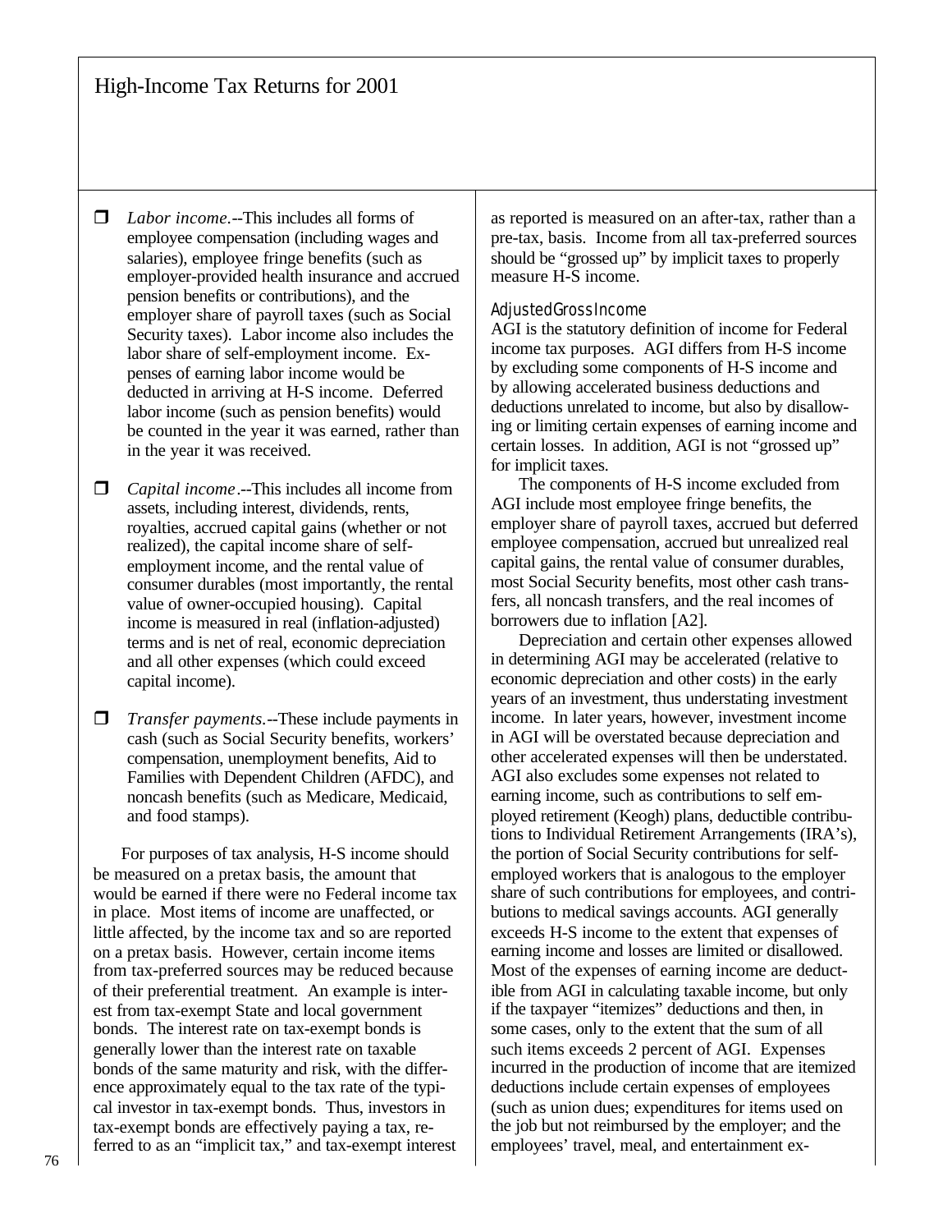- *Labor income*.--This includes all forms of employee compensation (including wages and salaries), employee fringe benefits (such as employer-provided health insurance and accrued pension benefits or contributions), and the employer share of payroll taxes (such as Social Security taxes). Labor income also includes the labor share of self-employment income. Expenses of earning labor income would be deducted in arriving at H-S income. Deferred labor income (such as pension benefits) would be counted in the year it was earned, rather than in the year it was received.

- *Capital income*.--This includes all income from assets, including interest, dividends, rents, royalties, accrued capital gains (whether or not realized), the capital income share of self-employment income, and the rental value of consumer durables (most importantly, the rental value of owner-occupied housing). Capital income is measured in real (inflation-adjusted) terms and is net of real, economic depreciation and all other expenses (which could exceed capital income).

- *Transfer payments*.--These include payments in cash (such as Social Security benefits, workers' compensation, unemployment benefits, Aid to Families with Dependent Children (AFDC), and noncash benefits (such as Medicare, Medicaid, and food stamps).

For purposes of tax analysis, H-S income should be measured on a pretax basis, the amount that would be earned if there were no Federal income tax in place. Most items of income are unaffected, or little affected, by the income tax and so are reported on a pretax basis. However, certain income items from tax-preferred sources may be reduced because of their preferential treatment. An example is interest from tax-exempt State and local government bonds. The interest rate on tax-exempt bonds is generally lower than the interest rate on taxable bonds of the same maturity and risk, with the difference approximately equal to the tax rate of the typical investor in tax-exempt bonds. Thus, investors in tax-exempt bonds are effectively paying a tax, referred to as an "implicit tax," and tax-exempt interest as reported is measured on an after-tax, rather than a pre-tax, basis. Income from all tax-preferred sources should be "grossed up" by implicit taxes to properly measure H-S income.

### Adjusted Gross Income

AGI is the statutory definition of income for Federal income tax purposes. AGI differs from H-S income by excluding some components of H-S income and by allowing accelerated business deductions and deductions unrelated to income, but also by disallowing or limiting certain expenses of earning income and certain losses. In addition, AGI is not "grossed up" for implicit taxes.

The components of H-S income excluded from AGI include most employee fringe benefits, the employer share of payroll taxes, accrued but deferred employee compensation, accrued but unrealized real capital gains, the rental value of consumer durables, most Social Security benefits, most other cash transfers, all noncash transfers, and the real incomes of borrowers due to inflation [A2].

Depreciation and certain other expenses allowed in determining AGI may be accelerated (relative to economic depreciation and other costs) in the early years of an investment, thus understating investment income. In later years, however, investment income in AGI will be overstated because depreciation and other accelerated expenses will then be understated. AGI also excludes some expenses not related to earning income, such as contributions to self employed retirement (Keogh) plans, deductible contributions to Individual Retirement Arrangements (IRA's), the portion of Social Security contributions for self-employed workers that is analogous to the employer share of such contributions for employees, and contributions to medical savings accounts. AGI generally exceeds H-S income to the extent that expenses of earning income and losses are limited or disallowed. Most of the expenses of earning income are deductible from AGI in calculating taxable income, but only if the taxpayer "itemizes" deductions and then, in some cases, only to the extent that the sum of all such items exceeds 2 percent of AGI. Expenses incurred in the production of income that are itemized deductions include certain expenses of employees (such as union dues; expenditures for items used on the job but not reimbursed by the employer; and the employees' travel, meal, and entertainment ex-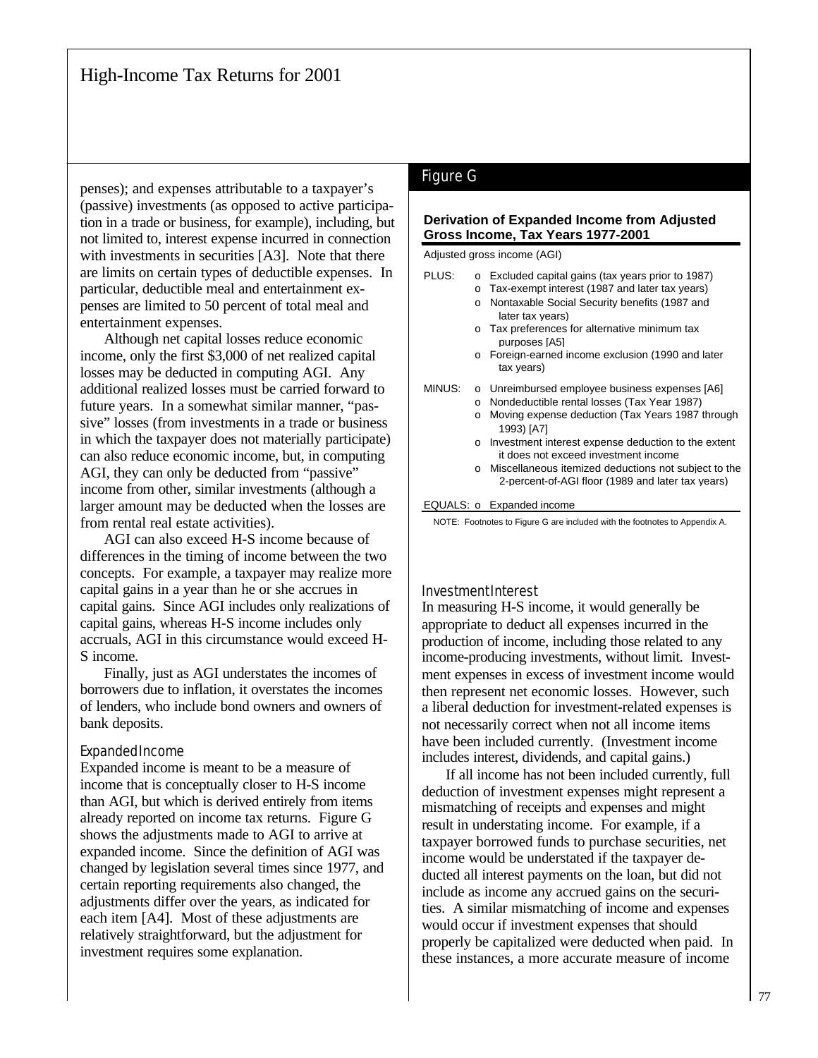penses); and expenses attributable to a taxpayer's (passive) investments (as opposed to active participation in a trade or business, for example), including, but not limited to, interest expense incurred in connection with investments in securities [A3]. Note that there are limits on certain types of deductible expenses. In particular, deductible meal and entertainment expenses are limited to 50 percent of total meal and entertainment expenses.

Although net capital losses reduce economic income, only the first $3,000 of net realized capital losses may be deducted in computing AGI. Any additional realized losses must be carried forward to future years. In a somewhat similar manner, "passive" losses (from investments in a trade or business in which the taxpayer does not materially participate) can also reduce economic income, but, in computing AGI, they can only be deducted from "passive" income from other, similar investments (although a larger amount may be deducted when the losses are from rental real estate activities).

AGI can also exceed H-S income because of differences in the timing of income between the two concepts. For example, a taxpayer may realize more capital gains in a year than he or she accrues in capital gains. Since AGI includes only realizations of capital gains, whereas H-S income includes only accruals, AGI in this circumstance would exceed H-S income.

Finally, just as AGI understates the incomes of borrowers due to inflation, it overstates the incomes of lenders, who include bond owners and owners of bank deposits.

### Expanded Income

Expanded income is meant to be a measure of income that is conceptually closer to H-S income than AGI, but which is derived entirely from items already reported on income tax returns. Figure G shows the adjustments made to AGI to arrive at expanded income. Since the definition of AGI was changed by legislation several times since 1977, and certain reporting requirements also changed, the adjustments differ over the years, as indicated for each item [A4]. Most of these adjustments are relatively straightforward, but the adjustment for investment requires some explanation.

## Figure G

**Derivation of Expanded Income from Adjusted Gross Income, Tax Years 1977-2001**

Adjusted gross income (AGI)

PLUS:
- Excluded capital gains (tax years prior to 1987)
- Tax-exempt interest (1987 and later tax years)
- Nontaxable Social Security benefits (1987 and later tax years)
- Tax preferences for alternative minimum tax purposes [A5]
- Foreign-earned income exclusion (1990 and later tax years)

MINUS:
- Unreimbursed employee business expenses [A6]
- Nondeductible rental losses (Tax Year 1987)
- Moving expense deduction (Tax Years 1987 through 1993) [A7]
- Investment interest expense deduction to the extent it does not exceed investment income
- Miscellaneous itemized deductions not subject to the 2-percent-of-AGI floor (1989 and later tax years)

EQUALS:
- Expanded income

NOTE: Footnotes to Figure G are included with the footnotes to Appendix A.

### Investment Interest

In measuring H-S income, it would generally be appropriate to deduct all expenses incurred in the production of income, including those related to any income-producing investments, without limit. Investment expenses in excess of investment income would then represent net economic losses. However, such a liberal deduction for investment-related expenses is not necessarily correct when not all income items have been included currently. (Investment income includes interest, dividends, and capital gains.)

If all income has not been included currently, full deduction of investment expenses might represent a mismatching of receipts and expenses and might result in understating income. For example, if a taxpayer borrowed funds to purchase securities, net income would be understated if the taxpayer deducted all interest payments on the loan, but did not include as income any accrued gains on the securities. A similar mismatching of income and expenses would occur if investment expenses that should properly be capitalized were deducted when paid. In these instances, a more accurate measure of income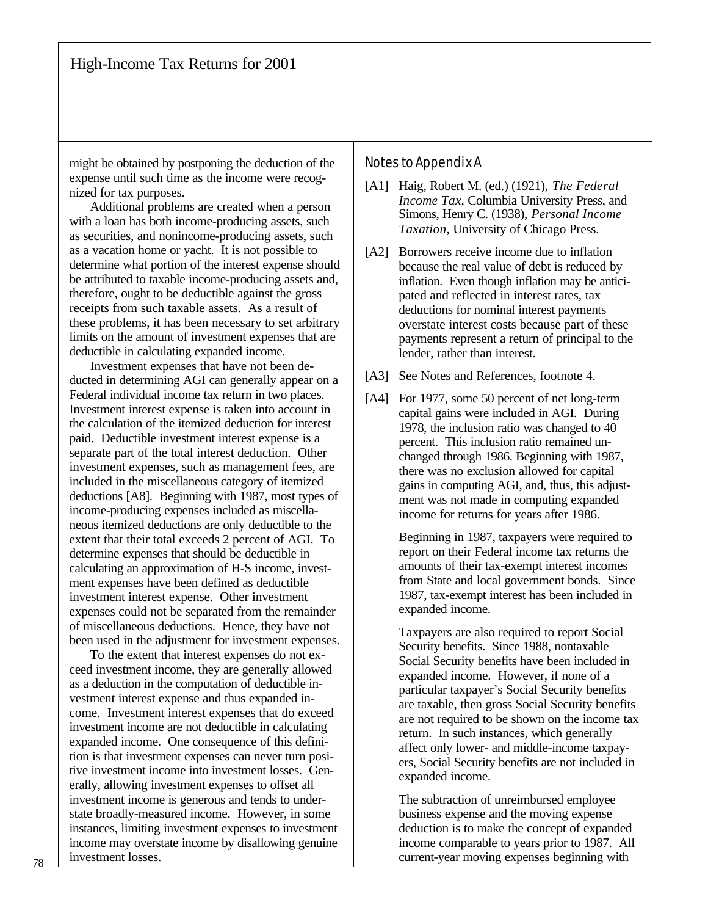might be obtained by postponing the deduction of the expense until such time as the income were recognized for tax purposes.

Additional problems are created when a person with a loan has both income-producing assets, such as securities, and nonincome-producing assets, such as a vacation home or yacht. It is not possible to determine what portion of the interest expense should be attributed to taxable income-producing assets and, therefore, ought to be deductible against the gross receipts from such taxable assets. As a result of these problems, it has been necessary to set arbitrary limits on the amount of investment expenses that are deductible in calculating expanded income.

Investment expenses that have not been deducted in determining AGI can generally appear on a Federal individual income tax return in two places. Investment interest expense is taken into account in the calculation of the itemized deduction for interest paid. Deductible investment interest expense is a separate part of the total interest deduction. Other investment expenses, such as management fees, are included in the miscellaneous category of itemized deductions [A8]. Beginning with 1987, most types of income-producing expenses included as miscellaneous itemized deductions are only deductible to the extent that their total exceeds 2 percent of AGI. To determine expenses that should be deductible in calculating an approximation of H-S income, investment expenses have been defined as deductible investment interest expense. Other investment expenses could not be separated from the remainder of miscellaneous deductions. Hence, they have not been used in the adjustment for investment expenses.

To the extent that interest expenses do not exceed investment income, they are generally allowed as a deduction in the computation of deductible investment interest expense and thus expanded income. Investment interest expenses that do exceed investment income are not deductible in calculating expanded income. One consequence of this definition is that investment expenses can never turn positive investment income into investment losses. Generally, allowing investment expenses to offset all investment income is generous and tends to understate broadly-measured income. However, in some instances, limiting investment expenses to investment income may overstate income by disallowing genuine investment losses.

## Notes to Appendix A

[A1] Haig, Robert M. (ed.) (1921), *The Federal Income Tax*, Columbia University Press, and Simons, Henry C. (1938), *Personal Income Taxation*, University of Chicago Press.

[A2] Borrowers receive income due to inflation because the real value of debt is reduced by inflation. Even though inflation may be anticipated and reflected in interest rates, tax deductions for nominal interest payments overstate interest costs because part of these payments represent a return of principal to the lender, rather than interest.

[A3] See Notes and References, footnote 4.

[A4] For 1977, some 50 percent of net long-term capital gains were included in AGI. During 1978, the inclusion ratio was changed to 40 percent. This inclusion ratio remained unchanged through 1986. Beginning with 1987, there was no exclusion allowed for capital gains in computing AGI, and, thus, this adjustment was not made in computing expanded income for returns for years after 1986.

Beginning in 1987, taxpayers were required to report on their Federal income tax returns the amounts of their tax-exempt interest incomes from State and local government bonds. Since 1987, tax-exempt interest has been included in expanded income.

Taxpayers are also required to report Social Security benefits. Since 1988, nontaxable Social Security benefits have been included in expanded income. However, if none of a particular taxpayer's Social Security benefits are taxable, then gross Social Security benefits are not required to be shown on the income tax return. In such instances, which generally affect only lower- and middle-income taxpayers, Social Security benefits are not included in expanded income.

The subtraction of unreimbursed employee business expense and the moving expense deduction is to make the concept of expanded income comparable to years prior to 1987. All current-year moving expenses beginning with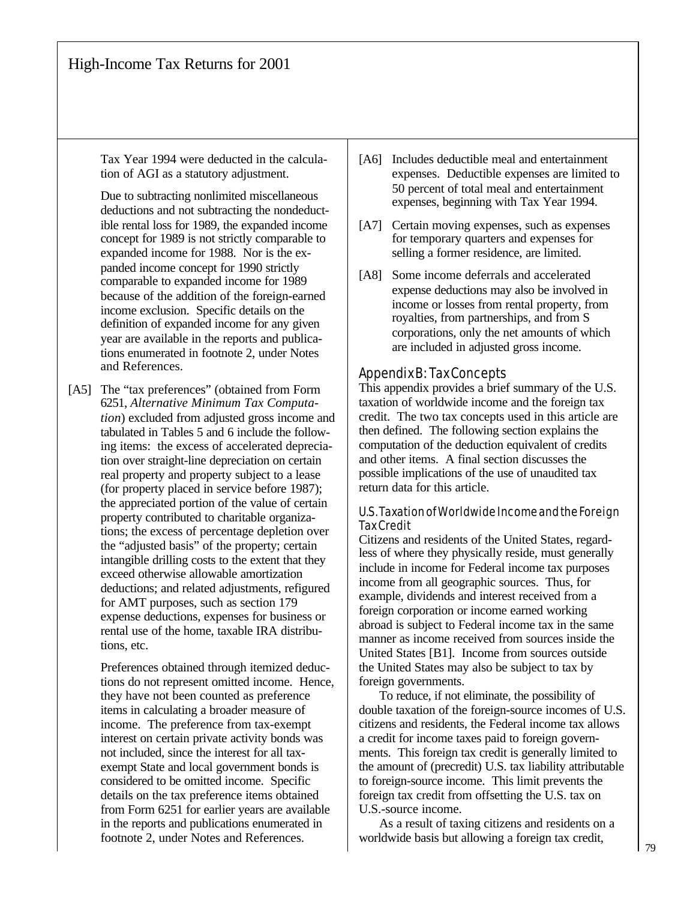Tax Year 1994 were deducted in the calculation of AGI as a statutory adjustment.

Due to subtracting nonlimited miscellaneous deductions and not subtracting the nondeductible rental loss for 1989, the expanded income concept for 1989 is not strictly comparable to expanded income for 1988. Nor is the expanded income concept for 1990 strictly comparable to expanded income for 1989 because of the addition of the foreign-earned income exclusion. Specific details on the definition of expanded income for any given year are available in the reports and publications enumerated in footnote 2, under Notes and References.

[A5] The "tax preferences" (obtained from Form 6251, *Alternative Minimum Tax Computation*) excluded from adjusted gross income and tabulated in Tables 5 and 6 include the following items: the excess of accelerated depreciation over straight-line depreciation on certain real property and property subject to a lease (for property placed in service before 1987); the appreciated portion of the value of certain property contributed to charitable organizations; the excess of percentage depletion over the "adjusted basis" of the property; certain intangible drilling costs to the extent that they exceed otherwise allowable amortization deductions; and related adjustments, refigured for AMT purposes, such as section 179 expense deductions, expenses for business or rental use of the home, taxable IRA distributions, etc.

Preferences obtained through itemized deductions do not represent omitted income. Hence, they have not been counted as preference items in calculating a broader measure of income. The preference from tax-exempt interest on certain private activity bonds was not included, since the interest for all tax-exempt State and local government bonds is considered to be omitted income. Specific details on the tax preference items obtained from Form 6251 for earlier years are available in the reports and publications enumerated in footnote 2, under Notes and References.

[A6] Includes deductible meal and entertainment expenses. Deductible expenses are limited to 50 percent of total meal and entertainment expenses, beginning with Tax Year 1994.

[A7] Certain moving expenses, such as expenses for temporary quarters and expenses for selling a former residence, are limited.

[A8] Some income deferrals and accelerated expense deductions may also be involved in income or losses from rental property, from royalties, from partnerships, and from S corporations, only the net amounts of which are included in adjusted gross income.

## Appendix B: Tax Concepts

This appendix provides a brief summary of the U.S. taxation of worldwide income and the foreign tax credit. The two tax concepts used in this article are then defined. The following section explains the computation of the deduction equivalent of credits and other items. A final section discusses the possible implications of the use of unaudited tax return data for this article.

### U.S. Taxation of Worldwide Income and the Foreign Tax Credit

Citizens and residents of the United States, regardless of where they physically reside, must generally include in income for Federal income tax purposes income from all geographic sources. Thus, for example, dividends and interest received from a foreign corporation or income earned working abroad is subject to Federal income tax in the same manner as income received from sources inside the United States [B1]. Income from sources outside the United States may also be subject to tax by foreign governments.

To reduce, if not eliminate, the possibility of double taxation of the foreign-source incomes of U.S. citizens and residents, the Federal income tax allows a credit for income taxes paid to foreign governments. This foreign tax credit is generally limited to the amount of (precredit) U.S. tax liability attributable to foreign-source income. This limit prevents the foreign tax credit from offsetting the U.S. tax on U.S.-source income.

As a result of taxing citizens and residents on a worldwide basis but allowing a foreign tax credit,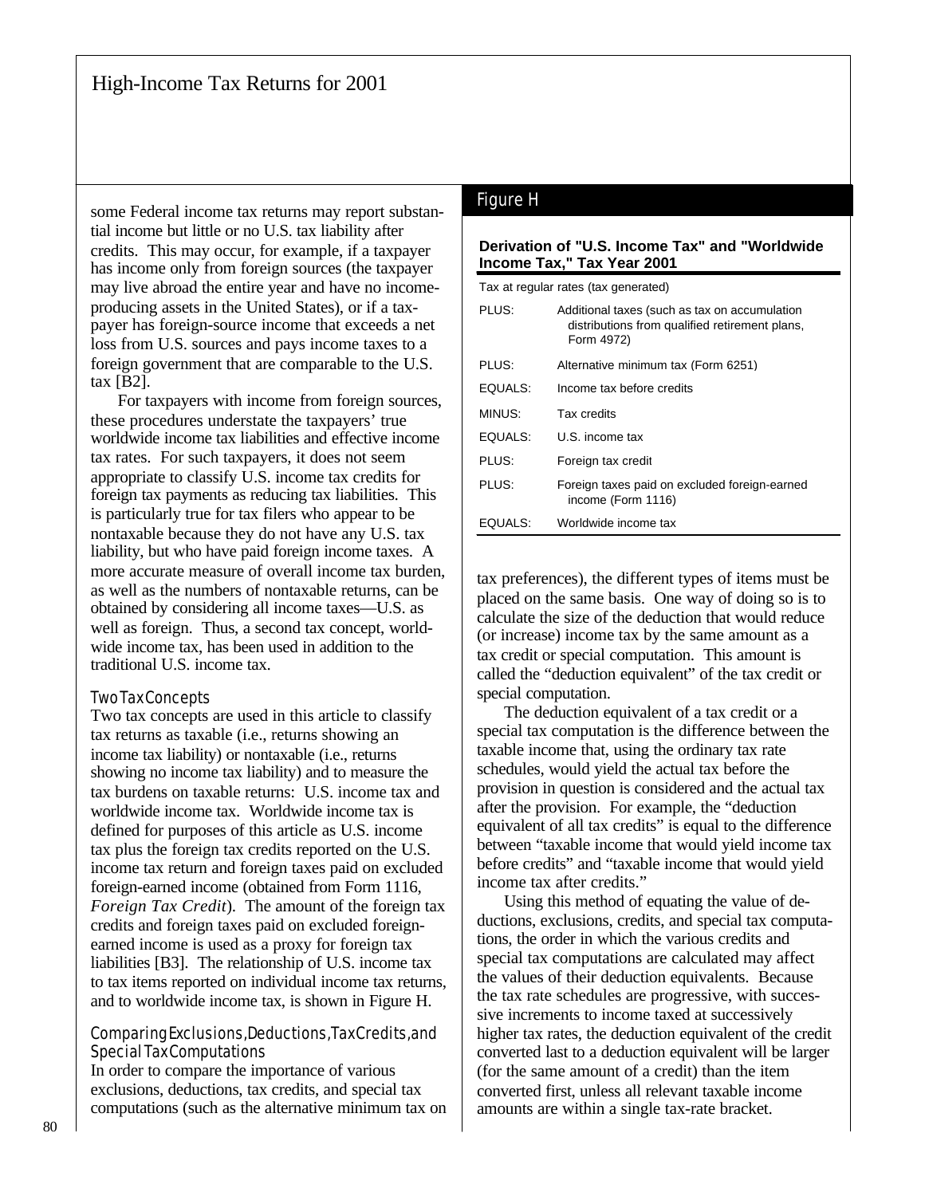some Federal income tax returns may report substantial income but little or no U.S. tax liability after credits. This may occur, for example, if a taxpayer has income only from foreign sources (the taxpayer may live abroad the entire year and have no income-producing assets in the United States), or if a taxpayer has foreign-source income that exceeds a net loss from U.S. sources and pays income taxes to a foreign government that are comparable to the U.S. tax [B2].

For taxpayers with income from foreign sources, these procedures understate the taxpayers' true worldwide income tax liabilities and effective income tax rates. For such taxpayers, it does not seem appropriate to classify U.S. income tax credits for foreign tax payments as reducing tax liabilities. This is particularly true for tax filers who appear to be nontaxable because they do not have any U.S. tax liability, but who have paid foreign income taxes. A more accurate measure of overall income tax burden, as well as the numbers of nontaxable returns, can be obtained by considering all income taxes—U.S. as well as foreign. Thus, a second tax concept, worldwide income tax, has been used in addition to the traditional U.S. income tax.

### Two Tax Concepts

Two tax concepts are used in this article to classify tax returns as taxable (i.e., returns showing an income tax liability) or nontaxable (i.e., returns showing no income tax liability) and to measure the tax burdens on taxable returns: U.S. income tax and worldwide income tax. Worldwide income tax is defined for purposes of this article as U.S. income tax plus the foreign tax credits reported on the U.S. income tax return and foreign taxes paid on excluded foreign-earned income (obtained from Form 1116, *Foreign Tax Credit*). The amount of the foreign tax credits and foreign taxes paid on excluded foreign-earned income is used as a proxy for foreign tax liabilities [B3]. The relationship of U.S. income tax to tax items reported on individual income tax returns, and to worldwide income tax, is shown in Figure H.

## Figure H

**Derivation of "U.S. Income Tax" and "Worldwide Income Tax," Tax Year 2001**

| | Tax at regular rates (tax generated) |
|---|---|
| PLUS: | Additional taxes (such as tax on accumulation distributions from qualified retirement plans, Form 4972) |
| PLUS: | Alternative minimum tax (Form 6251) |
| EQUALS: | Income tax before credits |
| MINUS: | Tax credits |
| EQUALS: | U.S. income tax |
| PLUS: | Foreign tax credit |
| PLUS: | Foreign taxes paid on excluded foreign-earned income (Form 1116) |
| EQUALS: | Worldwide income tax |

### Comparing Exclusions, Deductions, Tax Credits, and Special Tax Computations

In order to compare the importance of various exclusions, deductions, tax credits, and special tax computations (such as the alternative minimum tax on tax preferences), the different types of items must be placed on the same basis. One way of doing so is to calculate the size of the deduction that would reduce (or increase) income tax by the same amount as a tax credit or special computation. This amount is called the "deduction equivalent" of the tax credit or special computation.

The deduction equivalent of a tax credit or a special tax computation is the difference between the taxable income that, using the ordinary tax rate schedules, would yield the actual tax before the provision in question is considered and the actual tax after the provision. For example, the "deduction equivalent of all tax credits" is equal to the difference between "taxable income that would yield income tax before credits" and "taxable income that would yield income tax after credits."

Using this method of equating the value of deductions, exclusions, credits, and special tax computations, the order in which the various credits and special tax computations are calculated may affect the values of their deduction equivalents. Because the tax rate schedules are progressive, with successive increments to income taxed at successively higher tax rates, the deduction equivalent of the credit converted last to a deduction equivalent will be larger (for the same amount of a credit) than the item converted first, unless all relevant taxable income amounts are within a single tax-rate bracket.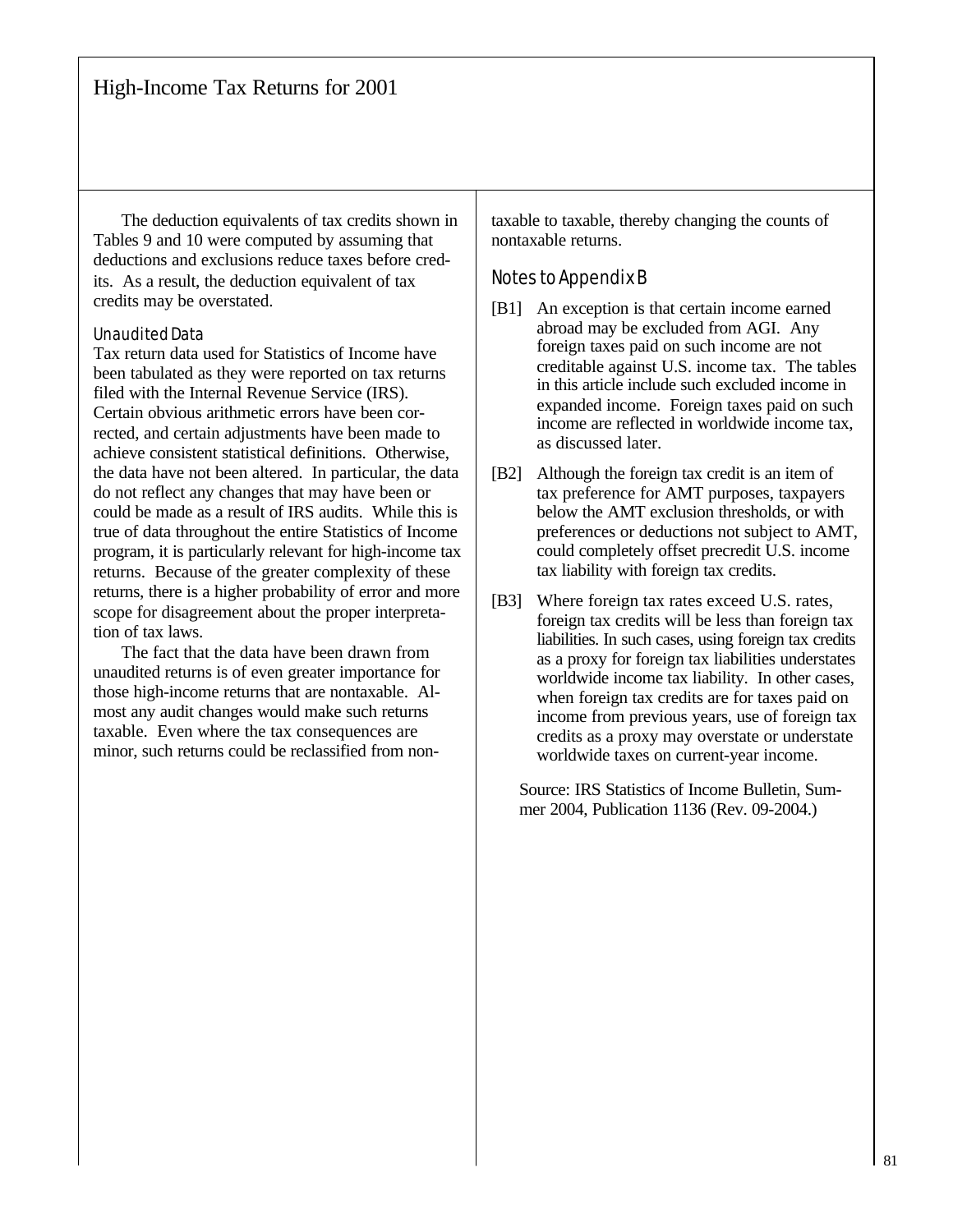The deduction equivalents of tax credits shown in Tables 9 and 10 were computed by assuming that deductions and exclusions reduce taxes before credits. As a result, the deduction equivalent of tax credits may be overstated.

### Unaudited Data

Tax return data used for Statistics of Income have been tabulated as they were reported on tax returns filed with the Internal Revenue Service (IRS). Certain obvious arithmetic errors have been corrected, and certain adjustments have been made to achieve consistent statistical definitions. Otherwise, the data have not been altered. In particular, the data do not reflect any changes that may have been or could be made as a result of IRS audits. While this is true of data throughout the entire Statistics of Income program, it is particularly relevant for high-income tax returns. Because of the greater complexity of these returns, there is a higher probability of error and more scope for disagreement about the proper interpretation of tax laws.

The fact that the data have been drawn from unaudited returns is of even greater importance for those high-income returns that are nontaxable. Almost any audit changes would make such returns taxable. Even where the tax consequences are minor, such returns could be reclassified from nontaxable to taxable, thereby changing the counts of nontaxable returns.

## Notes to Appendix B

[B1] An exception is that certain income earned abroad may be excluded from AGI. Any foreign taxes paid on such income are not creditable against U.S. income tax. The tables in this article include such excluded income in expanded income. Foreign taxes paid on such income are reflected in worldwide income tax, as discussed later.

[B2] Although the foreign tax credit is an item of tax preference for AMT purposes, taxpayers below the AMT exclusion thresholds, or with preferences or deductions not subject to AMT, could completely offset precredit U.S. income tax liability with foreign tax credits.

[B3] Where foreign tax rates exceed U.S. rates, foreign tax credits will be less than foreign tax liabilities. In such cases, using foreign tax credits as a proxy for foreign tax liabilities understates worldwide income tax liability. In other cases, when foreign tax credits are for taxes paid on income from previous years, use of foreign tax credits as a proxy may overstate or understate worldwide taxes on current-year income.

Source: IRS Statistics of Income Bulletin, Summer 2004, Publication 1136 (Rev. 09-2004.)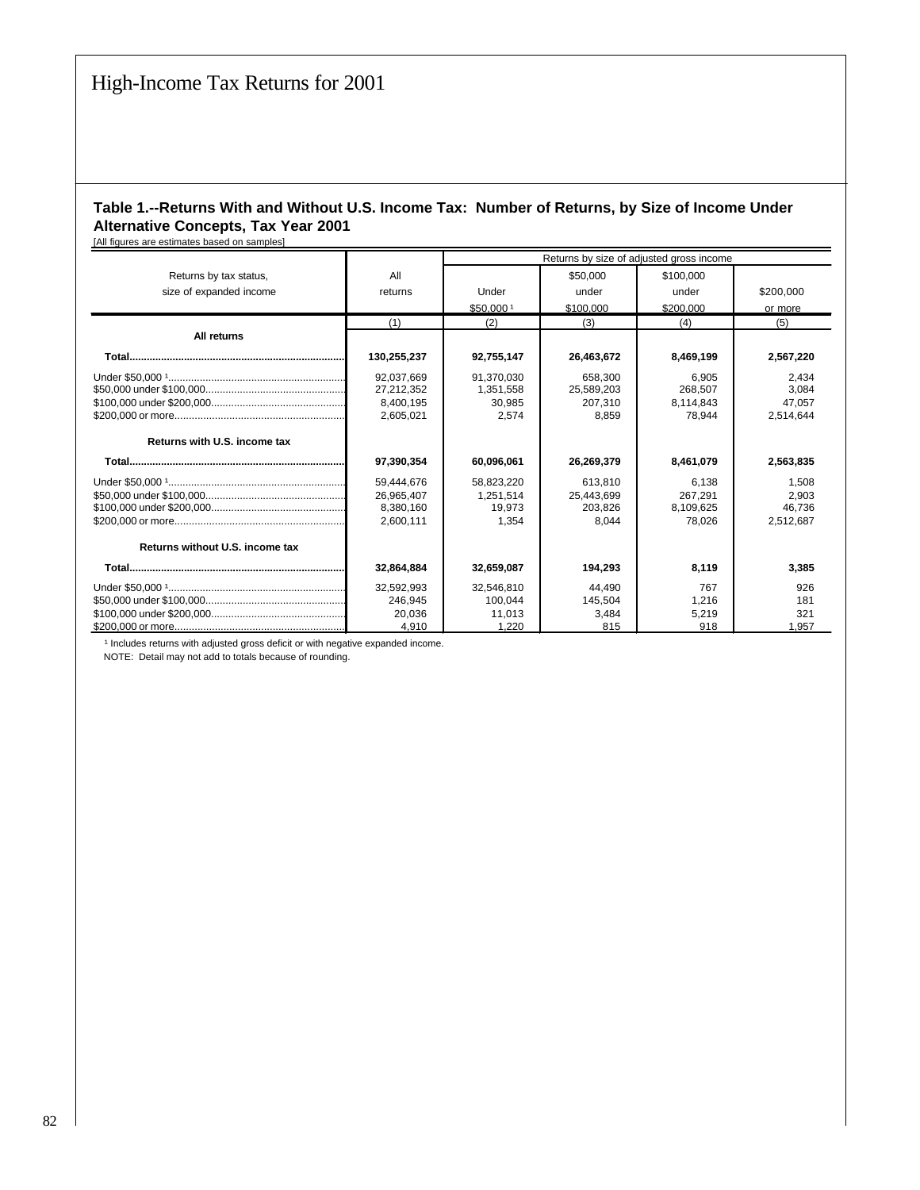# High-Income Tax Returns for 2001

**Table 1.--Returns With and Without U.S. Income Tax: Number of Returns, by Size of Income Under Alternative Concepts, Tax Year 2001**

[All figures are estimates based on samples]

| Returns by tax status, size of expanded income | All returns | Returns by size of adjusted gross income | | | |
|---|---|---|---|---|---|
| | | Under $50,000 [1] | $50,000 under $100,000 | $100,000 under $200,000 | $200,000 or more |
| | (1) | (2) | (3) | (4) | (5) |
| **All returns** | | | | | |
| **Total** | **130,255,237** | **92,755,147** | **26,463,672** | **8,469,199** | **2,567,220** |
| Under $50,000 [1] | 92,037,669 | 91,370,030 | 658,300 | 6,905 | 2,434 |
| $50,000 under $100,000 | 27,212,352 | 1,351,558 | 25,589,203 | 268,507 | 3,084 |
| $100,000 under $200,000 | 8,400,195 | 30,985 | 207,310 | 8,114,843 | 47,057 |
| $200,000 or more | 2,605,021 | 2,574 | 8,859 | 78,944 | 2,514,644 |
| **Returns with U.S. income tax** | | | | | |
| **Total** | **97,390,354** | **60,096,061** | **26,269,379** | **8,461,079** | **2,563,835** |
| Under $50,000 [1] | 59,444,676 | 58,823,220 | 613,810 | 6,138 | 1,508 |
| $50,000 under $100,000 | 26,965,407 | 1,251,514 | 25,443,699 | 267,291 | 2,903 |
| $100,000 under $200,000 | 8,380,160 | 19,973 | 203,826 | 8,109,625 | 46,736 |
| $200,000 or more | 2,600,111 | 1,354 | 8,044 | 78,026 | 2,512,687 |
| **Returns without U.S. income tax** | | | | | |
| **Total** | **32,864,884** | **32,659,087** | **194,293** | **8,119** | **3,385** |
| Under $50,000 [1] | 32,592,993 | 32,546,810 | 44,490 | 767 | 926 |
| $50,000 under $100,000 | 246,945 | 100,044 | 145,504 | 1,216 | 181 |
| $100,000 under $200,000 | 20,036 | 11,013 | 3,484 | 5,219 | 321 |
| $200,000 or more | 4,910 | 1,220 | 815 | 918 | 1,957 |

[1] Includes returns with adjusted gross deficit or with negative expanded income.

NOTE: Detail may not add to totals because of rounding.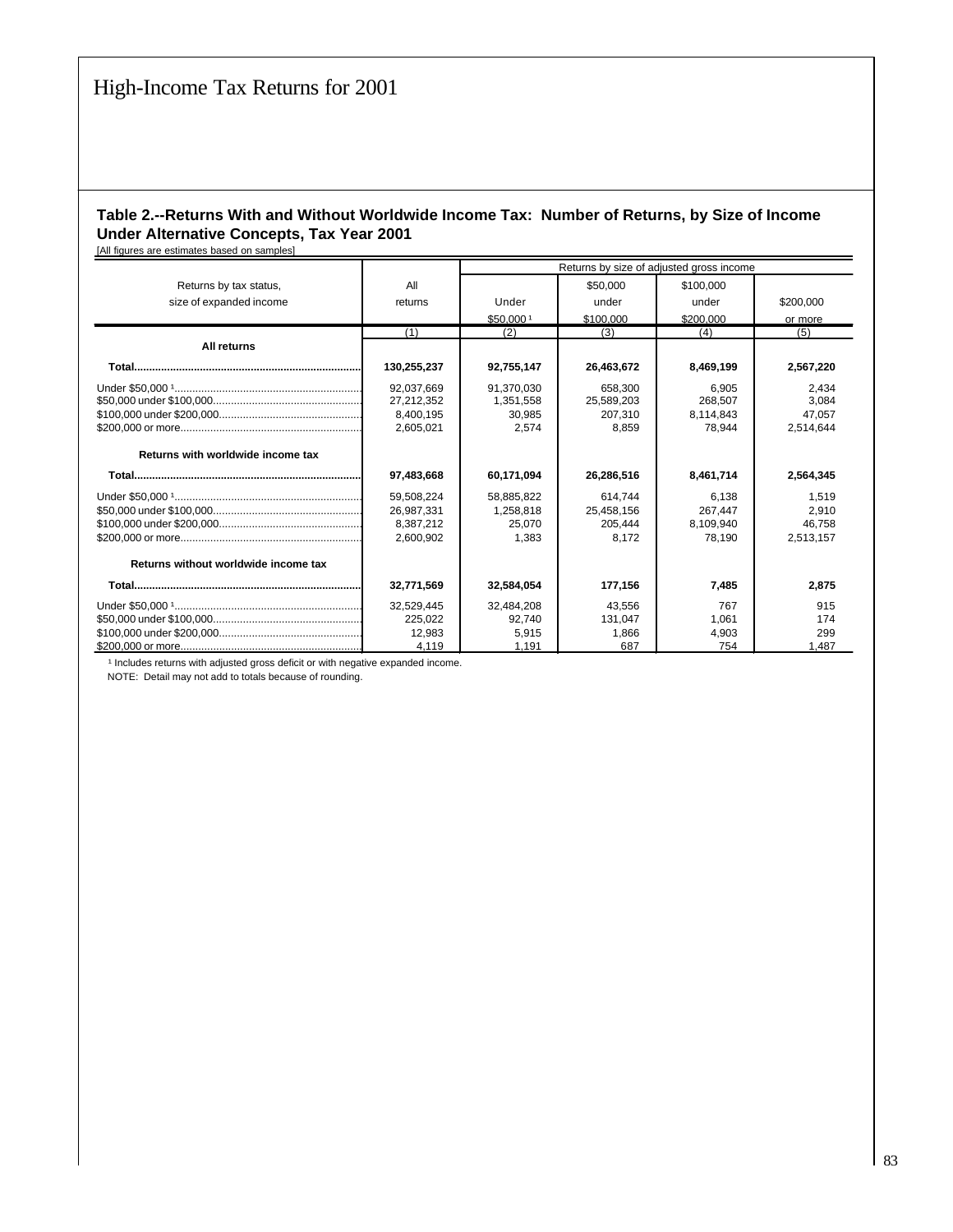# High-Income Tax Returns for 2001

**Table 2.--Returns With and Without Worldwide Income Tax: Number of Returns, by Size of Income Under Alternative Concepts, Tax Year 2001**

[All figures are estimates based on samples]

| Returns by tax status, size of expanded income | All returns | Returns by size of adjusted gross income | | | |
|---|---|---|---|---|---|
| | | Under $50,000 [1] | $50,000 under $100,000 | $100,000 under $200,000 | $200,000 or more |
| | (1) | (2) | (3) | (4) | (5) |
| **All returns** | | | | | |
| **Total** | **130,255,237** | **92,755,147** | **26,463,672** | **8,469,199** | **2,567,220** |
| Under $50,000 [1] | 92,037,669 | 91,370,030 | 658,300 | 6,905 | 2,434 |
| $50,000 under $100,000 | 27,212,352 | 1,351,558 | 25,589,203 | 268,507 | 3,084 |
| $100,000 under $200,000 | 8,400,195 | 30,985 | 207,310 | 8,114,843 | 47,057 |
| $200,000 or more | 2,605,021 | 2,574 | 8,859 | 78,944 | 2,514,644 |
| **Returns with worldwide income tax** | | | | | |
| **Total** | **97,483,668** | **60,171,094** | **26,286,516** | **8,461,714** | **2,564,345** |
| Under $50,000 [1] | 59,508,224 | 58,885,822 | 614,744 | 6,138 | 1,519 |
| $50,000 under $100,000 | 26,987,331 | 1,258,818 | 25,458,156 | 267,447 | 2,910 |
| $100,000 under $200,000 | 8,387,212 | 25,070 | 205,444 | 8,109,940 | 46,758 |
| $200,000 or more | 2,600,902 | 1,383 | 8,172 | 78,190 | 2,513,157 |
| **Returns without worldwide income tax** | | | | | |
| **Total** | **32,771,569** | **32,584,054** | **177,156** | **7,485** | **2,875** |
| Under $50,000 [1] | 32,529,445 | 32,484,208 | 43,556 | 767 | 915 |
| $50,000 under $100,000 | 225,022 | 92,740 | 131,047 | 1,061 | 174 |
| $100,000 under $200,000 | 12,983 | 5,915 | 1,866 | 4,903 | 299 |
| $200,000 or more | 4,119 | 1,191 | 687 | 754 | 1,487 |

[1] Includes returns with adjusted gross deficit or with negative expanded income.

NOTE: Detail may not add to totals because of rounding.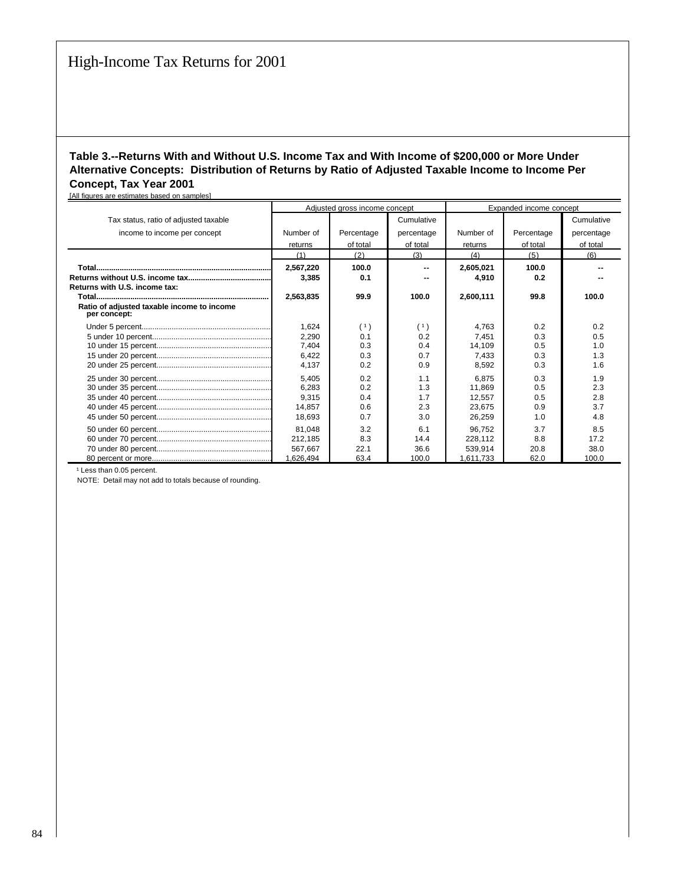# High-Income Tax Returns for 2001

**Table 3.--Returns With and Without U.S. Income Tax and With Income of $200,000 or More Under Alternative Concepts: Distribution of Returns by Ratio of Adjusted Taxable Income to Income Per Concept, Tax Year 2001**

[All figures are estimates based on samples]

| Tax status, ratio of adjusted taxable income to income per concept | Adjusted gross income concept | | | Expanded income concept | | |
|---|---|---|---|---|---|---|
| | Number of returns | Percentage of total | Cumulative percentage of total | Number of returns | Percentage of total | Cumulative percentage of total |
| | (1) | (2) | (3) | (4) | (5) | (6) |
| **Total** | **2,567,220** | **100.0** | **--** | **2,605,021** | **100.0** | **--** |
| **Returns without U.S. income tax** | **3,385** | **0.1** | **--** | **4,910** | **0.2** | **--** |
| **Returns with U.S. income tax:** | | | | | | |
| **Total** | **2,563,835** | **99.9** | **100.0** | **2,600,111** | **99.8** | **100.0** |
| **Ratio of adjusted taxable income to income per concept:** | | | | | | |
| Under 5 percent | 1,624 | ([1]) | ([1]) | 4,763 | 0.2 | 0.2 |
| 5 under 10 percent | 2,290 | 0.1 | 0.2 | 7,451 | 0.3 | 0.5 |
| 10 under 15 percent | 7,404 | 0.3 | 0.4 | 14,109 | 0.5 | 1.0 |
| 15 under 20 percent | 6,422 | 0.3 | 0.7 | 7,433 | 0.3 | 1.3 |
| 20 under 25 percent | 4,137 | 0.2 | 0.9 | 8,592 | 0.3 | 1.6 |
| 25 under 30 percent | 5,405 | 0.2 | 1.1 | 6,875 | 0.3 | 1.9 |
| 30 under 35 percent | 6,283 | 0.2 | 1.3 | 11,869 | 0.5 | 2.3 |
| 35 under 40 percent | 9,315 | 0.4 | 1.7 | 12,557 | 0.5 | 2.8 |
| 40 under 45 percent | 14,857 | 0.6 | 2.3 | 23,675 | 0.9 | 3.7 |
| 45 under 50 percent | 18,693 | 0.7 | 3.0 | 26,259 | 1.0 | 4.8 |
| 50 under 60 percent | 81,048 | 3.2 | 6.1 | 96,752 | 3.7 | 8.5 |
| 60 under 70 percent | 212,185 | 8.3 | 14.4 | 228,112 | 8.8 | 17.2 |
| 70 under 80 percent | 567,667 | 22.1 | 36.6 | 539,914 | 20.8 | 38.0 |
| 80 percent or more | 1,626,494 | 63.4 | 100.0 | 1,611,733 | 62.0 | 100.0 |

[1] Less than 0.05 percent.

NOTE: Detail may not add to totals because of rounding.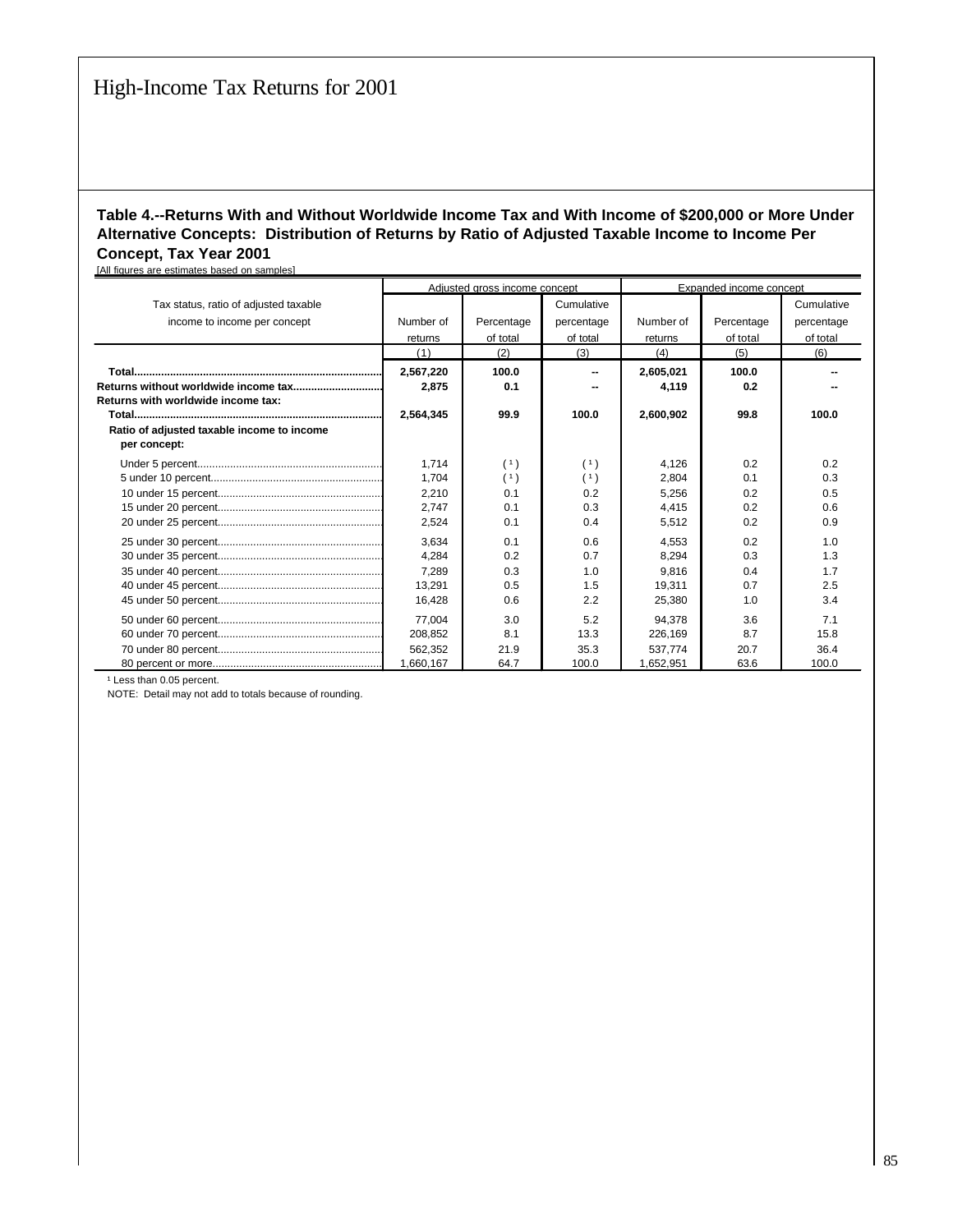## Table 4.--Returns With and Without Worldwide Income Tax and With Income of $200,000 or More Under Alternative Concepts: Distribution of Returns by Ratio of Adjusted Taxable Income to Income Per Concept, Tax Year 2001

[All figures are estimates based on samples]

| Tax status, ratio of adjusted taxable income to income per concept | Adjusted gross income concept | | | Expanded income concept | | |
|---|---|---|---|---|---|---|
| | Number of returns | Percentage of total | Cumulative percentage of total | Number of returns | Percentage of total | Cumulative percentage of total |
| | (1) | (2) | (3) | (4) | (5) | (6) |
| **Total** | **2,567,220** | **100.0** | **--** | **2,605,021** | **100.0** | **--** |
| **Returns without worldwide income tax** | **2,875** | **0.1** | **--** | **4,119** | **0.2** | **--** |
| **Returns with worldwide income tax:** | | | | | | |
| **Total** | **2,564,345** | **99.9** | **100.0** | **2,600,902** | **99.8** | **100.0** |
| **Ratio of adjusted taxable income to income per concept:** | | | | | | |
| Under 5 percent | 1,714 | ([1]) | ([1]) | 4,126 | 0.2 | 0.2 |
| 5 under 10 percent | 1,704 | ([1]) | ([1]) | 2,804 | 0.1 | 0.3 |
| 10 under 15 percent | 2,210 | 0.1 | 0.2 | 5,256 | 0.2 | 0.5 |
| 15 under 20 percent | 2,747 | 0.1 | 0.3 | 4,415 | 0.2 | 0.6 |
| 20 under 25 percent | 2,524 | 0.1 | 0.4 | 5,512 | 0.2 | 0.9 |
| 25 under 30 percent | 3,634 | 0.1 | 0.6 | 4,553 | 0.2 | 1.0 |
| 30 under 35 percent | 4,284 | 0.2 | 0.7 | 8,294 | 0.3 | 1.3 |
| 35 under 40 percent | 7,289 | 0.3 | 1.0 | 9,816 | 0.4 | 1.7 |
| 40 under 45 percent | 13,291 | 0.5 | 1.5 | 19,311 | 0.7 | 2.5 |
| 45 under 50 percent | 16,428 | 0.6 | 2.2 | 25,380 | 1.0 | 3.4 |
| 50 under 60 percent | 77,004 | 3.0 | 5.2 | 94,378 | 3.6 | 7.1 |
| 60 under 70 percent | 208,852 | 8.1 | 13.3 | 226,169 | 8.7 | 15.8 |
| 70 under 80 percent | 562,352 | 21.9 | 35.3 | 537,774 | 20.7 | 36.4 |
| 80 percent or more | 1,660,167 | 64.7 | 100.0 | 1,652,951 | 63.6 | 100.0 |

[1] Less than 0.05 percent.

NOTE: Detail may not add to totals because of rounding.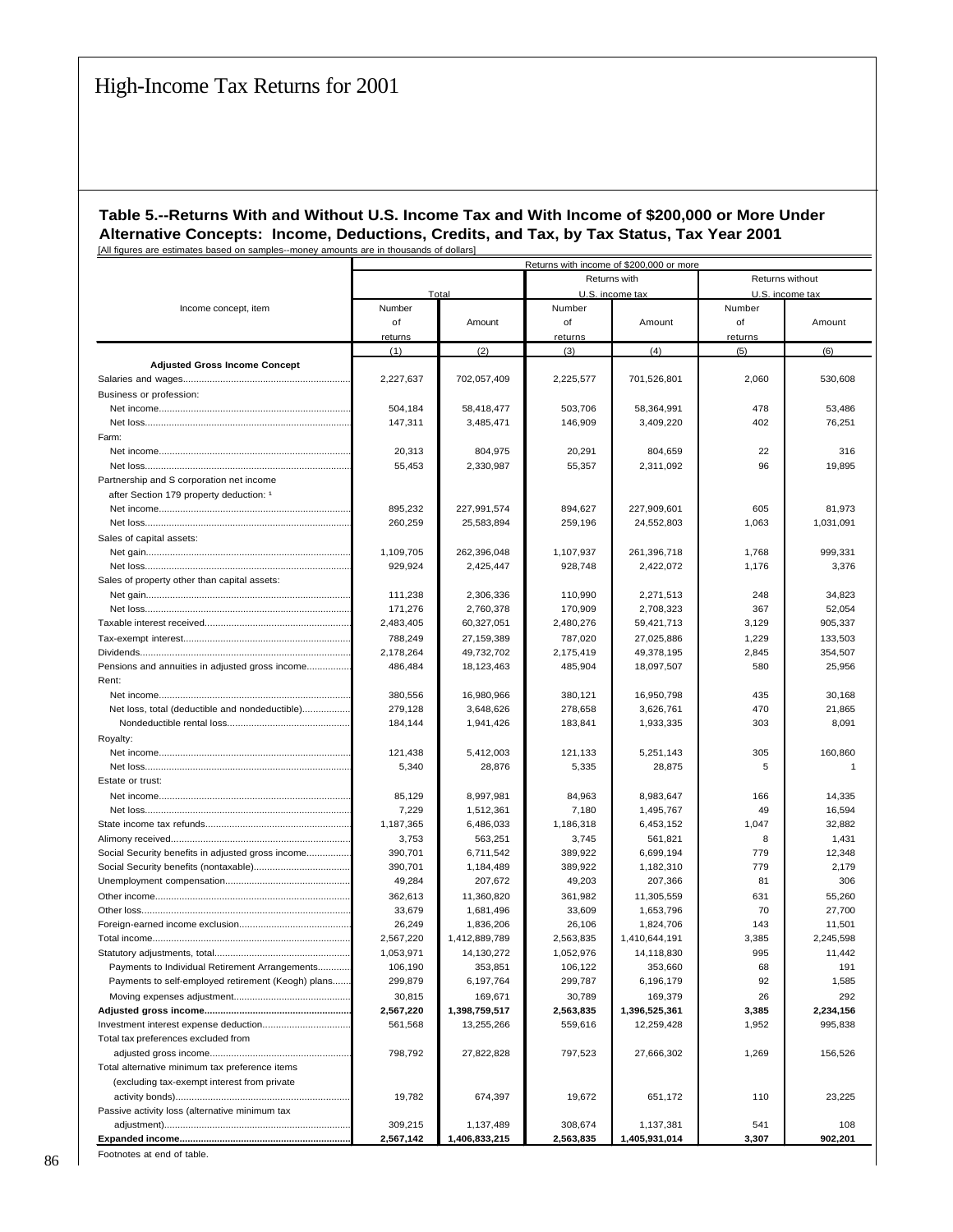# High-Income Tax Returns for 2001

**Table 5.--Returns With and Without U.S. Income Tax and With Income of $200,000 or More Under Alternative Concepts: Income, Deductions, Credits, and Tax, by Tax Status, Tax Year 2001**

[All figures are estimates based on samples--money amounts are in thousands of dollars]

| Income concept, item | Returns with income of $200,000 or more | | | | | |
|---|---|---|---|---|---|---|
| | Total | | Returns with U.S. income tax | | Returns without U.S. income tax | |
| | Number of returns | Amount | Number of returns | Amount | Number of returns | Amount |
| | (1) | (2) | (3) | (4) | (5) | (6) |
| **Adjusted Gross Income Concept** | | | | | | |
| Salaries and wages | 2,227,637 | 702,057,409 | 2,225,577 | 701,526,801 | 2,060 | 530,608 |
| Business or profession: | | | | | | |
| Net income | 504,184 | 58,418,477 | 503,706 | 58,364,991 | 478 | 53,486 |
| Net loss | 147,311 | 3,485,471 | 146,909 | 3,409,220 | 402 | 76,251 |
| Farm: | | | | | | |
| Net income | 20,313 | 804,975 | 20,291 | 804,659 | 22 | 316 |
| Net loss | 55,453 | 2,330,987 | 55,357 | 2,311,092 | 96 | 19,895 |
| Partnership and S corporation net income after Section 179 property deduction: [1] | | | | | | |
| Net income | 895,232 | 227,991,574 | 894,627 | 227,909,601 | 605 | 81,973 |
| Net loss | 260,259 | 25,583,894 | 259,196 | 24,552,803 | 1,063 | 1,031,091 |
| Sales of capital assets: | | | | | | |
| Net gain | 1,109,705 | 262,396,048 | 1,107,937 | 261,396,718 | 1,768 | 999,331 |
| Net loss | 929,924 | 2,425,447 | 928,748 | 2,422,072 | 1,176 | 3,376 |
| Sales of property other than capital assets: | | | | | | |
| Net gain | 111,238 | 2,306,336 | 110,990 | 2,271,513 | 248 | 34,823 |
| Net loss | 171,276 | 2,760,378 | 170,909 | 2,708,323 | 367 | 52,054 |
| Taxable interest received | 2,483,405 | 60,327,051 | 2,480,276 | 59,421,713 | 3,129 | 905,337 |
| Tax-exempt interest | 788,249 | 27,159,389 | 787,020 | 27,025,886 | 1,229 | 133,503 |
| Dividends | 2,178,264 | 49,732,702 | 2,175,419 | 49,378,195 | 2,845 | 354,507 |
| Pensions and annuities in adjusted gross income | 486,484 | 18,123,463 | 485,904 | 18,097,507 | 580 | 25,956 |
| Rent: | | | | | | |
| Net income | 380,556 | 16,980,966 | 380,121 | 16,950,798 | 435 | 30,168 |
| Net loss, total (deductible and nondeductible) | 279,128 | 3,648,626 | 278,658 | 3,626,761 | 470 | 21,865 |
| Nondeductible rental loss | 184,144 | 1,941,426 | 183,841 | 1,933,335 | 303 | 8,091 |
| Royalty: | | | | | | |
| Net income | 121,438 | 5,412,003 | 121,133 | 5,251,143 | 305 | 160,860 |
| Net loss | 5,340 | 28,876 | 5,335 | 28,875 | 5 | 1 |
| Estate or trust: | | | | | | |
| Net income | 85,129 | 8,997,981 | 84,963 | 8,983,647 | 166 | 14,335 |
| Net loss | 7,229 | 1,512,361 | 7,180 | 1,495,767 | 49 | 16,594 |
| State income tax refunds | 1,187,365 | 6,486,033 | 1,186,318 | 6,453,152 | 1,047 | 32,882 |
| Alimony received | 3,753 | 563,251 | 3,745 | 561,821 | 8 | 1,431 |
| Social Security benefits in adjusted gross income | 390,701 | 6,711,542 | 389,922 | 6,699,194 | 779 | 12,348 |
| Social Security benefits (nontaxable) | 390,701 | 1,184,489 | 389,922 | 1,182,310 | 779 | 2,179 |
| Unemployment compensation | 49,284 | 207,672 | 49,203 | 207,366 | 81 | 306 |
| Other income | 362,613 | 11,360,820 | 361,982 | 11,305,559 | 631 | 55,260 |
| Other loss | 33,679 | 1,681,496 | 33,609 | 1,653,796 | 70 | 27,700 |
| Foreign-earned income exclusion | 26,249 | 1,836,206 | 26,106 | 1,824,706 | 143 | 11,501 |
| Total income | 2,567,220 | 1,412,889,789 | 2,563,835 | 1,410,644,191 | 3,385 | 2,245,598 |
| Statutory adjustments, total | 1,053,971 | 14,130,272 | 1,052,976 | 14,118,830 | 995 | 11,442 |
| Payments to Individual Retirement Arrangements | 106,190 | 353,851 | 106,122 | 353,660 | 68 | 191 |
| Payments to self-employed retirement (Keogh) plans | 299,879 | 6,197,764 | 299,787 | 6,196,179 | 92 | 1,585 |
| Moving expenses adjustment | 30,815 | 169,671 | 30,789 | 169,379 | 26 | 292 |
| **Adjusted gross income** | **2,567,220** | **1,398,759,517** | **2,563,835** | **1,396,525,361** | **3,385** | **2,234,156** |
| Investment interest expense deduction | 561,568 | 13,255,266 | 559,616 | 12,259,428 | 1,952 | 995,838 |
| Total tax preferences excluded from adjusted gross income | 798,792 | 27,822,828 | 797,523 | 27,666,302 | 1,269 | 156,526 |
| Total alternative minimum tax preference items (excluding tax-exempt interest from private activity bonds) | 19,782 | 674,397 | 19,672 | 651,172 | 110 | 23,225 |
| Passive activity loss (alternative minimum tax adjustment) | 309,215 | 1,137,489 | 308,674 | 1,137,381 | 541 | 108 |
| **Expanded income** | **2,567,142** | **1,406,833,215** | **2,563,835** | **1,405,931,014** | **3,307** | **902,201** |

Footnotes at end of table.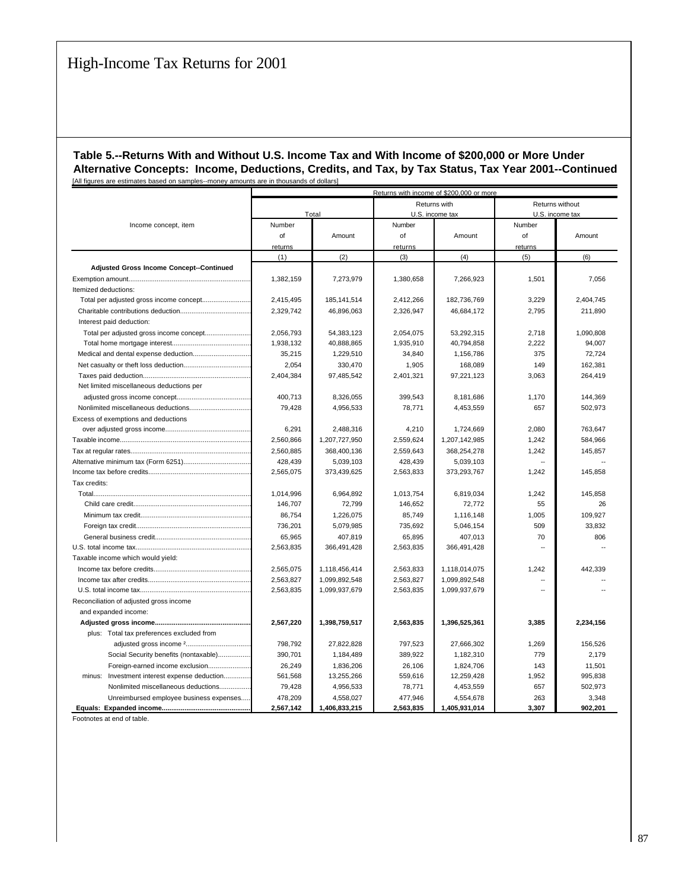# High-Income Tax Returns for 2001

**Table 5.--Returns With and Without U.S. Income Tax and With Income of $200,000 or More Under Alternative Concepts: Income, Deductions, Credits, and Tax, by Tax Status, Tax Year 2001--Continued**

[All figures are estimates based on samples--money amounts are in thousands of dollars]

| Income concept, item | Returns with income of $200,000 or more | | | | | |
|---|---|---|---|---|---|---|
| | Total | | Returns with U.S. income tax | | Returns without U.S. income tax | |
| | Number of returns | Amount | Number of returns | Amount | Number of returns | Amount |
| | (1) | (2) | (3) | (4) | (5) | (6) |
| **Adjusted Gross Income Concept--Continued** | | | | | | |
| Exemption amount | 1,382,159 | 7,273,979 | 1,380,658 | 7,266,923 | 1,501 | 7,056 |
| Itemized deductions: | | | | | | |
| Total per adjusted gross income concept | 2,415,495 | 185,141,514 | 2,412,266 | 182,736,769 | 3,229 | 2,404,745 |
| Charitable contributions deduction | 2,329,742 | 46,896,063 | 2,326,947 | 46,684,172 | 2,795 | 211,890 |
| Interest paid deduction: | | | | | | |
| Total per adjusted gross income concept | 2,056,793 | 54,383,123 | 2,054,075 | 53,292,315 | 2,718 | 1,090,808 |
| Total home mortgage interest | 1,938,132 | 40,888,865 | 1,935,910 | 40,794,858 | 2,222 | 94,007 |
| Medical and dental expense deduction | 35,215 | 1,229,510 | 34,840 | 1,156,786 | 375 | 72,724 |
| Net casualty or theft loss deduction | 2,054 | 330,470 | 1,905 | 168,089 | 149 | 162,381 |
| Taxes paid deduction | 2,404,384 | 97,485,542 | 2,401,321 | 97,221,123 | 3,063 | 264,419 |
| Net limited miscellaneous deductions per adjusted gross income concept | 400,713 | 8,326,055 | 399,543 | 8,181,686 | 1,170 | 144,369 |
| Nonlimited miscellaneous deductions | 79,428 | 4,956,533 | 78,771 | 4,453,559 | 657 | 502,973 |
| Excess of exemptions and deductions over adjusted gross income | 6,291 | 2,488,316 | 4,210 | 1,724,669 | 2,080 | 763,647 |
| Taxable income | 2,560,866 | 1,207,727,950 | 2,559,624 | 1,207,142,985 | 1,242 | 584,966 |
| Tax at regular rates | 2,560,885 | 368,400,136 | 2,559,643 | 368,254,278 | 1,242 | 145,857 |
| Alternative minimum tax (Form 6251) | 428,439 | 5,039,103 | 428,439 | 5,039,103 | -- | -- |
| Income tax before credits | 2,565,075 | 373,439,625 | 2,563,833 | 373,293,767 | 1,242 | 145,858 |
| Tax credits: | | | | | | |
| Total | 1,014,996 | 6,964,892 | 1,013,754 | 6,819,034 | 1,242 | 145,858 |
| Child care credit | 146,707 | 72,799 | 146,652 | 72,772 | 55 | 26 |
| Minimum tax credit | 86,754 | 1,226,075 | 85,749 | 1,116,148 | 1,005 | 109,927 |
| Foreign tax credit | 736,201 | 5,079,985 | 735,692 | 5,046,154 | 509 | 33,832 |
| General business credit | 65,965 | 407,819 | 65,895 | 407,013 | 70 | 806 |
| U.S. total income tax | 2,563,835 | 366,491,428 | 2,563,835 | 366,491,428 | -- | -- |
| Taxable income which would yield: | | | | | | |
| Income tax before credits | 2,565,075 | 1,118,456,414 | 2,563,833 | 1,118,014,075 | 1,242 | 442,339 |
| Income tax after credits | 2,563,827 | 1,099,892,548 | 2,563,827 | 1,099,892,548 | -- | -- |
| U.S. total income tax | 2,563,835 | 1,099,937,679 | 2,563,835 | 1,099,937,679 | -- | -- |
| Reconciliation of adjusted gross income and expanded income: | | | | | | |
| **Adjusted gross income** | **2,567,220** | **1,398,759,517** | **2,563,835** | **1,396,525,361** | **3,385** | **2,234,156** |
| plus: Total tax preferences excluded from adjusted gross income [2] | 798,792 | 27,822,828 | 797,523 | 27,666,302 | 1,269 | 156,526 |
| Social Security benefits (nontaxable) | 390,701 | 1,184,489 | 389,922 | 1,182,310 | 779 | 2,179 |
| Foreign-earned income exclusion | 26,249 | 1,836,206 | 26,106 | 1,824,706 | 143 | 11,501 |
| minus: Investment interest expense deduction | 561,568 | 13,255,266 | 559,616 | 12,259,428 | 1,952 | 995,838 |
| Nonlimited miscellaneous deductions | 79,428 | 4,956,533 | 78,771 | 4,453,559 | 657 | 502,973 |
| Unreimbursed employee business expenses | 478,209 | 4,558,027 | 477,946 | 4,554,678 | 263 | 3,348 |
| **Equals: Expanded income** | **2,567,142** | **1,406,833,215** | **2,563,835** | **1,405,931,014** | **3,307** | **902,201** |

Footnotes at end of table.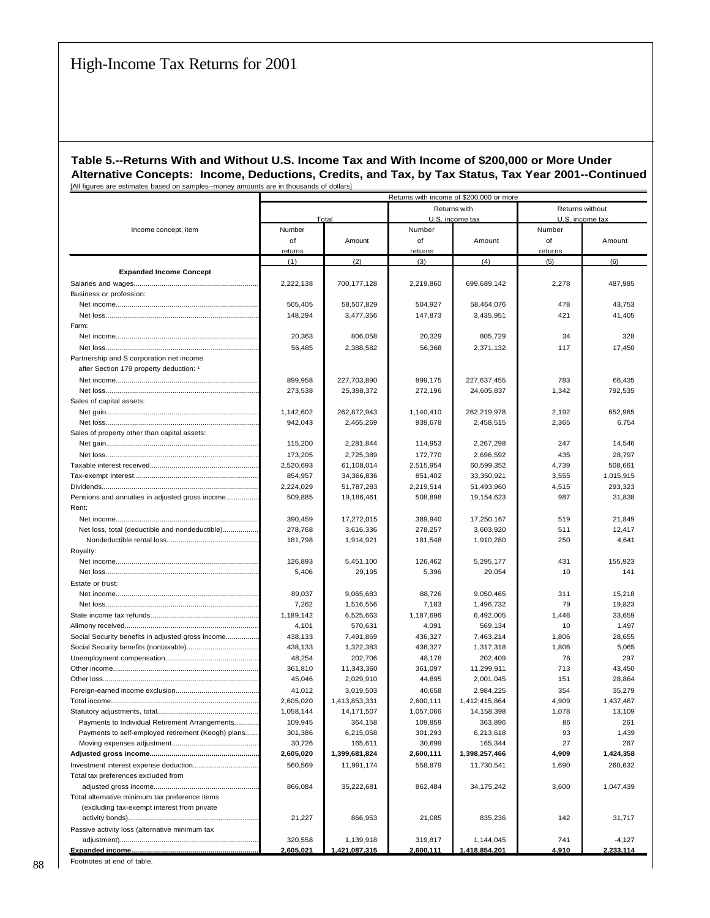# High-Income Tax Returns for 2001

**Table 5.--Returns With and Without U.S. Income Tax and With Income of $200,000 or More Under Alternative Concepts: Income, Deductions, Credits, and Tax, by Tax Status, Tax Year 2001--Continued**

[All figures are estimates based on samples--money amounts are in thousands of dollars]

| Income concept, item | Returns with income of $200,000 or more | | | | | |
|---|---|---|---|---|---|---|
| | Total | | Returns with U.S. income tax | | Returns without U.S. income tax | |
| | Number of returns | Amount | Number of returns | Amount | Number of returns | Amount |
| | (1) | (2) | (3) | (4) | (5) | (6) |
| **Expanded Income Concept** | | | | | | |
| Salaries and wages | 2,222,138 | 700,177,128 | 2,219,860 | 699,689,142 | 2,278 | 487,985 |
| Business or profession: | | | | | | |
| Net income | 505,405 | 58,507,829 | 504,927 | 58,464,076 | 478 | 43,753 |
| Net loss | 148,294 | 3,477,356 | 147,873 | 3,435,951 | 421 | 41,405 |
| Farm: | | | | | | |
| Net income | 20,363 | 806,058 | 20,329 | 805,729 | 34 | 328 |
| Net loss | 56,485 | 2,388,582 | 56,368 | 2,371,132 | 117 | 17,450 |
| Partnership and S corporation net income after Section 179 property deduction: [1] | | | | | | |
| Net income | 899,958 | 227,703,890 | 899,175 | 227,637,455 | 783 | 66,435 |
| Net loss | 273,538 | 25,398,372 | 272,196 | 24,605,837 | 1,342 | 792,535 |
| Sales of capital assets: | | | | | | |
| Net gain | 1,142,602 | 262,872,943 | 1,140,410 | 262,219,978 | 2,192 | 652,965 |
| Net loss | 942,043 | 2,465,269 | 939,678 | 2,458,515 | 2,365 | 6,754 |
| Sales of property other than capital assets: | | | | | | |
| Net gain | 115,200 | 2,281,844 | 114,953 | 2,267,298 | 247 | 14,546 |
| Net loss | 173,205 | 2,725,389 | 172,770 | 2,696,592 | 435 | 28,797 |
| Taxable interest received | 2,520,693 | 61,108,014 | 2,515,954 | 60,599,352 | 4,739 | 508,661 |
| Tax-exempt interest | 854,957 | 34,366,836 | 851,402 | 33,350,921 | 3,555 | 1,015,915 |
| Dividends | 2,224,029 | 51,787,283 | 2,219,514 | 51,493,960 | 4,515 | 293,323 |
| Pensions and annuities in adjusted gross income | 509,885 | 19,186,461 | 508,898 | 19,154,623 | 987 | 31,838 |
| Rent: | | | | | | |
| Net income | 390,459 | 17,272,015 | 389,940 | 17,250,167 | 519 | 21,849 |
| Net loss, total (deductible and nondeductible) | 278,768 | 3,616,336 | 278,257 | 3,603,920 | 511 | 12,417 |
| Nondeductible rental loss | 181,798 | 1,914,921 | 181,548 | 1,910,280 | 250 | 4,641 |
| Royalty: | | | | | | |
| Net income | 126,893 | 5,451,100 | 126,462 | 5,295,177 | 431 | 155,923 |
| Net loss | 5,406 | 29,195 | 5,396 | 29,054 | 10 | 141 |
| Estate or trust: | | | | | | |
| Net income | 89,037 | 9,065,683 | 88,726 | 9,050,465 | 311 | 15,218 |
| Net loss | 7,262 | 1,516,556 | 7,183 | 1,496,732 | 79 | 19,823 |
| State income tax refunds | 1,189,142 | 6,525,663 | 1,187,696 | 6,492,005 | 1,446 | 33,659 |
| Alimony received | 4,101 | 570,631 | 4,091 | 569,134 | 10 | 1,497 |
| Social Security benefits in adjusted gross income | 438,133 | 7,491,869 | 436,327 | 7,463,214 | 1,806 | 28,655 |
| Social Security benefits (nontaxable) | 438,133 | 1,322,383 | 436,327 | 1,317,318 | 1,806 | 5,065 |
| Unemployment compensation | 48,254 | 202,706 | 48,178 | 202,409 | 76 | 297 |
| Other income | 361,810 | 11,343,360 | 361,097 | 11,299,911 | 713 | 43,450 |
| Other loss | 45,046 | 2,029,910 | 44,895 | 2,001,045 | 151 | 28,864 |
| Foreign-earned income exclusion | 41,012 | 3,019,503 | 40,658 | 2,984,225 | 354 | 35,279 |
| Total income | 2,605,020 | 1,413,853,331 | 2,600,111 | 1,412,415,864 | 4,909 | 1,437,467 |
| Statutory adjustments, total | 1,058,144 | 14,171,507 | 1,057,066 | 14,158,398 | 1,078 | 13,109 |
| Payments to Individual Retirement Arrangements | 109,945 | 364,158 | 109,859 | 363,896 | 86 | 261 |
| Payments to self-employed retirement (Keogh) plans | 301,386 | 6,215,058 | 301,293 | 6,213,618 | 93 | 1,439 |
| Moving expenses adjustment | 30,726 | 165,611 | 30,699 | 165,344 | 27 | 267 |
| **Adjusted gross income** | **2,605,020** | **1,399,681,824** | **2,600,111** | **1,398,257,466** | **4,909** | **1,424,358** |
| Investment interest expense deduction | 560,569 | 11,991,174 | 558,879 | 11,730,541 | 1,690 | 260,632 |
| Total tax preferences excluded from adjusted gross income | 866,084 | 35,222,681 | 862,484 | 34,175,242 | 3,600 | 1,047,439 |
| Total alternative minimum tax preference items (excluding tax-exempt interest from private activity bonds) | 21,227 | 866,953 | 21,085 | 835,236 | 142 | 31,717 |
| Passive activity loss (alternative minimum tax adjustment) | 320,558 | 1,139,918 | 319,817 | 1,144,045 | 741 | -4,127 |
| **Expanded income** | **2,605,021** | **1,421,087,315** | **2,600,111** | **1,418,854,201** | **4,910** | **2,233,114** |

Footnotes at end of table.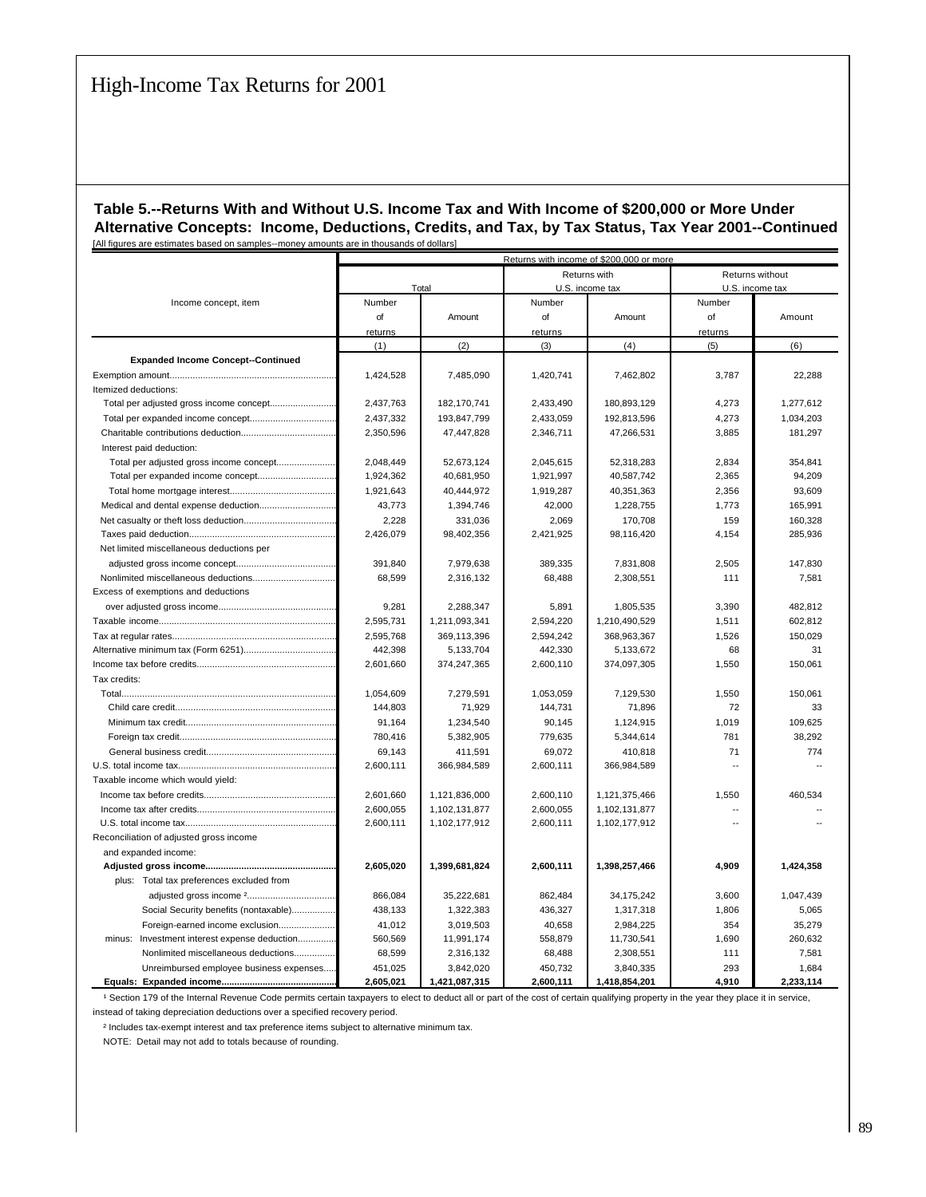# High-Income Tax Returns for 2001

**Table 5.--Returns With and Without U.S. Income Tax and With Income of $200,000 or More Under Alternative Concepts: Income, Deductions, Credits, and Tax, by Tax Status, Tax Year 2001--Continued**

[All figures are estimates based on samples--money amounts are in thousands of dollars]

| Income concept, item | Returns with income of $200,000 or more | | | | | |
|---|---|---|---|---|---|---|
| | Total | | Returns with U.S. income tax | | Returns without U.S. income tax | |
| | Number of returns | Amount | Number of returns | Amount | Number of returns | Amount |
| | (1) | (2) | (3) | (4) | (5) | (6) |
| **Expanded Income Concept--Continued** | | | | | | |
| Exemption amount | 1,424,528 | 7,485,090 | 1,420,741 | 7,462,802 | 3,787 | 22,288 |
| Itemized deductions: | | | | | | |
| Total per adjusted gross income concept | 2,437,763 | 182,170,741 | 2,433,490 | 180,893,129 | 4,273 | 1,277,612 |
| Total per expanded income concept | 2,437,332 | 193,847,799 | 2,433,059 | 192,813,596 | 4,273 | 1,034,203 |
| Charitable contributions deduction | 2,350,596 | 47,447,828 | 2,346,711 | 47,266,531 | 3,885 | 181,297 |
| Interest paid deduction: | | | | | | |
| Total per adjusted gross income concept | 2,048,449 | 52,673,124 | 2,045,615 | 52,318,283 | 2,834 | 354,841 |
| Total per expanded income concept | 1,924,362 | 40,681,950 | 1,921,997 | 40,587,742 | 2,365 | 94,209 |
| Total home mortgage interest | 1,921,643 | 40,444,972 | 1,919,287 | 40,351,363 | 2,356 | 93,609 |
| Medical and dental expense deduction | 43,773 | 1,394,746 | 42,000 | 1,228,755 | 1,773 | 165,991 |
| Net casualty or theft loss deduction | 2,228 | 331,036 | 2,069 | 170,708 | 159 | 160,328 |
| Taxes paid deduction | 2,426,079 | 98,402,356 | 2,421,925 | 98,116,420 | 4,154 | 285,936 |
| Net limited miscellaneous deductions per adjusted gross income concept | 391,840 | 7,979,638 | 389,335 | 7,831,808 | 2,505 | 147,830 |
| Nonlimited miscellaneous deductions | 68,599 | 2,316,132 | 68,488 | 2,308,551 | 111 | 7,581 |
| Excess of exemptions and deductions over adjusted gross income | 9,281 | 2,288,347 | 5,891 | 1,805,535 | 3,390 | 482,812 |
| Taxable income | 2,595,731 | 1,211,093,341 | 2,594,220 | 1,210,490,529 | 1,511 | 602,812 |
| Tax at regular rates | 2,595,768 | 369,113,396 | 2,594,242 | 368,963,367 | 1,526 | 150,029 |
| Alternative minimum tax (Form 6251) | 442,398 | 5,133,704 | 442,330 | 5,133,672 | 68 | 31 |
| Income tax before credits | 2,601,660 | 374,247,365 | 2,600,110 | 374,097,305 | 1,550 | 150,061 |
| Tax credits: | | | | | | |
| Total | 1,054,609 | 7,279,591 | 1,053,059 | 7,129,530 | 1,550 | 150,061 |
| Child care credit | 144,803 | 71,929 | 144,731 | 71,896 | 72 | 33 |
| Minimum tax credit | 91,164 | 1,234,540 | 90,145 | 1,124,915 | 1,019 | 109,625 |
| Foreign tax credit | 780,416 | 5,382,905 | 779,635 | 5,344,614 | 781 | 38,292 |
| General business credit | 69,143 | 411,591 | 69,072 | 410,818 | 71 | 774 |
| U.S. total income tax | 2,600,111 | 366,984,589 | 2,600,111 | 366,984,589 | -- | -- |
| Taxable income which would yield: | | | | | | |
| Income tax before credits | 2,601,660 | 1,121,836,000 | 2,600,110 | 1,121,375,466 | 1,550 | 460,534 |
| Income tax after credits | 2,600,055 | 1,102,131,877 | 2,600,055 | 1,102,131,877 | -- | -- |
| U.S. total income tax | 2,600,111 | 1,102,177,912 | 2,600,111 | 1,102,177,912 | -- | -- |
| Reconciliation of adjusted gross income and expanded income: | | | | | | |
| **Adjusted gross income** | **2,605,020** | **1,399,681,824** | **2,600,111** | **1,398,257,466** | **4,909** | **1,424,358** |
| plus: Total tax preferences excluded from adjusted gross income [2] | 866,084 | 35,222,681 | 862,484 | 34,175,242 | 3,600 | 1,047,439 |
| Social Security benefits (nontaxable) | 438,133 | 1,322,383 | 436,327 | 1,317,318 | 1,806 | 5,065 |
| Foreign-earned income exclusion | 41,012 | 3,019,503 | 40,658 | 2,984,225 | 354 | 35,279 |
| minus: Investment interest expense deduction | 560,569 | 11,991,174 | 558,879 | 11,730,541 | 1,690 | 260,632 |
| Nonlimited miscellaneous deductions | 68,599 | 2,316,132 | 68,488 | 2,308,551 | 111 | 7,581 |
| Unreimbursed employee business expenses | 451,025 | 3,842,020 | 450,732 | 3,840,335 | 293 | 1,684 |
| **Equals: Expanded income** | **2,605,021** | **1,421,087,315** | **2,600,111** | **1,418,854,201** | **4,910** | **2,233,114** |

[1] Section 179 of the Internal Revenue Code permits certain taxpayers to elect to deduct all or part of the cost of certain qualifying property in the year they place it in service, instead of taking depreciation deductions over a specified recovery period.

[2] Includes tax-exempt interest and tax preference items subject to alternative minimum tax.

NOTE: Detail may not add to totals because of rounding.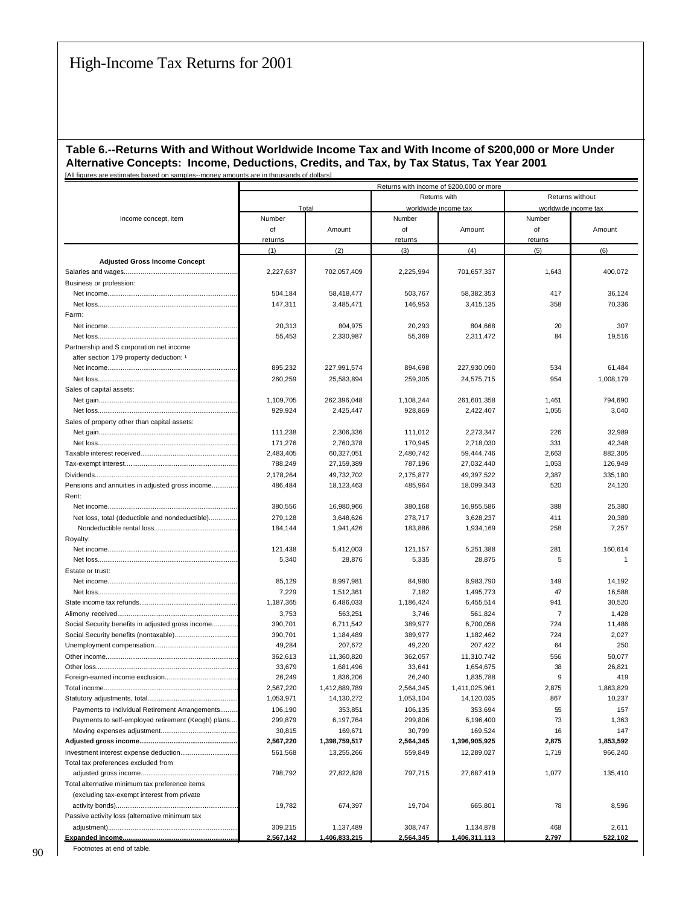# High-Income Tax Returns for 2001

**Table 6.--Returns With and Without Worldwide Income Tax and With Income of $200,000 or More Under Alternative Concepts: Income, Deductions, Credits, and Tax, by Tax Status, Tax Year 2001**

[All figures are estimates based on samples--money amounts are in thousands of dollars]

| Income concept, item | Returns with income of $200,000 or more | | | | | |
|---|---|---|---|---|---|---|
| | Total | | Returns with worldwide income tax | | Returns without worldwide income tax | |
| | Number of returns | Amount | Number of returns | Amount | Number of returns | Amount |
| | (1) | (2) | (3) | (4) | (5) | (6) |
| **Adjusted Gross Income Concept** | | | | | | |
| Salaries and wages | 2,227,637 | 702,057,409 | 2,225,994 | 701,657,337 | 1,643 | 400,072 |
| Business or profession: | | | | | | |
| Net income | 504,184 | 58,418,477 | 503,767 | 58,382,353 | 417 | 36,124 |
| Net loss | 147,311 | 3,485,471 | 146,953 | 3,415,135 | 358 | 70,336 |
| Farm: | | | | | | |
| Net income | 20,313 | 804,975 | 20,293 | 804,668 | 20 | 307 |
| Net loss | 55,453 | 2,330,987 | 55,369 | 2,311,472 | 84 | 19,516 |
| Partnership and S corporation net income after section 179 property deduction: [1] | | | | | | |
| Net income | 895,232 | 227,991,574 | 894,698 | 227,930,090 | 534 | 61,484 |
| Net loss | 260,259 | 25,583,894 | 259,305 | 24,575,715 | 954 | 1,008,179 |
| Sales of capital assets: | | | | | | |
| Net gain | 1,109,705 | 262,396,048 | 1,108,244 | 261,601,358 | 1,461 | 794,690 |
| Net loss | 929,924 | 2,425,447 | 928,869 | 2,422,407 | 1,055 | 3,040 |
| Sales of property other than capital assets: | | | | | | |
| Net gain | 111,238 | 2,306,336 | 111,012 | 2,273,347 | 226 | 32,989 |
| Net loss | 171,276 | 2,760,378 | 170,945 | 2,718,030 | 331 | 42,348 |
| Taxable interest received | 2,483,405 | 60,327,051 | 2,480,742 | 59,444,746 | 2,663 | 882,305 |
| Tax-exempt interest | 788,249 | 27,159,389 | 787,196 | 27,032,440 | 1,053 | 126,949 |
| Dividends | 2,178,264 | 49,732,702 | 2,175,877 | 49,397,522 | 2,387 | 335,180 |
| Pensions and annuities in adjusted gross income | 486,484 | 18,123,463 | 485,964 | 18,099,343 | 520 | 24,120 |
| Rent: | | | | | | |
| Net income | 380,556 | 16,980,966 | 380,168 | 16,955,586 | 388 | 25,380 |
| Net loss, total (deductible and nondeductible) | 279,128 | 3,648,626 | 278,717 | 3,628,237 | 411 | 20,389 |
| Nondeductible rental loss | 184,144 | 1,941,426 | 183,886 | 1,934,169 | 258 | 7,257 |
| Royalty: | | | | | | |
| Net income | 121,438 | 5,412,003 | 121,157 | 5,251,388 | 281 | 160,614 |
| Net loss | 5,340 | 28,876 | 5,335 | 28,875 | 5 | 1 |
| Estate or trust: | | | | | | |
| Net income | 85,129 | 8,997,981 | 84,980 | 8,983,790 | 149 | 14,192 |
| Net loss | 7,229 | 1,512,361 | 7,182 | 1,495,773 | 47 | 16,588 |
| State income tax refunds | 1,187,365 | 6,486,033 | 1,186,424 | 6,455,514 | 941 | 30,520 |
| Alimony received | 3,753 | 563,251 | 3,746 | 561,824 | 7 | 1,428 |
| Social Security benefits in adjusted gross income | 390,701 | 6,711,542 | 389,977 | 6,700,056 | 724 | 11,486 |
| Social Security benefits (nontaxable) | 390,701 | 1,184,489 | 389,977 | 1,182,462 | 724 | 2,027 |
| Unemployment compensation | 49,284 | 207,672 | 49,220 | 207,422 | 64 | 250 |
| Other income | 362,613 | 11,360,820 | 362,057 | 11,310,742 | 556 | 50,077 |
| Other loss | 33,679 | 1,681,496 | 33,641 | 1,654,675 | 38 | 26,821 |
| Foreign-earned income exclusion | 26,249 | 1,836,206 | 26,240 | 1,835,788 | 9 | 419 |
| Total income | 2,567,220 | 1,412,889,789 | 2,564,345 | 1,411,025,961 | 2,875 | 1,863,829 |
| Statutory adjustments, total | 1,053,971 | 14,130,272 | 1,053,104 | 14,120,035 | 867 | 10,237 |
| Payments to Individual Retirement Arrangements | 106,190 | 353,851 | 106,135 | 353,694 | 55 | 157 |
| Payments to self-employed retirement (Keogh) plans | 299,879 | 6,197,764 | 299,806 | 6,196,400 | 73 | 1,363 |
| Moving expenses adjustment | 30,815 | 169,671 | 30,799 | 169,524 | 16 | 147 |
| **Adjusted gross income** | **2,567,220** | **1,398,759,517** | **2,564,345** | **1,396,905,925** | **2,875** | **1,853,592** |
| Investment interest expense deduction | 561,568 | 13,255,266 | 559,849 | 12,289,027 | 1,719 | 966,240 |
| Total tax preferences excluded from adjusted gross income | 798,792 | 27,822,828 | 797,715 | 27,687,419 | 1,077 | 135,410 |
| Total alternative minimum tax preference items (excluding tax-exempt interest from private activity bonds) | 19,782 | 674,397 | 19,704 | 665,801 | 78 | 8,596 |
| Passive activity loss (alternative minimum tax adjustment) | 309,215 | 1,137,489 | 308,747 | 1,134,878 | 468 | 2,611 |
| **Expanded income** | **2,567,142** | **1,406,833,215** | **2,564,345** | **1,406,311,113** | **2,797** | **522,102** |

Footnotes at end of table.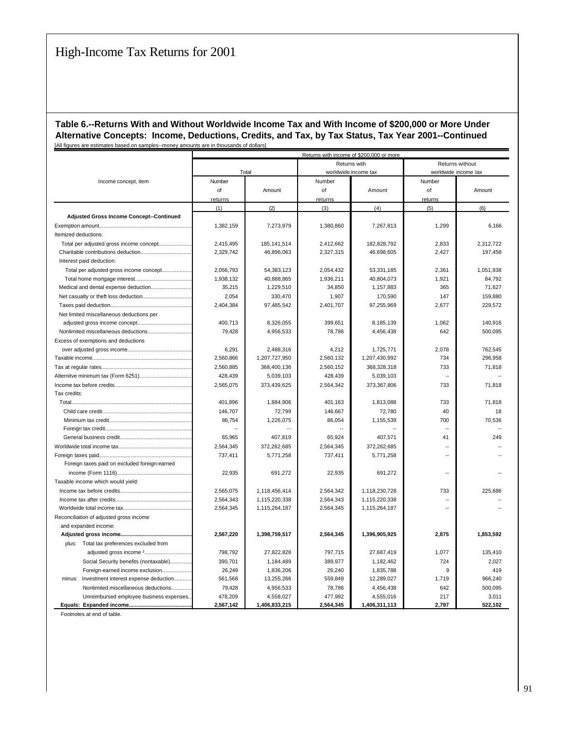# High-Income Tax Returns for 2001

**Table 6.--Returns With and Without Worldwide Income Tax and With Income of $200,000 or More Under Alternative Concepts: Income, Deductions, Credits, and Tax, by Tax Status, Tax Year 2001--Continued**

[All figures are estimates based on samples--money amounts are in thousands of dollars]

| Income concept, item | Returns with income of $200,000 or more | | | | | |
|---|---|---|---|---|---|---|
| | Total | | Returns with worldwide income tax | | Returns without worldwide income tax | |
| | Number of returns | Amount | Number of returns | Amount | Number of returns | Amount |
| | (1) | (2) | (3) | (4) | (5) | (6) |
| **Adjusted Gross Income Concept--Continued** | | | | | | |
| Exemption amount | 1,382,159 | 7,273,979 | 1,380,860 | 7,267,813 | 1,299 | 6,166 |
| Itemized deductions: | | | | | | |
| Total per adjusted gross income concept | 2,415,495 | 185,141,514 | 2,412,662 | 182,828,792 | 2,833 | 2,312,722 |
| Charitable contributions deduction | 2,329,742 | 46,896,063 | 2,327,315 | 46,698,605 | 2,427 | 197,458 |
| Interest paid deduction: | | | | | | |
| Total per adjusted gross income concept | 2,056,793 | 54,383,123 | 2,054,432 | 53,331,185 | 2,361 | 1,051,938 |
| Total home mortgage interest | 1,938,132 | 40,888,865 | 1,936,211 | 40,804,073 | 1,921 | 84,792 |
| Medical and dental expense deduction | 35,215 | 1,229,510 | 34,850 | 1,157,883 | 365 | 71,627 |
| Net casualty or theft loss deduction | 2,054 | 330,470 | 1,907 | 170,590 | 147 | 159,880 |
| Taxes paid deduction | 2,404,384 | 97,485,542 | 2,401,707 | 97,255,969 | 2,677 | 229,572 |
| Net limited miscellaneous deductions per adjusted gross income concept | 400,713 | 8,326,055 | 399,651 | 8,185,139 | 1,062 | 140,916 |
| Nonlimited miscellaneous deductions | 79,428 | 4,956,533 | 78,786 | 4,456,438 | 642 | 500,095 |
| Excess of exemptions and deductions over adjusted gross income | 6,291 | 2,488,316 | 4,212 | 1,725,771 | 2,078 | 762,545 |
| Taxable income | 2,560,866 | 1,207,727,950 | 2,560,132 | 1,207,430,992 | 734 | 296,958 |
| Tax at regular rates | 2,560,885 | 368,400,136 | 2,560,152 | 368,328,318 | 733 | 71,818 |
| Alternitve minimum tax (Form 6251) | 428,439 | 5,039,103 | 428,439 | 5,039,103 | -- | -- |
| Income tax before credits | 2,565,075 | 373,439,625 | 2,564,342 | 373,367,806 | 733 | 71,818 |
| Tax credits: | | | | | | |
| Total | 401,896 | 1,884,906 | 401,163 | 1,813,088 | 733 | 71,818 |
| Child care credit | 146,707 | 72,799 | 146,667 | 72,780 | 40 | 18 |
| Minimum tax credit | 86,754 | 1,226,075 | 86,054 | 1,155,539 | 700 | 70,536 |
| Foreign tax credit | -- | -- | -- | -- | -- | -- |
| General business credit | 65,965 | 407,819 | 65,924 | 407,571 | 41 | 249 |
| Worldwide total income tax | 2,564,345 | 372,262,685 | 2,564,345 | 372,262,685 | -- | -- |
| Foreign taxes paid | 737,411 | 5,771,258 | 737,411 | 5,771,258 | -- | -- |
| Foreign taxes paid on excluded foreign-earned income (Form 1116) | 22,935 | 691,272 | 22,935 | 691,272 | -- | -- |
| Taxable income which would yield: | | | | | | |
| Income tax before credits | 2,565,075 | 1,118,456,414 | 2,564,342 | 1,118,230,728 | 733 | 225,686 |
| Income tax after credits | 2,564,343 | 1,115,220,338 | 2,564,343 | 1,115,220,338 | -- | -- |
| Worldwide total income tax | 2,564,345 | 1,115,264,187 | 2,564,345 | 1,115,264,187 | -- | -- |
| Reconciliation of adjusted gross income and expanded income: | | | | | | |
| **Adjusted gross income** | **2,567,220** | **1,398,759,517** | **2,564,345** | **1,396,905,925** | **2,875** | **1,853,592** |
| plus: Total tax preferences excluded from adjusted gross income [2] | 798,792 | 27,822,828 | 797,715 | 27,687,419 | 1,077 | 135,410 |
| Social Security benefits (nontaxable) | 390,701 | 1,184,489 | 389,977 | 1,182,462 | 724 | 2,027 |
| Foreign-earned income exclusion | 26,249 | 1,836,206 | 26,240 | 1,835,788 | 9 | 419 |
| minus: Investment interest expense deduction | 561,568 | 13,255,266 | 559,849 | 12,289,027 | 1,719 | 966,240 |
| Nonlimited miscellaneous deductions | 79,428 | 4,956,533 | 78,786 | 4,456,438 | 642 | 500,095 |
| Unreimbursed employee business expenses | 478,209 | 4,558,027 | 477,992 | 4,555,016 | 217 | 3,011 |
| **Equals: Expanded income** | **2,567,142** | **1,406,833,215** | **2,564,345** | **1,406,311,113** | **2,797** | **522,102** |

Footnotes at end of table.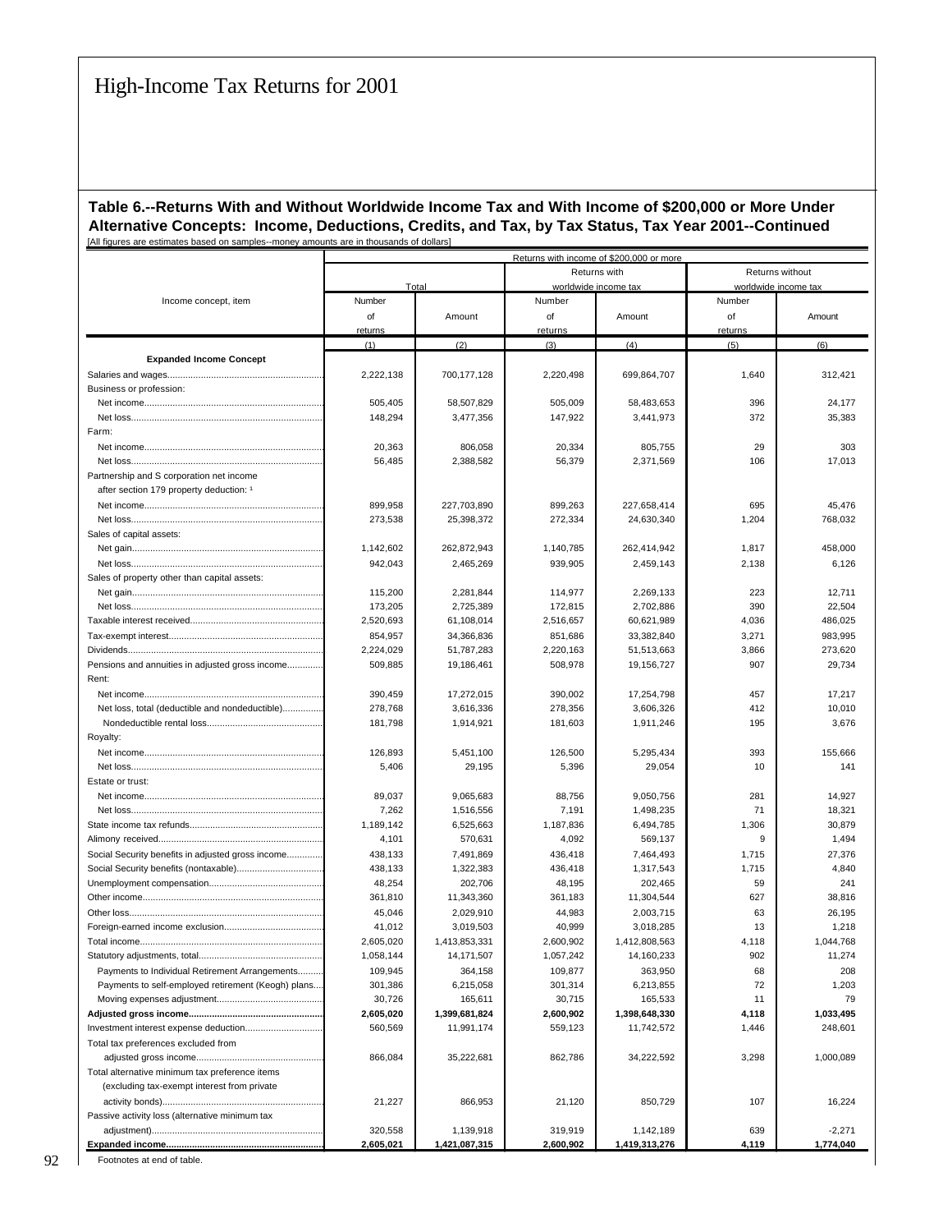# High-Income Tax Returns for 2001

**Table 6.--Returns With and Without Worldwide Income Tax and With Income of $200,000 or More Under Alternative Concepts: Income, Deductions, Credits, and Tax, by Tax Status, Tax Year 2001--Continued**

[All figures are estimates based on samples--money amounts are in thousands of dollars]

| Income concept, item | Returns with income of $200,000 or more | | | | | |
|---|---|---|---|---|---|---|
| | Total | | Returns with worldwide income tax | | Returns without worldwide income tax | |
| | Number of returns | Amount | Number of returns | Amount | Number of returns | Amount |
| | (1) | (2) | (3) | (4) | (5) | (6) |
| **Expanded Income Concept** | | | | | | |
| Salaries and wages | 2,222,138 | 700,177,128 | 2,220,498 | 699,864,707 | 1,640 | 312,421 |
| Business or profession: | | | | | | |
| Net income | 505,405 | 58,507,829 | 505,009 | 58,483,653 | 396 | 24,177 |
| Net loss | 148,294 | 3,477,356 | 147,922 | 3,441,973 | 372 | 35,383 |
| Farm: | | | | | | |
| Net income | 20,363 | 806,058 | 20,334 | 805,755 | 29 | 303 |
| Net loss | 56,485 | 2,388,582 | 56,379 | 2,371,569 | 106 | 17,013 |
| Partnership and S corporation net income after section 179 property deduction: [1] | | | | | | |
| Net income | 899,958 | 227,703,890 | 899,263 | 227,658,414 | 695 | 45,476 |
| Net loss | 273,538 | 25,398,372 | 272,334 | 24,630,340 | 1,204 | 768,032 |
| Sales of capital assets: | | | | | | |
| Net gain | 1,142,602 | 262,872,943 | 1,140,785 | 262,414,942 | 1,817 | 458,000 |
| Net loss | 942,043 | 2,465,269 | 939,905 | 2,459,143 | 2,138 | 6,126 |
| Sales of property other than capital assets: | | | | | | |
| Net gain | 115,200 | 2,281,844 | 114,977 | 2,269,133 | 223 | 12,711 |
| Net loss | 173,205 | 2,725,389 | 172,815 | 2,702,886 | 390 | 22,504 |
| Taxable interest received | 2,520,693 | 61,108,014 | 2,516,657 | 60,621,989 | 4,036 | 486,025 |
| Tax-exempt interest | 854,957 | 34,366,836 | 851,686 | 33,382,840 | 3,271 | 983,995 |
| Dividends | 2,224,029 | 51,787,283 | 2,220,163 | 51,513,663 | 3,866 | 273,620 |
| Pensions and annuities in adjusted gross income | 509,885 | 19,186,461 | 508,978 | 19,156,727 | 907 | 29,734 |
| Rent: | | | | | | |
| Net income | 390,459 | 17,272,015 | 390,002 | 17,254,798 | 457 | 17,217 |
| Net loss, total (deductible and nondeductible) | 278,768 | 3,616,336 | 278,356 | 3,606,326 | 412 | 10,010 |
| Nondeductible rental loss | 181,798 | 1,914,921 | 181,603 | 1,911,246 | 195 | 3,676 |
| Royalty: | | | | | | |
| Net income | 126,893 | 5,451,100 | 126,500 | 5,295,434 | 393 | 155,666 |
| Net loss | 5,406 | 29,195 | 5,396 | 29,054 | 10 | 141 |
| Estate or trust: | | | | | | |
| Net income | 89,037 | 9,065,683 | 88,756 | 9,050,756 | 281 | 14,927 |
| Net loss | 7,262 | 1,516,556 | 7,191 | 1,498,235 | 71 | 18,321 |
| State income tax refunds | 1,189,142 | 6,525,663 | 1,187,836 | 6,494,785 | 1,306 | 30,879 |
| Alimony received | 4,101 | 570,631 | 4,092 | 569,137 | 9 | 1,494 |
| Social Security benefits in adjusted gross income | 438,133 | 7,491,869 | 436,418 | 7,464,493 | 1,715 | 27,376 |
| Social Security benefits (nontaxable) | 438,133 | 1,322,383 | 436,418 | 1,317,543 | 1,715 | 4,840 |
| Unemployment compensation | 48,254 | 202,706 | 48,195 | 202,465 | 59 | 241 |
| Other income | 361,810 | 11,343,360 | 361,183 | 11,304,544 | 627 | 38,816 |
| Other loss | 45,046 | 2,029,910 | 44,983 | 2,003,715 | 63 | 26,195 |
| Foreign-earned income exclusion | 41,012 | 3,019,503 | 40,999 | 3,018,285 | 13 | 1,218 |
| Total income | 2,605,020 | 1,413,853,331 | 2,600,902 | 1,412,808,563 | 4,118 | 1,044,768 |
| Statutory adjustments, total | 1,058,144 | 14,171,507 | 1,057,242 | 14,160,233 | 902 | 11,274 |
| Payments to Individual Retirement Arrangements | 109,945 | 364,158 | 109,877 | 363,950 | 68 | 208 |
| Payments to self-employed retirement (Keogh) plans | 301,386 | 6,215,058 | 301,314 | 6,213,855 | 72 | 1,203 |
| Moving expenses adjustment | 30,726 | 165,611 | 30,715 | 165,533 | 11 | 79 |
| **Adjusted gross income** | **2,605,020** | **1,399,681,824** | **2,600,902** | **1,398,648,330** | **4,118** | **1,033,495** |
| Investment interest expense deduction | 560,569 | 11,991,174 | 559,123 | 11,742,572 | 1,446 | 248,601 |
| Total tax preferences excluded from adjusted gross income | 866,084 | 35,222,681 | 862,786 | 34,222,592 | 3,298 | 1,000,089 |
| Total alternative minimum tax preference items (excluding tax-exempt interest from private activity bonds) | 21,227 | 866,953 | 21,120 | 850,729 | 107 | 16,224 |
| Passive activity loss (alternative minimum tax adjustment) | 320,558 | 1,139,918 | 319,919 | 1,142,189 | 639 | -2,271 |
| **Expanded income** | **2,605,021** | **1,421,087,315** | **2,600,902** | **1,419,313,276** | **4,119** | **1,774,040** |

Footnotes at end of table.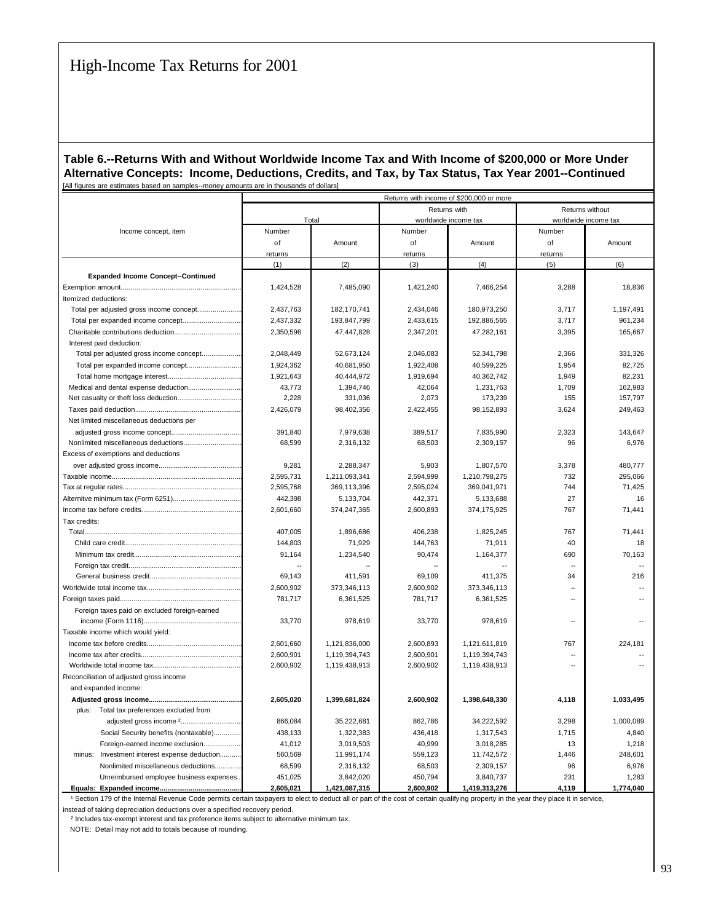# High-Income Tax Returns for 2001

**Table 6.--Returns With and Without Worldwide Income Tax and With Income of $200,000 or More Under Alternative Concepts: Income, Deductions, Credits, and Tax, by Tax Status, Tax Year 2001--Continued**

[All figures are estimates based on samples--money amounts are in thousands of dollars]

| Income concept, item | Returns with income of $200,000 or more: Total: Number of returns | Total: Amount | Returns with worldwide income tax: Number of returns | Returns with worldwide income tax: Amount | Returns without worldwide income tax: Number of returns | Returns without worldwide income tax: Amount |
|---|---|---|---|---|---|---|
| | (1) | (2) | (3) | (4) | (5) | (6) |
| **Expanded Income Concept--Continued** | | | | | | |
| Exemption amount | 1,424,528 | 7,485,090 | 1,421,240 | 7,466,254 | 3,288 | 18,836 |
| Itemized deductions: | | | | | | |
| Total per adjusted gross income concept | 2,437,763 | 182,170,741 | 2,434,046 | 180,973,250 | 3,717 | 1,197,491 |
| Total per expanded income concept | 2,437,332 | 193,847,799 | 2,433,615 | 192,886,565 | 3,717 | 961,234 |
| Charitable contributions deduction | 2,350,596 | 47,447,828 | 2,347,201 | 47,282,161 | 3,395 | 165,667 |
| Interest paid deduction: | | | | | | |
| Total per adjusted gross income concept | 2,048,449 | 52,673,124 | 2,046,083 | 52,341,798 | 2,366 | 331,326 |
| Total per expanded income concept | 1,924,362 | 40,681,950 | 1,922,408 | 40,599,225 | 1,954 | 82,725 |
| Total home mortgage interest | 1,921,643 | 40,444,972 | 1,919,694 | 40,362,742 | 1,949 | 82,231 |
| Medical and dental expense deduction | 43,773 | 1,394,746 | 42,064 | 1,231,763 | 1,709 | 162,983 |
| Net casualty or theft loss deduction | 2,228 | 331,036 | 2,073 | 173,239 | 155 | 157,797 |
| Taxes paid deduction | 2,426,079 | 98,402,356 | 2,422,455 | 98,152,893 | 3,624 | 249,463 |
| Net limited miscellaneous deductions per adjusted gross income concept | 391,840 | 7,979,638 | 389,517 | 7,835,990 | 2,323 | 143,647 |
| Nonlimited miscellaneous deductions | 68,599 | 2,316,132 | 68,503 | 2,309,157 | 96 | 6,976 |
| Excess of exemptions and deductions over adjusted gross income | 9,281 | 2,288,347 | 5,903 | 1,807,570 | 3,378 | 480,777 |
| Taxable income | 2,595,731 | 1,211,093,341 | 2,594,999 | 1,210,798,275 | 732 | 295,066 |
| Tax at regular rates | 2,595,768 | 369,113,396 | 2,595,024 | 369,041,971 | 744 | 71,425 |
| Alternitve minimum tax (Form 6251) | 442,398 | 5,133,704 | 442,371 | 5,133,688 | 27 | 16 |
| Income tax before credits | 2,601,660 | 374,247,365 | 2,600,893 | 374,175,925 | 767 | 71,441 |
| Tax credits: | | | | | | |
| Total | 407,005 | 1,896,686 | 406,238 | 1,825,245 | 767 | 71,441 |
| Child care credit | 144,803 | 71,929 | 144,763 | 71,911 | 40 | 18 |
| Minimum tax credit | 91,164 | 1,234,540 | 90,474 | 1,164,377 | 690 | 70,163 |
| Foreign tax credit | -- | -- | -- | -- | -- | -- |
| General business credit | 69,143 | 411,591 | 69,109 | 411,375 | 34 | 216 |
| Worldwide total income tax | 2,600,902 | 373,346,113 | 2,600,902 | 373,346,113 | -- | -- |
| Foreign taxes paid | 781,717 | 6,361,525 | 781,717 | 6,361,525 | -- | -- |
| Foreign taxes paid on excluded foreign-earned income (Form 1116) | 33,770 | 978,619 | 33,770 | 978,619 | -- | -- |
| Taxable income which would yield: | | | | | | |
| Income tax before credits | 2,601,660 | 1,121,836,000 | 2,600,893 | 1,121,611,819 | 767 | 224,181 |
| Income tax after credits | 2,600,901 | 1,119,394,743 | 2,600,901 | 1,119,394,743 | -- | -- |
| Worldwide total income tax | 2,600,902 | 1,119,438,913 | 2,600,902 | 1,119,438,913 | -- | -- |
| Reconciliation of adjusted gross income and expanded income: | | | | | | |
| **Adjusted gross income** | **2,605,020** | **1,399,681,824** | **2,600,902** | **1,398,648,330** | **4,118** | **1,033,495** |
| plus: Total tax preferences excluded from adjusted gross income [2] | 866,084 | 35,222,681 | 862,786 | 34,222,592 | 3,298 | 1,000,089 |
| Social Security benefits (nontaxable) | 438,133 | 1,322,383 | 436,418 | 1,317,543 | 1,715 | 4,840 |
| Foreign-earned income exclusion | 41,012 | 3,019,503 | 40,999 | 3,018,285 | 13 | 1,218 |
| minus: Investment interest expense deduction | 560,569 | 11,991,174 | 559,123 | 11,742,572 | 1,446 | 248,601 |
| Nonlimited miscellaneous deductions | 68,599 | 2,316,132 | 68,503 | 2,309,157 | 96 | 6,976 |
| Unreimbursed employee business expenses | 451,025 | 3,842,020 | 450,794 | 3,840,737 | 231 | 1,283 |
| **Equals: Expanded income** | **2,605,021** | **1,421,087,315** | **2,600,902** | **1,419,313,276** | **4,119** | **1,774,040** |

[1] Section 179 of the Internal Revenue Code permits certain taxpayers to elect to deduct all or part of the cost of certain qualifying property in the year they place it in service, instead of taking depreciation deductions over a specified recovery period.

[2] Includes tax-exempt interest and tax preference items subject to alternative minimum tax.

NOTE: Detail may not add to totals because of rounding.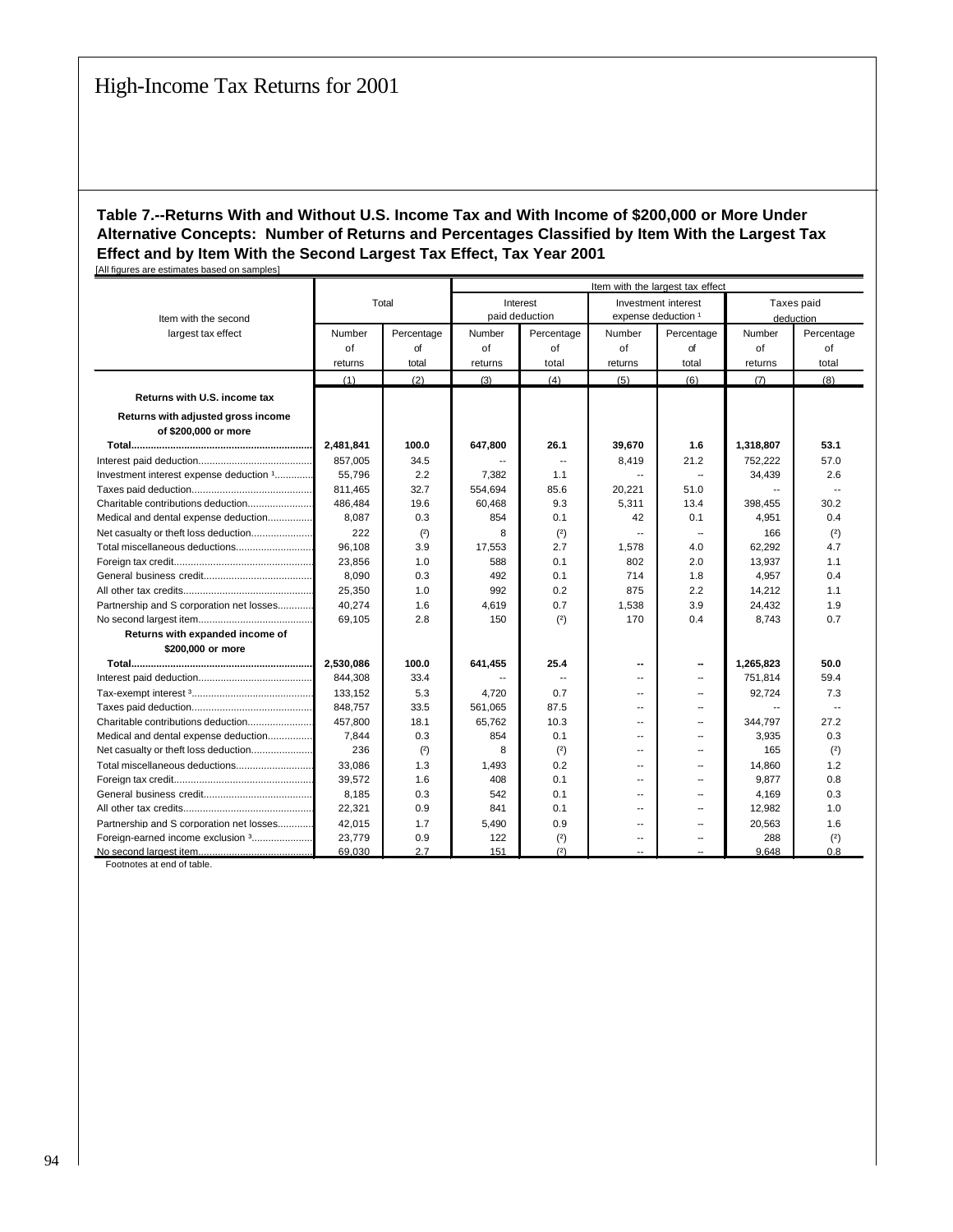# High-Income Tax Returns for 2001

**Table 7.--Returns With and Without U.S. Income Tax and With Income of $200,000 or More Under Alternative Concepts: Number of Returns and Percentages Classified by Item With the Largest Tax Effect and by Item With the Second Largest Tax Effect, Tax Year 2001**

[All figures are estimates based on samples]

| Item with the second largest tax effect | Total | | Item with the largest tax effect: Interest paid deduction | | Investment interest expense deduction [1] | | Taxes paid deduction | |
|---|---|---|---|---|---|---|---|---|
| | Number of returns | Percentage of total | Number of returns | Percentage of total | Number of returns | Percentage of total | Number of returns | Percentage of total |
| | (1) | (2) | (3) | (4) | (5) | (6) | (7) | (8) |
| **Returns with U.S. income tax** | | | | | | | | |
| **Returns with adjusted gross income of $200,000 or more** | | | | | | | | |
| **Total** | **2,481,841** | **100.0** | **647,800** | **26.1** | **39,670** | **1.6** | **1,318,807** | **53.1** |
| Interest paid deduction | 857,005 | 34.5 | -- | -- | 8,419 | 21.2 | 752,222 | 57.0 |
| Investment interest expense deduction [1] | 55,796 | 2.2 | 7,382 | 1.1 | -- | -- | 34,439 | 2.6 |
| Taxes paid deduction | 811,465 | 32.7 | 554,694 | 85.6 | 20,221 | 51.0 | -- | -- |
| Charitable contributions deduction | 486,484 | 19.6 | 60,468 | 9.3 | 5,311 | 13.4 | 398,455 | 30.2 |
| Medical and dental expense deduction | 8,087 | 0.3 | 854 | 0.1 | 42 | 0.1 | 4,951 | 0.4 |
| Net casualty or theft loss deduction | 222 | (2) | 8 | (2) | -- | -- | 166 | (2) |
| Total miscellaneous deductions | 96,108 | 3.9 | 17,553 | 2.7 | 1,578 | 4.0 | 62,292 | 4.7 |
| Foreign tax credit | 23,856 | 1.0 | 588 | 0.1 | 802 | 2.0 | 13,937 | 1.1 |
| General business credit | 8,090 | 0.3 | 492 | 0.1 | 714 | 1.8 | 4,957 | 0.4 |
| All other tax credits | 25,350 | 1.0 | 992 | 0.2 | 875 | 2.2 | 14,212 | 1.1 |
| Partnership and S corporation net losses | 40,274 | 1.6 | 4,619 | 0.7 | 1,538 | 3.9 | 24,432 | 1.9 |
| No second largest item | 69,105 | 2.8 | 150 | (2) | 170 | 0.4 | 8,743 | 0.7 |
| **Returns with expanded income of $200,000 or more** | | | | | | | | |
| **Total** | **2,530,086** | **100.0** | **641,455** | **25.4** | **--** | **--** | **1,265,823** | **50.0** |
| Interest paid deduction | 844,308 | 33.4 | -- | -- | -- | -- | 751,814 | 59.4 |
| Tax-exempt interest [3] | 133,152 | 5.3 | 4,720 | 0.7 | -- | -- | 92,724 | 7.3 |
| Taxes paid deduction | 848,757 | 33.5 | 561,065 | 87.5 | -- | -- | -- | -- |
| Charitable contributions deduction | 457,800 | 18.1 | 65,762 | 10.3 | -- | -- | 344,797 | 27.2 |
| Medical and dental expense deduction | 7,844 | 0.3 | 854 | 0.1 | -- | -- | 3,935 | 0.3 |
| Net casualty or theft loss deduction | 236 | (2) | 8 | (2) | -- | -- | 165 | (2) |
| Total miscellaneous deductions | 33,086 | 1.3 | 1,493 | 0.2 | -- | -- | 14,860 | 1.2 |
| Foreign tax credit | 39,572 | 1.6 | 408 | 0.1 | -- | -- | 9,877 | 0.8 |
| General business credit | 8,185 | 0.3 | 542 | 0.1 | -- | -- | 4,169 | 0.3 |
| All other tax credits | 22,321 | 0.9 | 841 | 0.1 | -- | -- | 12,982 | 1.0 |
| Partnership and S corporation net losses | 42,015 | 1.7 | 5,490 | 0.9 | -- | -- | 20,563 | 1.6 |
| Foreign-earned income exclusion [3] | 23,779 | 0.9 | 122 | (2) | -- | -- | 288 | (2) |
| No second largest item | 69,030 | 2.7 | 151 | (2) | -- | -- | 9,648 | 0.8 |

Footnotes at end of table.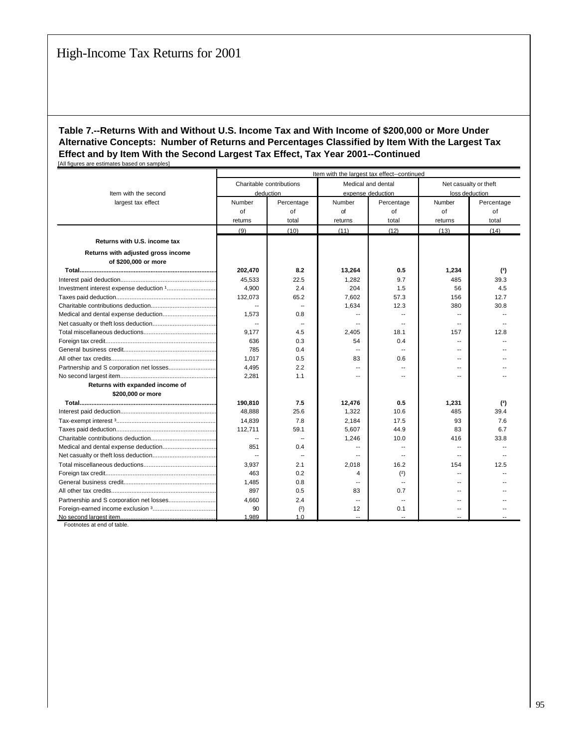## Table 7.--Returns With and Without U.S. Income Tax and With Income of $200,000 or More Under Alternative Concepts: Number of Returns and Percentages Classified by Item With the Largest Tax Effect and by Item With the Second Largest Tax Effect, Tax Year 2001--Continued

[All figures are estimates based on samples]

| Item with the second largest tax effect | Item with the largest tax effect--continued | | | | | |
|---|---|---|---|---|---|---|
| | Charitable contributions deduction | | Medical and dental expense deduction | | Net casualty or theft loss deduction | |
| | Number of returns | Percentage of total | Number of returns | Percentage of total | Number of returns | Percentage of total |
| | (9) | (10) | (11) | (12) | (13) | (14) |
| **Returns with U.S. income tax** | | | | | | |
| **Returns with adjusted gross income of $200,000 or more** | | | | | | |
| **Total** | **202,470** | **8.2** | **13,264** | **0.5** | **1,234** | **(²)** |
| Interest paid deduction | 45,533 | 22.5 | 1,282 | 9.7 | 485 | 39.3 |
| Investment interest expense deduction [1] | 4,900 | 2.4 | 204 | 1.5 | 56 | 4.5 |
| Taxes paid deduction | 132,073 | 65.2 | 7,602 | 57.3 | 156 | 12.7 |
| Charitable contributions deduction | -- | -- | 1,634 | 12.3 | 380 | 30.8 |
| Medical and dental expense deduction | 1,573 | 0.8 | -- | -- | -- | -- |
| Net casualty or theft loss deduction | -- | -- | -- | -- | -- | -- |
| Total miscellaneous deductions | 9,177 | 4.5 | 2,405 | 18.1 | 157 | 12.8 |
| Foreign tax credit | 636 | 0.3 | 54 | 0.4 | -- | -- |
| General business credit | 785 | 0.4 | -- | -- | -- | -- |
| All other tax credits | 1,017 | 0.5 | 83 | 0.6 | -- | -- |
| Partnership and S corporation net losses | 4,495 | 2.2 | -- | -- | -- | -- |
| No second largest item | 2,281 | 1.1 | -- | -- | -- | -- |
| **Returns with expanded income of $200,000 or more** | | | | | | |
| **Total** | **190,810** | **7.5** | **12,476** | **0.5** | **1,231** | **(²)** |
| Interest paid deduction | 48,888 | 25.6 | 1,322 | 10.6 | 485 | 39.4 |
| Tax-exempt interest [3] | 14,839 | 7.8 | 2,184 | 17.5 | 93 | 7.6 |
| Taxes paid deduction | 112,711 | 59.1 | 5,607 | 44.9 | 83 | 6.7 |
| Charitable contributions deduction | -- | -- | 1,246 | 10.0 | 416 | 33.8 |
| Medical and dental expense deduction | 851 | 0.4 | -- | -- | -- | -- |
| Net casualty or theft loss deduction | -- | -- | -- | -- | -- | -- |
| Total miscellaneous deductions | 3,937 | 2.1 | 2,018 | 16.2 | 154 | 12.5 |
| Foreign tax credit | 463 | 0.2 | 4 | (²) | -- | -- |
| General business credit | 1,485 | 0.8 | -- | -- | -- | -- |
| All other tax credits | 897 | 0.5 | 83 | 0.7 | -- | -- |
| Partnership and S corporation net losses | 4,660 | 2.4 | -- | -- | -- | -- |
| Foreign-earned income exclusion [3] | 90 | (²) | 12 | 0.1 | -- | -- |
| No second largest item | 1,989 | 1.0 | -- | -- | -- | -- |

Footnotes at end of table.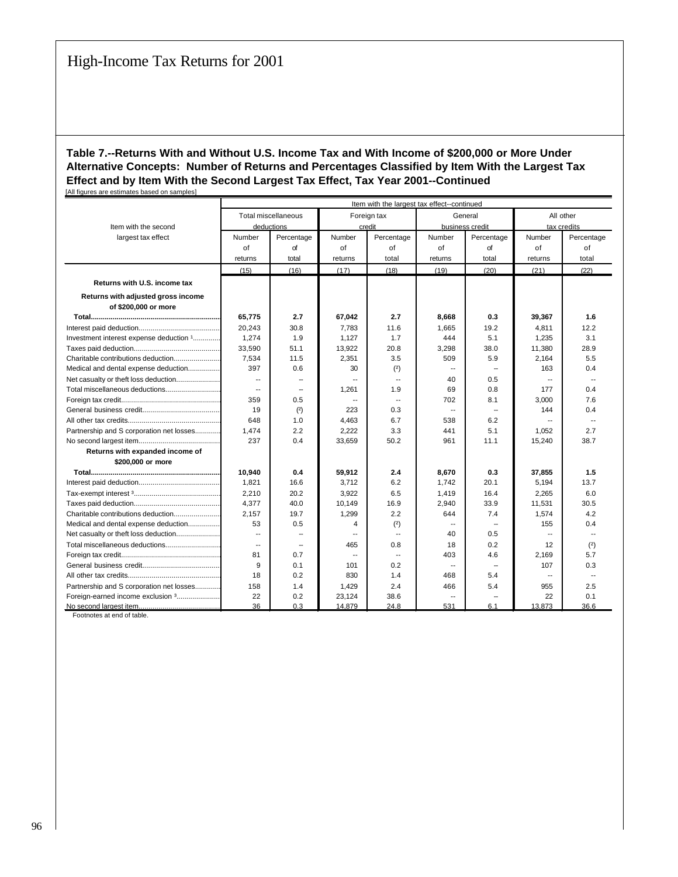# High-Income Tax Returns for 2001

**Table 7.--Returns With and Without U.S. Income Tax and With Income of \$200,000 or More Under Alternative Concepts: Number of Returns and Percentages Classified by Item With the Largest Tax Effect and by Item With the Second Largest Tax Effect, Tax Year 2001--Continued**

[All figures are estimates based on samples]

| Item with the second largest tax effect | Item with the largest tax effect--continued | | | | | | | |
|---|---|---|---|---|---|---|---|---|
| | Total miscellaneous deductions | | Foreign tax credit | | General business credit | | All other tax credits | |
| | Number of returns | Percentage of total | Number of returns | Percentage of total | Number of returns | Percentage of total | Number of returns | Percentage of total |
| | (15) | (16) | (17) | (18) | (19) | (20) | (21) | (22) |
| **Returns with U.S. income tax** | | | | | | | | |
| **Returns with adjusted gross income of \$200,000 or more** | | | | | | | | |
| **Total** | **65,775** | **2.7** | **67,042** | **2.7** | **8,668** | **0.3** | **39,367** | **1.6** |
| Interest paid deduction | 20,243 | 30.8 | 7,783 | 11.6 | 1,665 | 19.2 | 4,811 | 12.2 |
| Investment interest expense deduction [1] | 1,274 | 1.9 | 1,127 | 1.7 | 444 | 5.1 | 1,235 | 3.1 |
| Taxes paid deduction | 33,590 | 51.1 | 13,922 | 20.8 | 3,298 | 38.0 | 11,380 | 28.9 |
| Charitable contributions deduction | 7,534 | 11.5 | 2,351 | 3.5 | 509 | 5.9 | 2,164 | 5.5 |
| Medical and dental expense deduction | 397 | 0.6 | 30 | (2) | -- | -- | 163 | 0.4 |
| Net casualty or theft loss deduction | -- | -- | -- | -- | 40 | 0.5 | -- | -- |
| Total miscellaneous deductions | -- | -- | 1,261 | 1.9 | 69 | 0.8 | 177 | 0.4 |
| Foreign tax credit | 359 | 0.5 | -- | -- | 702 | 8.1 | 3,000 | 7.6 |
| General business credit | 19 | (2) | 223 | 0.3 | -- | -- | 144 | 0.4 |
| All other tax credits | 648 | 1.0 | 4,463 | 6.7 | 538 | 6.2 | -- | -- |
| Partnership and S corporation net losses | 1,474 | 2.2 | 2,222 | 3.3 | 441 | 5.1 | 1,052 | 2.7 |
| No second largest item | 237 | 0.4 | 33,659 | 50.2 | 961 | 11.1 | 15,240 | 38.7 |
| **Returns with expanded income of \$200,000 or more** | | | | | | | | |
| **Total** | **10,940** | **0.4** | **59,912** | **2.4** | **8,670** | **0.3** | **37,855** | **1.5** |
| Interest paid deduction | 1,821 | 16.6 | 3,712 | 6.2 | 1,742 | 20.1 | 5,194 | 13.7 |
| Tax-exempt interest [3] | 2,210 | 20.2 | 3,922 | 6.5 | 1,419 | 16.4 | 2,265 | 6.0 |
| Taxes paid deduction | 4,377 | 40.0 | 10,149 | 16.9 | 2,940 | 33.9 | 11,531 | 30.5 |
| Charitable contributions deduction | 2,157 | 19.7 | 1,299 | 2.2 | 644 | 7.4 | 1,574 | 4.2 |
| Medical and dental expense deduction | 53 | 0.5 | 4 | (2) | -- | -- | 155 | 0.4 |
| Net casualty or theft loss deduction | -- | -- | -- | -- | 40 | 0.5 | -- | -- |
| Total miscellaneous deductions | -- | -- | 465 | 0.8 | 18 | 0.2 | 12 | (2) |
| Foreign tax credit | 81 | 0.7 | -- | -- | 403 | 4.6 | 2,169 | 5.7 |
| General business credit | 9 | 0.1 | 101 | 0.2 | -- | -- | 107 | 0.3 |
| All other tax credits | 18 | 0.2 | 830 | 1.4 | 468 | 5.4 | -- | -- |
| Partnership and S corporation net losses | 158 | 1.4 | 1,429 | 2.4 | 466 | 5.4 | 955 | 2.5 |
| Foreign-earned income exclusion [3] | 22 | 0.2 | 23,124 | 38.6 | -- | -- | 22 | 0.1 |
| No second largest item | 36 | 0.3 | 14,879 | 24.8 | 531 | 6.1 | 13,873 | 36.6 |

Footnotes at end of table.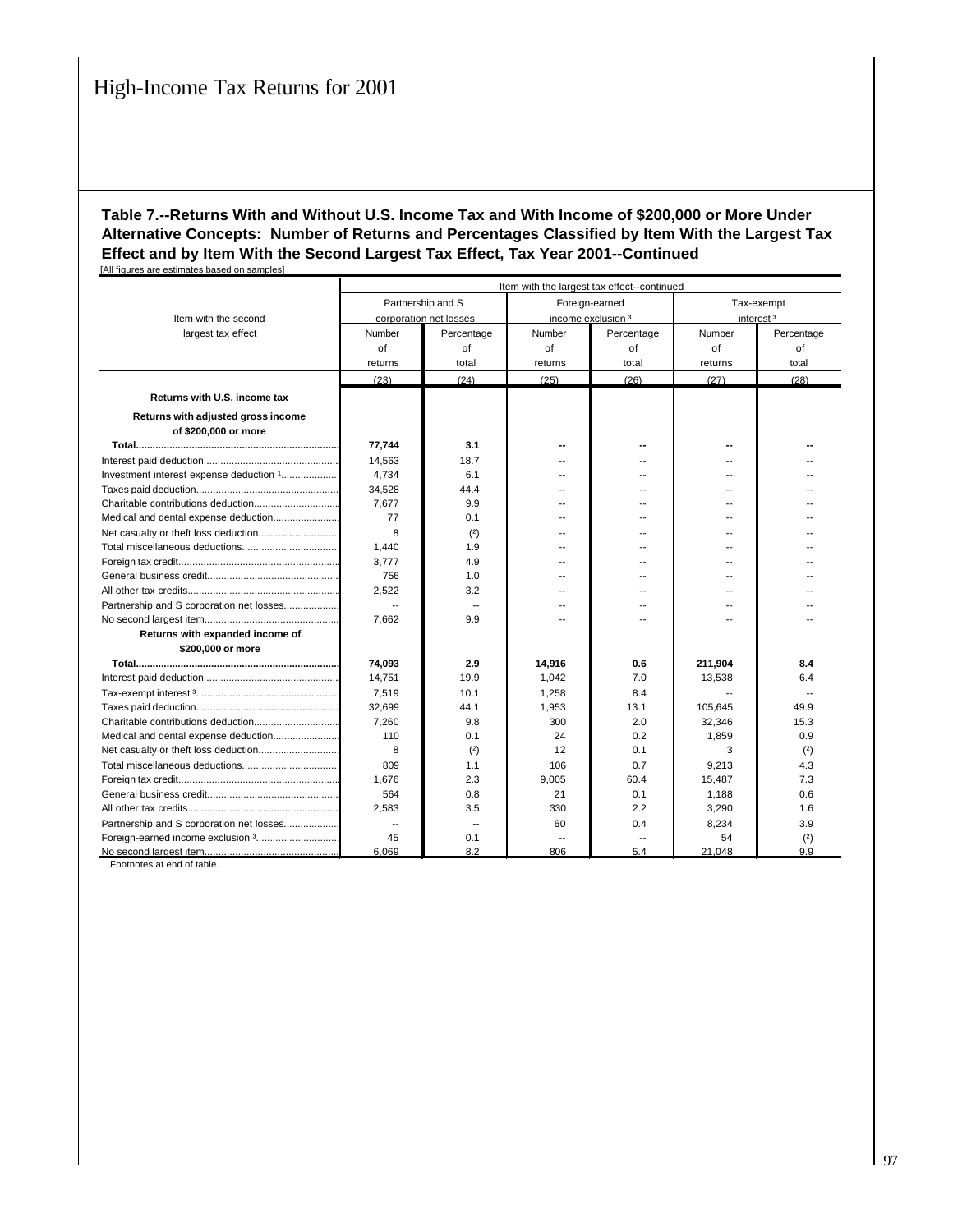# High-Income Tax Returns for 2001

**Table 7.--Returns With and Without U.S. Income Tax and With Income of $200,000 or More Under Alternative Concepts: Number of Returns and Percentages Classified by Item With the Largest Tax Effect and by Item With the Second Largest Tax Effect, Tax Year 2001--Continued**

[All figures are estimates based on samples]

| Item with the second largest tax effect | Item with the largest tax effect--continued | | | | | |
|---|---|---|---|---|---|---|
| | Partnership and S corporation net losses | | Foreign-earned income exclusion [3] | | Tax-exempt interest [3] | |
| | Number of returns | Percentage of total | Number of returns | Percentage of total | Number of returns | Percentage of total |
| | (23) | (24) | (25) | (26) | (27) | (28) |
| **Returns with U.S. income tax** | | | | | | |
| **Returns with adjusted gross income of $200,000 or more** | | | | | | |
| **Total** | **77,744** | **3.1** | **--** | **--** | **--** | **--** |
| Interest paid deduction | 14,563 | 18.7 | -- | -- | -- | -- |
| Investment interest expense deduction [1] | 4,734 | 6.1 | -- | -- | -- | -- |
| Taxes paid deduction | 34,528 | 44.4 | -- | -- | -- | -- |
| Charitable contributions deduction | 7,677 | 9.9 | -- | -- | -- | -- |
| Medical and dental expense deduction | 77 | 0.1 | -- | -- | -- | -- |
| Net casualty or theft loss deduction | 8 | (2) | -- | -- | -- | -- |
| Total miscellaneous deductions | 1,440 | 1.9 | -- | -- | -- | -- |
| Foreign tax credit | 3,777 | 4.9 | -- | -- | -- | -- |
| General business credit | 756 | 1.0 | -- | -- | -- | -- |
| All other tax credits | 2,522 | 3.2 | -- | -- | -- | -- |
| Partnership and S corporation net losses | -- | -- | -- | -- | -- | -- |
| No second largest item | 7,662 | 9.9 | -- | -- | -- | -- |
| **Returns with expanded income of $200,000 or more** | | | | | | |
| **Total** | **74,093** | **2.9** | **14,916** | **0.6** | **211,904** | **8.4** |
| Interest paid deduction | 14,751 | 19.9 | 1,042 | 7.0 | 13,538 | 6.4 |
| Tax-exempt interest [3] | 7,519 | 10.1 | 1,258 | 8.4 | -- | -- |
| Taxes paid deduction | 32,699 | 44.1 | 1,953 | 13.1 | 105,645 | 49.9 |
| Charitable contributions deduction | 7,260 | 9.8 | 300 | 2.0 | 32,346 | 15.3 |
| Medical and dental expense deduction | 110 | 0.1 | 24 | 0.2 | 1,859 | 0.9 |
| Net casualty or theft loss deduction | 8 | (2) | 12 | 0.1 | 3 | (2) |
| Total miscellaneous deductions | 809 | 1.1 | 106 | 0.7 | 9,213 | 4.3 |
| Foreign tax credit | 1,676 | 2.3 | 9,005 | 60.4 | 15,487 | 7.3 |
| General business credit | 564 | 0.8 | 21 | 0.1 | 1,188 | 0.6 |
| All other tax credits | 2,583 | 3.5 | 330 | 2.2 | 3,290 | 1.6 |
| Partnership and S corporation net losses | -- | -- | 60 | 0.4 | 8,234 | 3.9 |
| Foreign-earned income exclusion [3] | 45 | 0.1 | -- | -- | 54 | (2) |
| No second largest item | 6,069 | 8.2 | 806 | 5.4 | 21,048 | 9.9 |

Footnotes at end of table.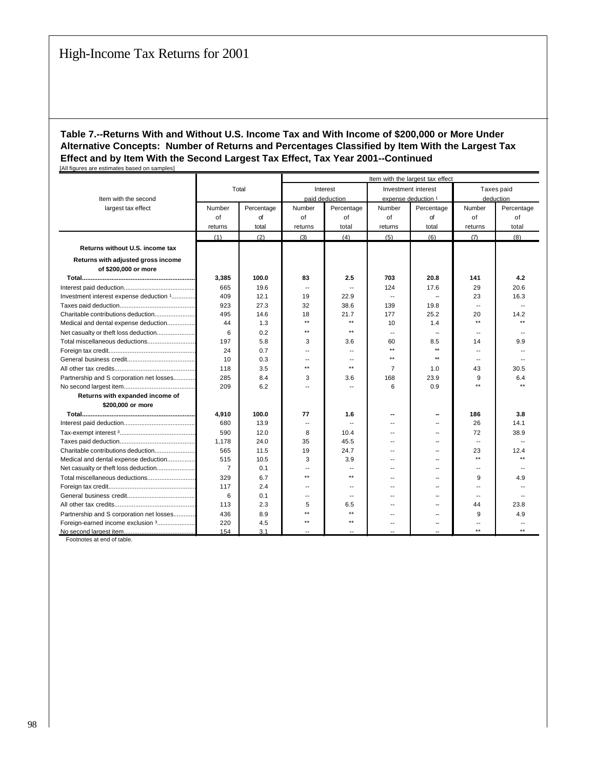# High-Income Tax Returns for 2001

**Table 7.--Returns With and Without U.S. Income Tax and With Income of $200,000 or More Under Alternative Concepts: Number of Returns and Percentages Classified by Item With the Largest Tax Effect and by Item With the Second Largest Tax Effect, Tax Year 2001--Continued**

[All figures are estimates based on samples]

| Item with the second largest tax effect | Total | | Item with the largest tax effect | | | | | |
|---|---|---|---|---|---|---|---|---|
| | | | Interest paid deduction | | Investment interest expense deduction [1] | | Taxes paid deduction | |
| | Number of returns | Percentage of total | Number of returns | Percentage of total | Number of returns | Percentage of total | Number of returns | Percentage of total |
| | (1) | (2) | (3) | (4) | (5) | (6) | (7) | (8) |
| **Returns without U.S. income tax** | | | | | | | | |
| **Returns with adjusted gross income of $200,000 or more** | | | | | | | | |
| **Total** | **3,385** | **100.0** | **83** | **2.5** | **703** | **20.8** | **141** | **4.2** |
| Interest paid deduction | 665 | 19.6 | -- | -- | 124 | 17.6 | 29 | 20.6 |
| Investment interest expense deduction [1] | 409 | 12.1 | 19 | 22.9 | -- | -- | 23 | 16.3 |
| Taxes paid deduction | 923 | 27.3 | 32 | 38.6 | 139 | 19.8 | -- | -- |
| Charitable contributions deduction | 495 | 14.6 | 18 | 21.7 | 177 | 25.2 | 20 | 14.2 |
| Medical and dental expense deduction | 44 | 1.3 | ** | ** | 10 | 1.4 | ** | ** |
| Net casualty or theft loss deduction | 6 | 0.2 | ** | ** | -- | -- | -- | -- |
| Total miscellaneous deductions | 197 | 5.8 | 3 | 3.6 | 60 | 8.5 | 14 | 9.9 |
| Foreign tax credit | 24 | 0.7 | -- | -- | ** | ** | -- | -- |
| General business credit | 10 | 0.3 | -- | -- | ** | ** | -- | -- |
| All other tax credits | 118 | 3.5 | ** | ** | 7 | 1.0 | 43 | 30.5 |
| Partnership and S corporation net losses | 285 | 8.4 | 3 | 3.6 | 168 | 23.9 | 9 | 6.4 |
| No second largest item | 209 | 6.2 | -- | -- | 6 | 0.9 | ** | ** |
| **Returns with expanded income of $200,000 or more** | | | | | | | | |
| **Total** | **4,910** | **100.0** | **77** | **1.6** | **--** | **--** | **186** | **3.8** |
| Interest paid deduction | 680 | 13.9 | -- | -- | -- | -- | 26 | 14.1 |
| Tax-exempt interest [3] | 590 | 12.0 | 8 | 10.4 | -- | -- | 72 | 38.9 |
| Taxes paid deduction | 1,178 | 24.0 | 35 | 45.5 | -- | -- | -- | -- |
| Charitable contributions deduction | 565 | 11.5 | 19 | 24.7 | -- | -- | 23 | 12.4 |
| Medical and dental expense deduction | 515 | 10.5 | 3 | 3.9 | -- | -- | ** | ** |
| Net casualty or theft loss deduction | 7 | 0.1 | -- | -- | -- | -- | -- | -- |
| Total miscellaneous deductions | 329 | 6.7 | ** | ** | -- | -- | 9 | 4.9 |
| Foreign tax credit | 117 | 2.4 | -- | -- | -- | -- | -- | -- |
| General business credit | 6 | 0.1 | -- | -- | -- | -- | -- | -- |
| All other tax credits | 113 | 2.3 | 5 | 6.5 | -- | -- | 44 | 23.8 |
| Partnership and S corporation net losses | 436 | 8.9 | ** | ** | -- | -- | 9 | 4.9 |
| Foreign-earned income exclusion [3] | 220 | 4.5 | ** | ** | -- | -- | -- | -- |
| No second largest item | 154 | 3.1 | -- | -- | -- | -- | ** | ** |

Footnotes at end of table.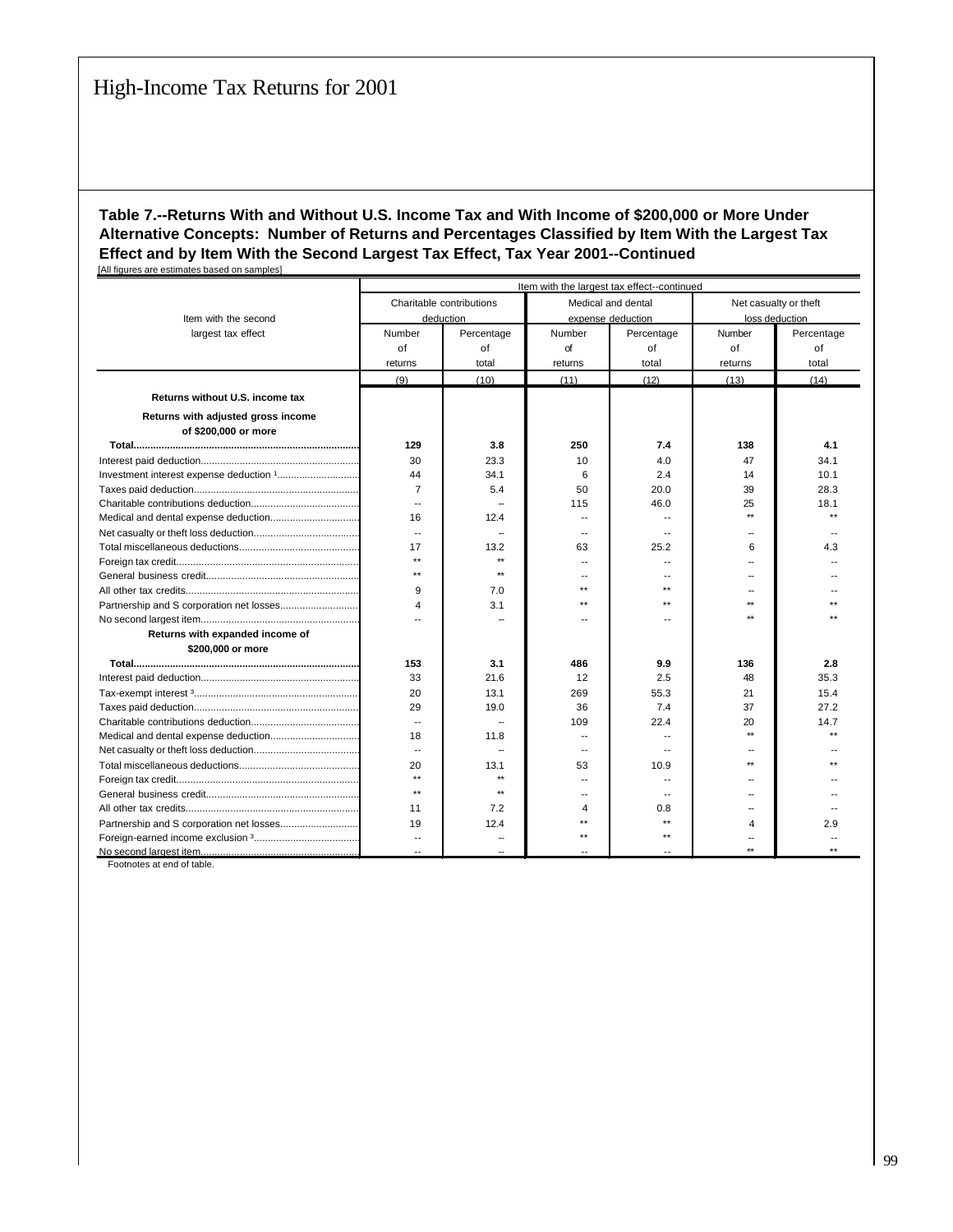# High-Income Tax Returns for 2001

**Table 7.--Returns With and Without U.S. Income Tax and With Income of $200,000 or More Under Alternative Concepts: Number of Returns and Percentages Classified by Item With the Largest Tax Effect and by Item With the Second Largest Tax Effect, Tax Year 2001--Continued**

[All figures are estimates based on samples]

| Item with the second largest tax effect | Item with the largest tax effect--continued | | | | | |
|---|---|---|---|---|---|---|
| | Charitable contributions deduction | | Medical and dental expense deduction | | Net casualty or theft loss deduction | |
| | Number of returns | Percentage of total | Number of returns | Percentage of total | Number of returns | Percentage of total |
| | (9) | (10) | (11) | (12) | (13) | (14) |
| **Returns without U.S. income tax** | | | | | | |
| **Returns with adjusted gross income of $200,000 or more** | | | | | | |
| **Total** | **129** | **3.8** | **250** | **7.4** | **138** | **4.1** |
| Interest paid deduction | 30 | 23.3 | 10 | 4.0 | 47 | 34.1 |
| Investment interest expense deduction [1] | 44 | 34.1 | 6 | 2.4 | 14 | 10.1 |
| Taxes paid deduction | 7 | 5.4 | 50 | 20.0 | 39 | 28.3 |
| Charitable contributions deduction | -- | -- | 115 | 46.0 | 25 | 18.1 |
| Medical and dental expense deduction | 16 | 12.4 | -- | -- | ** | ** |
| Net casualty or theft loss deduction | -- | -- | -- | -- | -- | -- |
| Total miscellaneous deductions | 17 | 13.2 | 63 | 25.2 | 6 | 4.3 |
| Foreign tax credit | ** | ** | -- | -- | -- | -- |
| General business credit | ** | ** | -- | -- | -- | -- |
| All other tax credits | 9 | 7.0 | ** | ** | -- | -- |
| Partnership and S corporation net losses | 4 | 3.1 | ** | ** | ** | ** |
| No second largest item | -- | -- | -- | -- | ** | ** |
| **Returns with expanded income of $200,000 or more** | | | | | | |
| **Total** | **153** | **3.1** | **486** | **9.9** | **136** | **2.8** |
| Interest paid deduction | 33 | 21.6 | 12 | 2.5 | 48 | 35.3 |
| Tax-exempt interest [3] | 20 | 13.1 | 269 | 55.3 | 21 | 15.4 |
| Taxes paid deduction | 29 | 19.0 | 36 | 7.4 | 37 | 27.2 |
| Charitable contributions deduction | -- | -- | 109 | 22.4 | 20 | 14.7 |
| Medical and dental expense deduction | 18 | 11.8 | -- | -- | ** | ** |
| Net casualty or theft loss deduction | -- | -- | -- | -- | -- | -- |
| Total miscellaneous deductions | 20 | 13.1 | 53 | 10.9 | ** | ** |
| Foreign tax credit | ** | ** | -- | -- | -- | -- |
| General business credit | ** | ** | -- | -- | -- | -- |
| All other tax credits | 11 | 7.2 | 4 | 0.8 | -- | -- |
| Partnership and S corporation net losses | 19 | 12.4 | ** | ** | 4 | 2.9 |
| Foreign-earned income exclusion [3] | -- | -- | ** | ** | -- | -- |
| No second largest item | -- | -- | -- | -- | ** | ** |

Footnotes at end of table.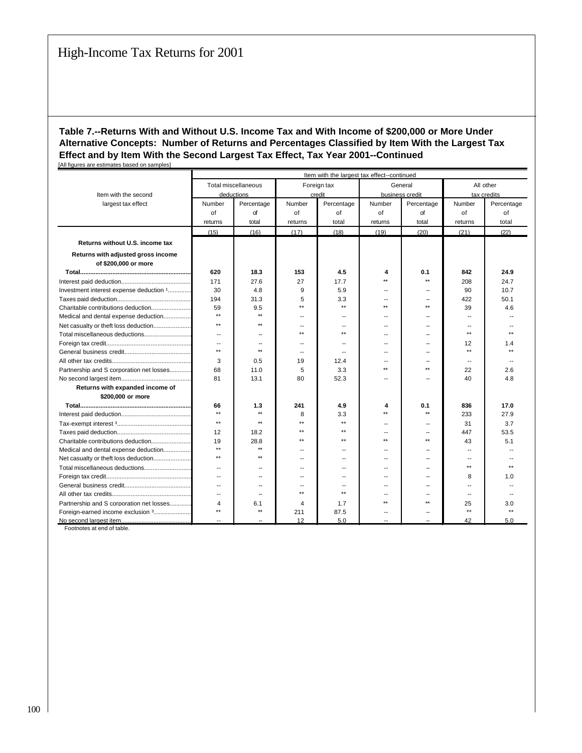# High-Income Tax Returns for 2001

**Table 7.--Returns With and Without U.S. Income Tax and With Income of $200,000 or More Under Alternative Concepts: Number of Returns and Percentages Classified by Item With the Largest Tax Effect and by Item With the Second Largest Tax Effect, Tax Year 2001--Continued**

[All figures are estimates based on samples]

| Item with the second largest tax effect | Item with the largest tax effect--continued | | | | | | | |
|---|---|---|---|---|---|---|---|---|
| | Total miscellaneous deductions | | Foreign tax credit | | General business credit | | All other tax credits | |
| | Number of returns | Percentage of total | Number of returns | Percentage of total | Number of returns | Percentage of total | Number of returns | Percentage of total |
| | (15) | (16) | (17) | (18) | (19) | (20) | (21) | (22) |
| **Returns without U.S. income tax** | | | | | | | | |
| **Returns with adjusted gross income of $200,000 or more** | | | | | | | | |
| **Total** | **620** | **18.3** | **153** | **4.5** | **4** | **0.1** | **842** | **24.9** |
| Interest paid deduction | 171 | 27.6 | 27 | 17.7 | ** | ** | 208 | 24.7 |
| Investment interest expense deduction [1] | 30 | 4.8 | 9 | 5.9 | -- | -- | 90 | 10.7 |
| Taxes paid deduction | 194 | 31.3 | 5 | 3.3 | -- | -- | 422 | 50.1 |
| Charitable contributions deduction | 59 | 9.5 | ** | ** | ** | ** | 39 | 4.6 |
| Medical and dental expense deduction | ** | ** | -- | -- | -- | -- | -- | -- |
| Net casualty or theft loss deduction | ** | ** | -- | -- | -- | -- | -- | -- |
| Total miscellaneous deductions | -- | -- | ** | ** | -- | -- | ** | ** |
| Foreign tax credit | -- | -- | -- | -- | -- | -- | 12 | 1.4 |
| General business credit | ** | ** | -- | -- | -- | -- | ** | ** |
| All other tax credits | 3 | 0.5 | 19 | 12.4 | -- | -- | -- | -- |
| Partnership and S corporation net losses | 68 | 11.0 | 5 | 3.3 | ** | ** | 22 | 2.6 |
| No second largest item | 81 | 13.1 | 80 | 52.3 | -- | -- | 40 | 4.8 |
| **Returns with expanded income of $200,000 or more** | | | | | | | | |
| **Total** | **66** | **1.3** | **241** | **4.9** | **4** | **0.1** | **836** | **17.0** |
| Interest paid deduction | ** | ** | 8 | 3.3 | ** | ** | 233 | 27.9 |
| Tax-exempt interest [3] | ** | ** | ** | ** | -- | -- | 31 | 3.7 |
| Taxes paid deduction | 12 | 18.2 | ** | ** | -- | -- | 447 | 53.5 |
| Charitable contributions deduction | 19 | 28.8 | ** | ** | ** | ** | 43 | 5.1 |
| Medical and dental expense deduction | ** | ** | -- | -- | -- | -- | -- | -- |
| Net casualty or theft loss deduction | ** | ** | -- | -- | -- | -- | -- | -- |
| Total miscellaneous deductions | -- | -- | -- | -- | -- | -- | ** | ** |
| Foreign tax credit | -- | -- | -- | -- | -- | -- | 8 | 1.0 |
| General business credit | -- | -- | -- | -- | -- | -- | -- | -- |
| All other tax credits | -- | -- | ** | ** | -- | -- | -- | -- |
| Partnership and S corporation net losses | 4 | 6.1 | 4 | 1.7 | ** | ** | 25 | 3.0 |
| Foreign-earned income exclusion [3] | ** | ** | 211 | 87.5 | -- | -- | ** | ** |
| No second largest item | -- | -- | 12 | 5.0 | -- | -- | 42 | 5.0 |

Footnotes at end of table.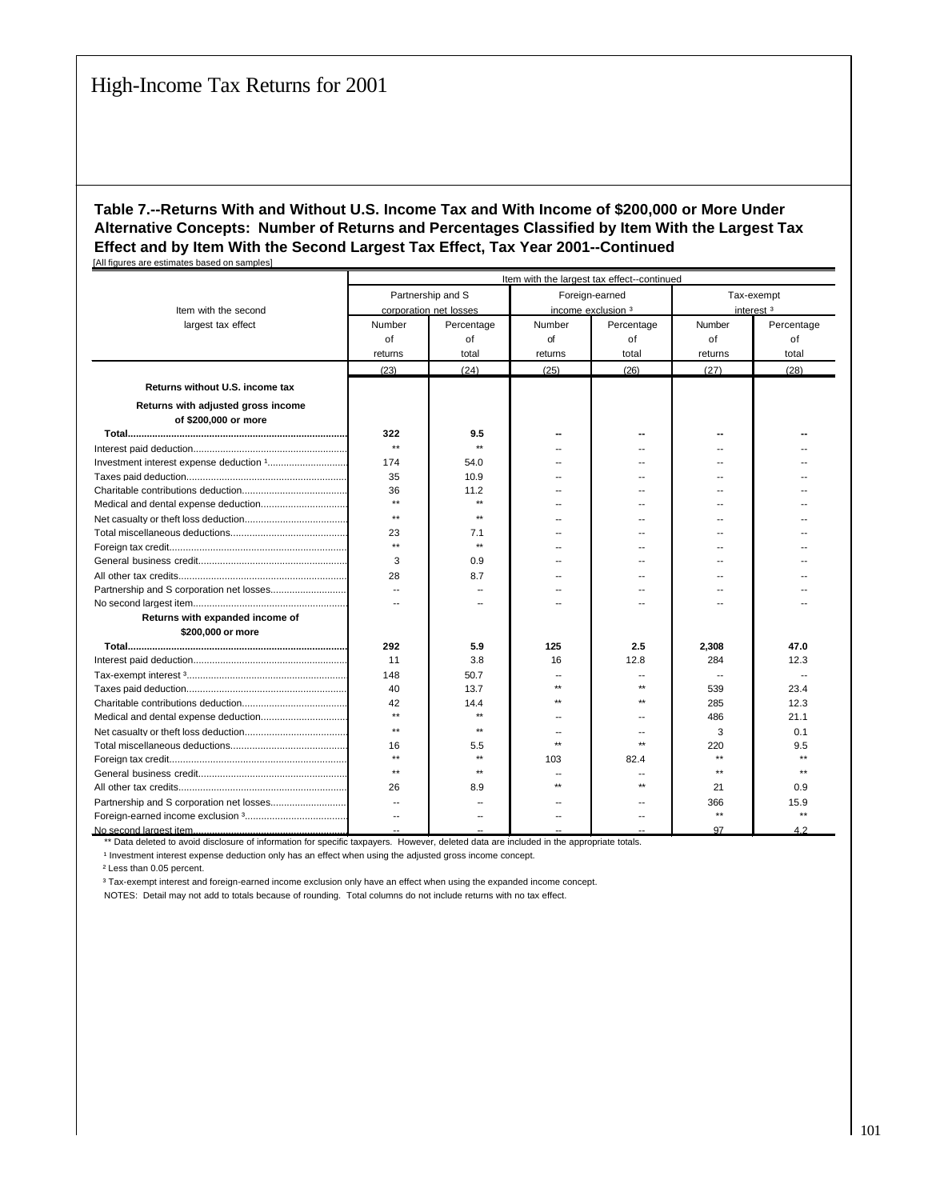# High-Income Tax Returns for 2001

**Table 7.--Returns With and Without U.S. Income Tax and With Income of $200,000 or More Under Alternative Concepts: Number of Returns and Percentages Classified by Item With the Largest Tax Effect and by Item With the Second Largest Tax Effect, Tax Year 2001--Continued**

[All figures are estimates based on samples]

| Item with the second largest tax effect | Item with the largest tax effect--continued | | | | | |
|---|---|---|---|---|---|---|
| | Partnership and S corporation net losses | | Foreign-earned income exclusion [3] | | Tax-exempt interest [3] | |
| | Number of returns | Percentage of total | Number of returns | Percentage of total | Number of returns | Percentage of total |
| | (23) | (24) | (25) | (26) | (27) | (28) |
| **Returns without U.S. income tax** | | | | | | |
| **Returns with adjusted gross income of $200,000 or more** | | | | | | |
| **Total** | **322** | **9.5** | **--** | **--** | **--** | **--** |
| Interest paid deduction | ** | ** | -- | -- | -- | -- |
| Investment interest expense deduction [1] | 174 | 54.0 | -- | -- | -- | -- |
| Taxes paid deduction | 35 | 10.9 | -- | -- | -- | -- |
| Charitable contributions deduction | 36 | 11.2 | -- | -- | -- | -- |
| Medical and dental expense deduction | ** | ** | -- | -- | -- | -- |
| Net casualty or theft loss deduction | ** | ** | -- | -- | -- | -- |
| Total miscellaneous deductions | 23 | 7.1 | -- | -- | -- | -- |
| Foreign tax credit | ** | ** | -- | -- | -- | -- |
| General business credit | 3 | 0.9 | -- | -- | -- | -- |
| All other tax credits | 28 | 8.7 | -- | -- | -- | -- |
| Partnership and S corporation net losses | -- | -- | -- | -- | -- | -- |
| No second largest item | -- | -- | -- | -- | -- | -- |
| **Returns with expanded income of $200,000 or more** | | | | | | |
| **Total** | **292** | **5.9** | **125** | **2.5** | **2,308** | **47.0** |
| Interest paid deduction | 11 | 3.8 | 16 | 12.8 | 284 | 12.3 |
| Tax-exempt interest [3] | 148 | 50.7 | -- | -- | -- | -- |
| Taxes paid deduction | 40 | 13.7 | ** | ** | 539 | 23.4 |
| Charitable contributions deduction | 42 | 14.4 | ** | ** | 285 | 12.3 |
| Medical and dental expense deduction | ** | ** | -- | -- | 486 | 21.1 |
| Net casualty or theft loss deduction | ** | ** | -- | -- | 3 | 0.1 |
| Total miscellaneous deductions | 16 | 5.5 | ** | ** | 220 | 9.5 |
| Foreign tax credit | ** | ** | 103 | 82.4 | ** | ** |
| General business credit | ** | ** | -- | -- | ** | ** |
| All other tax credits | 26 | 8.9 | ** | ** | 21 | 0.9 |
| Partnership and S corporation net losses | -- | -- | -- | -- | 366 | 15.9 |
| Foreign-earned income exclusion [3] | -- | -- | -- | -- | ** | ** |
| No second largest item | -- | -- | -- | -- | 97 | 4.2 |

** Data deleted to avoid disclosure of information for specific taxpayers. However, deleted data are included in the appropriate totals.

[1] Investment interest expense deduction only has an effect when using the adjusted gross income concept.

[2] Less than 0.05 percent.

[3] Tax-exempt interest and foreign-earned income exclusion only have an effect when using the expanded income concept.

NOTES: Detail may not add to totals because of rounding. Total columns do not include returns with no tax effect.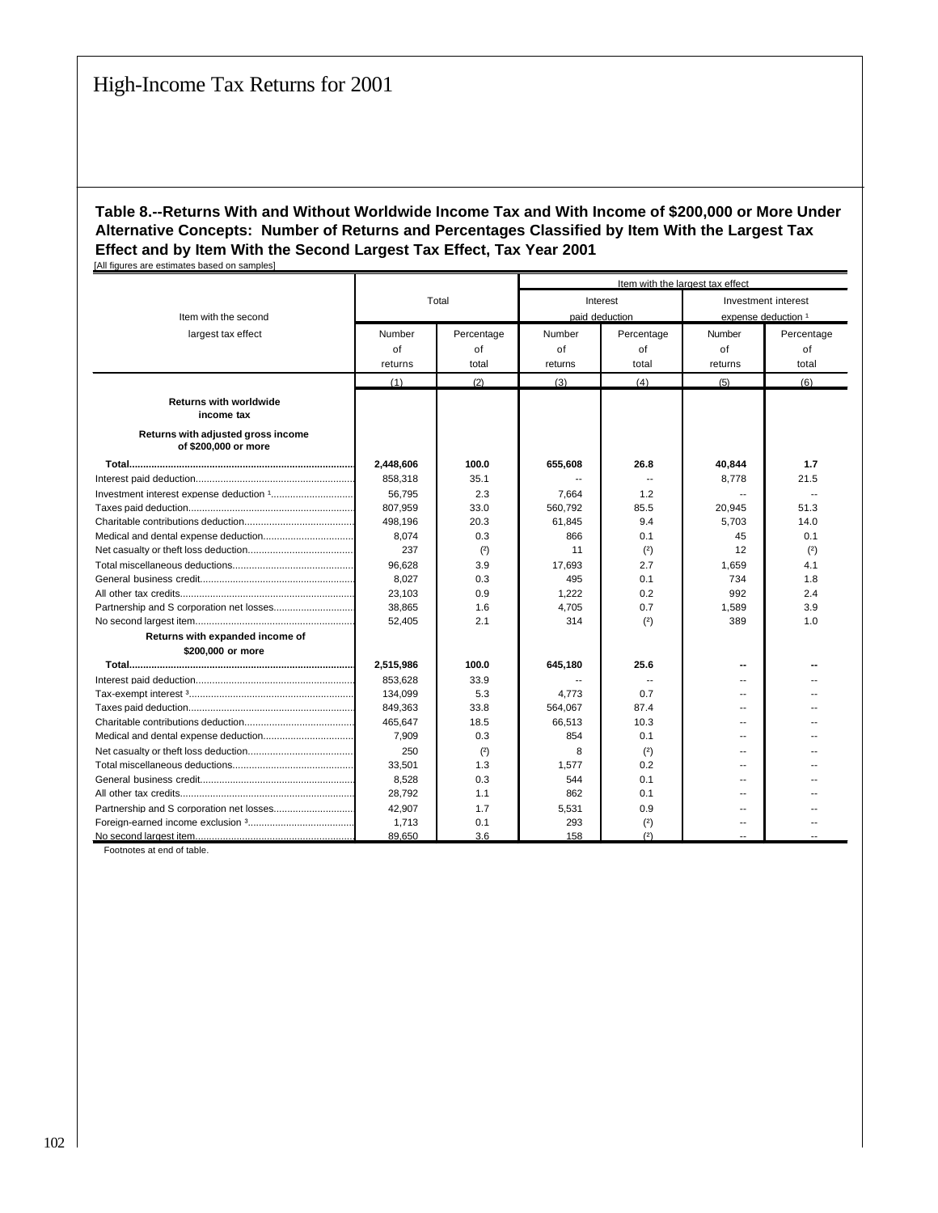# High-Income Tax Returns for 2001

**Table 8.--Returns With and Without Worldwide Income Tax and With Income of $200,000 or More Under Alternative Concepts: Number of Returns and Percentages Classified by Item With the Largest Tax Effect and by Item With the Second Largest Tax Effect, Tax Year 2001**

[All figures are estimates based on samples]

| Item with the second largest tax effect | Total | | Item with the largest tax effect: Interest paid deduction | | Item with the largest tax effect: Investment interest expense deduction [1] | |
|---|---|---|---|---|---|---|
| | Number of returns | Percentage of total | Number of returns | Percentage of total | Number of returns | Percentage of total |
| | (1) | (2) | (3) | (4) | (5) | (6) |
| **Returns with worldwide income tax** | | | | | | |
| **Returns with adjusted gross income of $200,000 or more** | | | | | | |
| **Total** | **2,448,606** | **100.0** | **655,608** | **26.8** | **40,844** | **1.7** |
| Interest paid deduction | 858,318 | 35.1 | -- | -- | 8,778 | 21.5 |
| Investment interest expense deduction [1] | 56,795 | 2.3 | 7,664 | 1.2 | -- | -- |
| Taxes paid deduction | 807,959 | 33.0 | 560,792 | 85.5 | 20,945 | 51.3 |
| Charitable contributions deduction | 498,196 | 20.3 | 61,845 | 9.4 | 5,703 | 14.0 |
| Medical and dental expense deduction | 8,074 | 0.3 | 866 | 0.1 | 45 | 0.1 |
| Net casualty or theft loss deduction | 237 | (2) | 11 | (2) | 12 | (2) |
| Total miscellaneous deductions | 96,628 | 3.9 | 17,693 | 2.7 | 1,659 | 4.1 |
| General business credit | 8,027 | 0.3 | 495 | 0.1 | 734 | 1.8 |
| All other tax credits | 23,103 | 0.9 | 1,222 | 0.2 | 992 | 2.4 |
| Partnership and S corporation net losses | 38,865 | 1.6 | 4,705 | 0.7 | 1,589 | 3.9 |
| No second largest item | 52,405 | 2.1 | 314 | (2) | 389 | 1.0 |
| **Returns with expanded income of $200,000 or more** | | | | | | |
| **Total** | **2,515,986** | **100.0** | **645,180** | **25.6** | **--** | **--** |
| Interest paid deduction | 853,628 | 33.9 | -- | -- | -- | -- |
| Tax-exempt interest [3] | 134,099 | 5.3 | 4,773 | 0.7 | -- | -- |
| Taxes paid deduction | 849,363 | 33.8 | 564,067 | 87.4 | -- | -- |
| Charitable contributions deduction | 465,647 | 18.5 | 66,513 | 10.3 | -- | -- |
| Medical and dental expense deduction | 7,909 | 0.3 | 854 | 0.1 | -- | -- |
| Net casualty or theft loss deduction | 250 | (2) | 8 | (2) | -- | -- |
| Total miscellaneous deductions | 33,501 | 1.3 | 1,577 | 0.2 | -- | -- |
| General business credit | 8,528 | 0.3 | 544 | 0.1 | -- | -- |
| All other tax credits | 28,792 | 1.1 | 862 | 0.1 | -- | -- |
| Partnership and S corporation net losses | 42,907 | 1.7 | 5,531 | 0.9 | -- | -- |
| Foreign-earned income exclusion [3] | 1,713 | 0.1 | 293 | (2) | -- | -- |
| No second largest item | 89,650 | 3.6 | 158 | (2) | -- | -- |

Footnotes at end of table.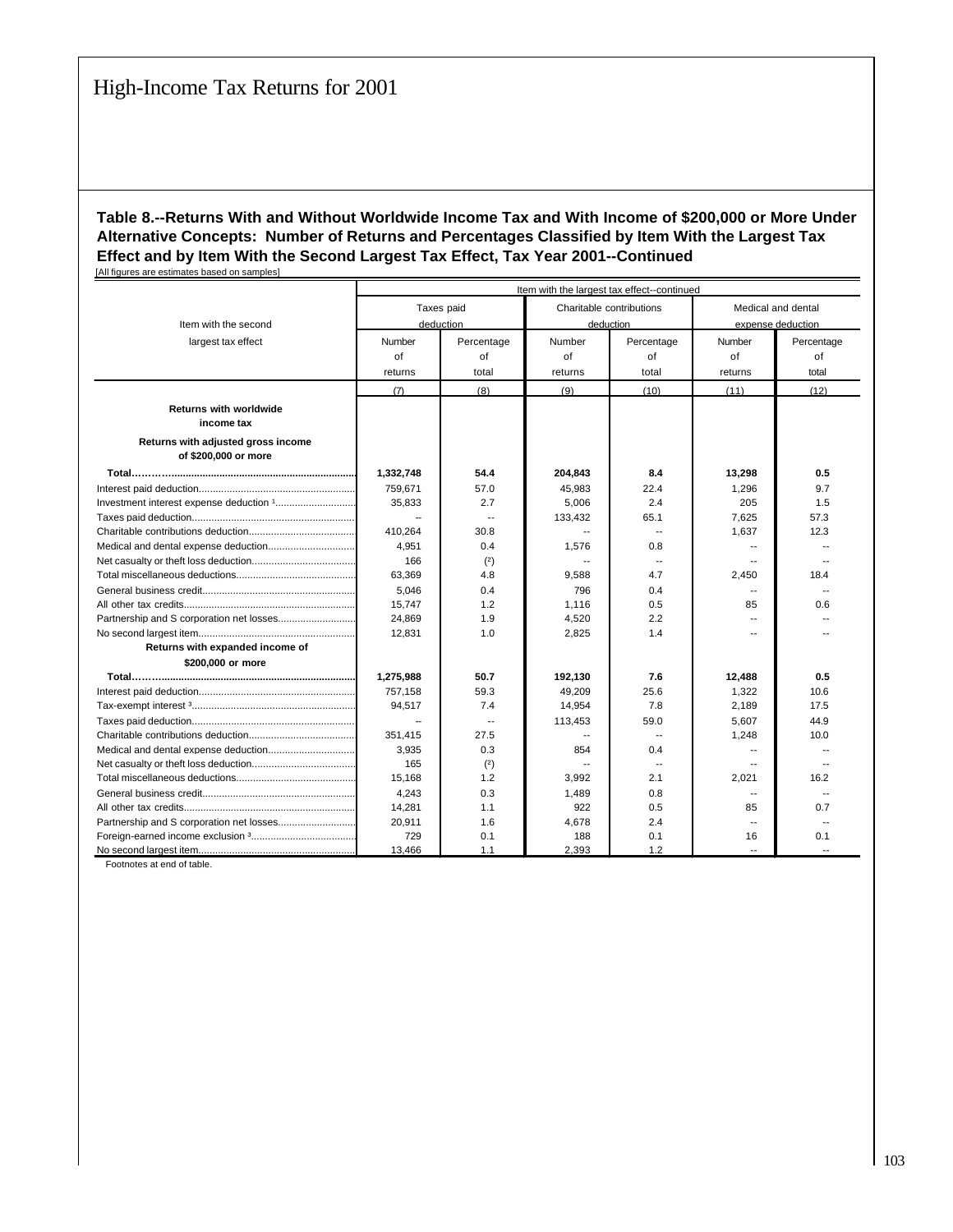**Table 8.--Returns With and Without Worldwide Income Tax and With Income of $200,000 or More Under Alternative Concepts: Number of Returns and Percentages Classified by Item With the Largest Tax Effect and by Item With the Second Largest Tax Effect, Tax Year 2001--Continued**

[All figures are estimates based on samples]

| Item with the second largest tax effect | Item with the largest tax effect--continued | | | | | |
|---|---|---|---|---|---|---|
| | Taxes paid deduction | | Charitable contributions deduction | | Medical and dental expense deduction | |
| | Number of returns | Percentage of total | Number of returns | Percentage of total | Number of returns | Percentage of total |
| | (7) | (8) | (9) | (10) | (11) | (12) |
| **Returns with worldwide income tax** | | | | | | |
| **Returns with adjusted gross income of $200,000 or more** | | | | | | |
| **Total** | **1,332,748** | **54.4** | **204,843** | **8.4** | **13,298** | **0.5** |
| Interest paid deduction | 759,671 | 57.0 | 45,983 | 22.4 | 1,296 | 9.7 |
| Investment interest expense deduction [1] | 35,833 | 2.7 | 5,006 | 2.4 | 205 | 1.5 |
| Taxes paid deduction | -- | -- | 133,432 | 65.1 | 7,625 | 57.3 |
| Charitable contributions deduction | 410,264 | 30.8 | -- | -- | 1,637 | 12.3 |
| Medical and dental expense deduction | 4,951 | 0.4 | 1,576 | 0.8 | -- | -- |
| Net casualty or theft loss deduction | 166 | (2) | -- | -- | -- | -- |
| Total miscellaneous deductions | 63,369 | 4.8 | 9,588 | 4.7 | 2,450 | 18.4 |
| General business credit | 5,046 | 0.4 | 796 | 0.4 | -- | -- |
| All other tax credits | 15,747 | 1.2 | 1,116 | 0.5 | 85 | 0.6 |
| Partnership and S corporation net losses | 24,869 | 1.9 | 4,520 | 2.2 | -- | -- |
| No second largest item | 12,831 | 1.0 | 2,825 | 1.4 | -- | -- |
| **Returns with expanded income of $200,000 or more** | | | | | | |
| **Total** | **1,275,988** | **50.7** | **192,130** | **7.6** | **12,488** | **0.5** |
| Interest paid deduction | 757,158 | 59.3 | 49,209 | 25.6 | 1,322 | 10.6 |
| Tax-exempt interest [3] | 94,517 | 7.4 | 14,954 | 7.8 | 2,189 | 17.5 |
| Taxes paid deduction | -- | -- | 113,453 | 59.0 | 5,607 | 44.9 |
| Charitable contributions deduction | 351,415 | 27.5 | -- | -- | 1,248 | 10.0 |
| Medical and dental expense deduction | 3,935 | 0.3 | 854 | 0.4 | -- | -- |
| Net casualty or theft loss deduction | 165 | (2) | -- | -- | -- | -- |
| Total miscellaneous deductions | 15,168 | 1.2 | 3,992 | 2.1 | 2,021 | 16.2 |
| General business credit | 4,243 | 0.3 | 1,489 | 0.8 | -- | -- |
| All other tax credits | 14,281 | 1.1 | 922 | 0.5 | 85 | 0.7 |
| Partnership and S corporation net losses | 20,911 | 1.6 | 4,678 | 2.4 | -- | -- |
| Foreign-earned income exclusion [3] | 729 | 0.1 | 188 | 0.1 | 16 | 0.1 |
| No second largest item | 13,466 | 1.1 | 2,393 | 1.2 | -- | -- |

Footnotes at end of table.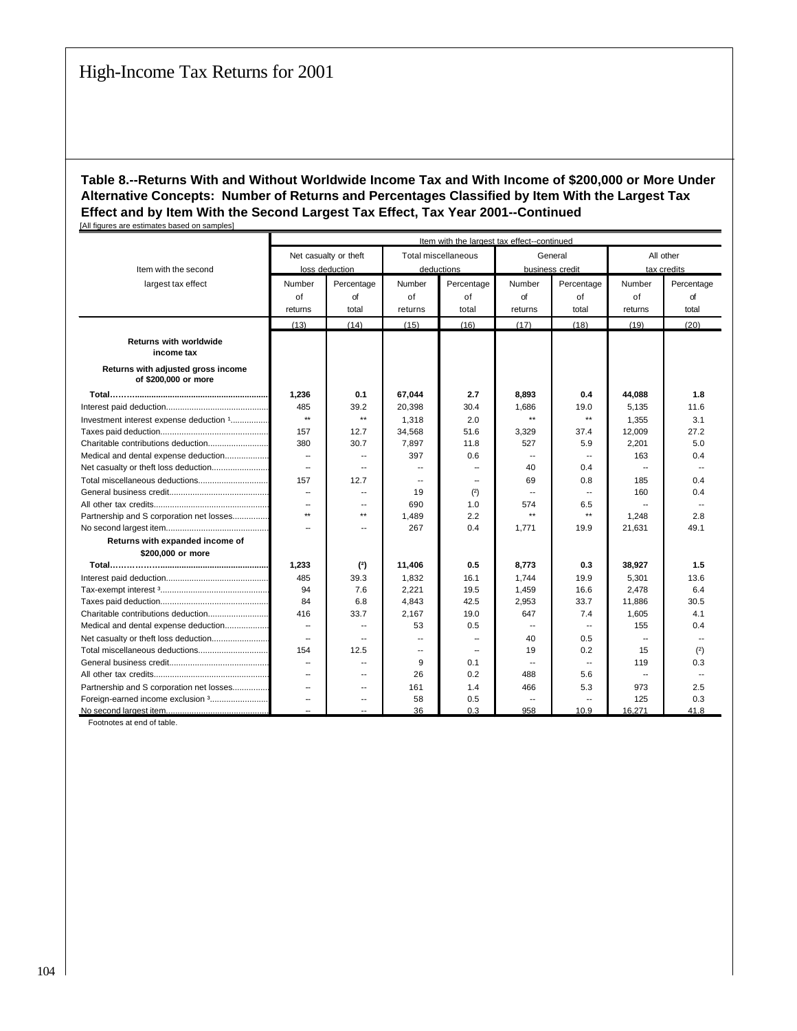# High-Income Tax Returns for 2001

**Table 8.--Returns With and Without Worldwide Income Tax and With Income of $200,000 or More Under Alternative Concepts: Number of Returns and Percentages Classified by Item With the Largest Tax Effect and by Item With the Second Largest Tax Effect, Tax Year 2001--Continued**

[All figures are estimates based on samples]

| Item with the second largest tax effect | Item with the largest tax effect--continued | | | | | | | |
|---|---|---|---|---|---|---|---|---|
| | Net casualty or theft loss deduction | | Total miscellaneous deductions | | General business credit | | All other tax credits | |
| | Number of returns | Percentage of total | Number of returns | Percentage of total | Number of returns | Percentage of total | Number of returns | Percentage of total |
| | (13) | (14) | (15) | (16) | (17) | (18) | (19) | (20) |
| **Returns with worldwide income tax** | | | | | | | | |
| **Returns with adjusted gross income of $200,000 or more** | | | | | | | | |
| **Total** | **1,236** | **0.1** | **67,044** | **2.7** | **8,893** | **0.4** | **44,088** | **1.8** |
| Interest paid deduction | 485 | 39.2 | 20,398 | 30.4 | 1,686 | 19.0 | 5,135 | 11.6 |
| Investment interest expense deduction [1] | ** | ** | 1,318 | 2.0 | ** | ** | 1,355 | 3.1 |
| Taxes paid deduction | 157 | 12.7 | 34,568 | 51.6 | 3,329 | 37.4 | 12,009 | 27.2 |
| Charitable contributions deduction | 380 | 30.7 | 7,897 | 11.8 | 527 | 5.9 | 2,201 | 5.0 |
| Medical and dental expense deduction | -- | -- | 397 | 0.6 | -- | -- | 163 | 0.4 |
| Net casualty or theft loss deduction | -- | -- | -- | -- | 40 | 0.4 | -- | -- |
| Total miscellaneous deductions | 157 | 12.7 | -- | -- | 69 | 0.8 | 185 | 0.4 |
| General business credit | -- | -- | 19 | ([2]) | -- | -- | 160 | 0.4 |
| All other tax credits | -- | -- | 690 | 1.0 | 574 | 6.5 | -- | -- |
| Partnership and S corporation net losses | ** | ** | 1,489 | 2.2 | ** | ** | 1,248 | 2.8 |
| No second largest item | -- | -- | 267 | 0.4 | 1,771 | 19.9 | 21,631 | 49.1 |
| **Returns with expanded income of $200,000 or more** | | | | | | | | |
| **Total** | **1,233** | **([2])** | **11,406** | **0.5** | **8,773** | **0.3** | **38,927** | **1.5** |
| Interest paid deduction | 485 | 39.3 | 1,832 | 16.1 | 1,744 | 19.9 | 5,301 | 13.6 |
| Tax-exempt interest [3] | 94 | 7.6 | 2,221 | 19.5 | 1,459 | 16.6 | 2,478 | 6.4 |
| Taxes paid deduction | 84 | 6.8 | 4,843 | 42.5 | 2,953 | 33.7 | 11,886 | 30.5 |
| Charitable contributions deduction | 416 | 33.7 | 2,167 | 19.0 | 647 | 7.4 | 1,605 | 4.1 |
| Medical and dental expense deduction | -- | -- | 53 | 0.5 | -- | -- | 155 | 0.4 |
| Net casualty or theft loss deduction | -- | -- | -- | -- | 40 | 0.5 | -- | -- |
| Total miscellaneous deductions | 154 | 12.5 | -- | -- | 19 | 0.2 | 15 | ([2]) |
| General business credit | -- | -- | 9 | 0.1 | -- | -- | 119 | 0.3 |
| All other tax credits | -- | -- | 26 | 0.2 | 488 | 5.6 | -- | -- |
| Partnership and S corporation net losses | -- | -- | 161 | 1.4 | 466 | 5.3 | 973 | 2.5 |
| Foreign-earned income exclusion [3] | -- | -- | 58 | 0.5 | -- | -- | 125 | 0.3 |
| No second largest item | -- | -- | 36 | 0.3 | 958 | 10.9 | 16,271 | 41.8 |

Footnotes at end of table.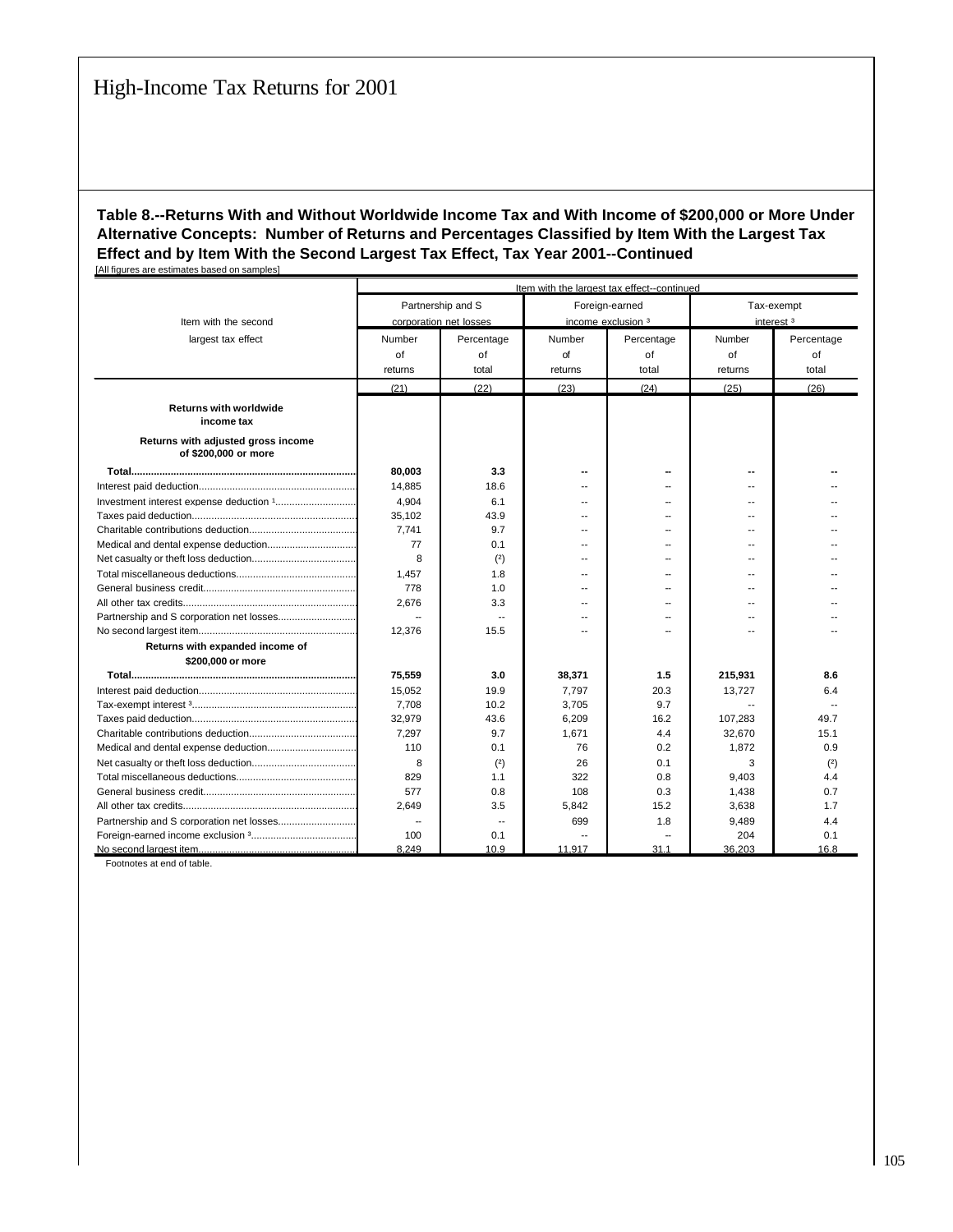# High-Income Tax Returns for 2001

**Table 8.--Returns With and Without Worldwide Income Tax and With Income of $200,000 or More Under Alternative Concepts: Number of Returns and Percentages Classified by Item With the Largest Tax Effect and by Item With the Second Largest Tax Effect, Tax Year 2001--Continued**

[All figures are estimates based on samples]

| Item with the second largest tax effect | Item with the largest tax effect--continued | | | | | |
|---|---|---|---|---|---|---|
| | Partnership and S corporation net losses | | Foreign-earned income exclusion [3] | | Tax-exempt interest [3] | |
| | Number of returns | Percentage of total | Number of returns | Percentage of total | Number of returns | Percentage of total |
| | (21) | (22) | (23) | (24) | (25) | (26) |
| **Returns with worldwide income tax** | | | | | | |
| **Returns with adjusted gross income of $200,000 or more** | | | | | | |
| **Total** | **80,003** | **3.3** | **--** | **--** | **--** | **--** |
| Interest paid deduction | 14,885 | 18.6 | -- | -- | -- | -- |
| Investment interest expense deduction [1] | 4,904 | 6.1 | -- | -- | -- | -- |
| Taxes paid deduction | 35,102 | 43.9 | -- | -- | -- | -- |
| Charitable contributions deduction | 7,741 | 9.7 | -- | -- | -- | -- |
| Medical and dental expense deduction | 77 | 0.1 | -- | -- | -- | -- |
| Net casualty or theft loss deduction | 8 | (²) | -- | -- | -- | -- |
| Total miscellaneous deductions | 1,457 | 1.8 | -- | -- | -- | -- |
| General business credit | 778 | 1.0 | -- | -- | -- | -- |
| All other tax credits | 2,676 | 3.3 | -- | -- | -- | -- |
| Partnership and S corporation net losses | -- | -- | -- | -- | -- | -- |
| No second largest item | 12,376 | 15.5 | -- | -- | -- | -- |
| **Returns with expanded income of $200,000 or more** | | | | | | |
| **Total** | **75,559** | **3.0** | **38,371** | **1.5** | **215,931** | **8.6** |
| Interest paid deduction | 15,052 | 19.9 | 7,797 | 20.3 | 13,727 | 6.4 |
| Tax-exempt interest [3] | 7,708 | 10.2 | 3,705 | 9.7 | -- | -- |
| Taxes paid deduction | 32,979 | 43.6 | 6,209 | 16.2 | 107,283 | 49.7 |
| Charitable contributions deduction | 7,297 | 9.7 | 1,671 | 4.4 | 32,670 | 15.1 |
| Medical and dental expense deduction | 110 | 0.1 | 76 | 0.2 | 1,872 | 0.9 |
| Net casualty or theft loss deduction | 8 | (²) | 26 | 0.1 | 3 | (²) |
| Total miscellaneous deductions | 829 | 1.1 | 322 | 0.8 | 9,403 | 4.4 |
| General business credit | 577 | 0.8 | 108 | 0.3 | 1,438 | 0.7 |
| All other tax credits | 2,649 | 3.5 | 5,842 | 15.2 | 3,638 | 1.7 |
| Partnership and S corporation net losses | -- | -- | 699 | 1.8 | 9,489 | 4.4 |
| Foreign-earned income exclusion [3] | 100 | 0.1 | -- | -- | 204 | 0.1 |
| No second largest item | 8,249 | 10.9 | 11,917 | 31.1 | 36,203 | 16.8 |

Footnotes at end of table.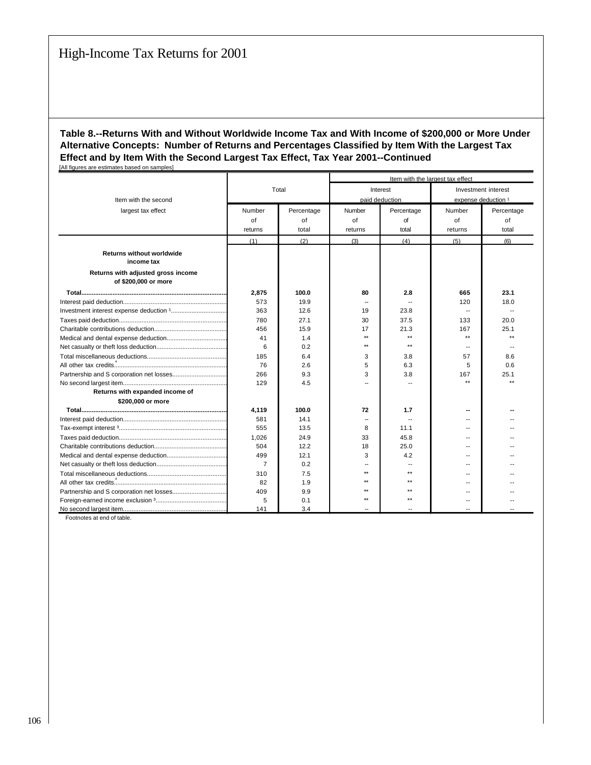# High-Income Tax Returns for 2001

**Table 8.--Returns With and Without Worldwide Income Tax and With Income of $200,000 or More Under Alternative Concepts: Number of Returns and Percentages Classified by Item With the Largest Tax Effect and by Item With the Second Largest Tax Effect, Tax Year 2001--Continued**

[All figures are estimates based on samples]

| Item with the second largest tax effect | Total | | Item with the largest tax effect | | | |
|---|---|---|---|---|---|---|
| | | | Interest paid deduction | | Investment interest expense deduction [1] | |
| | Number of returns | Percentage of total | Number of returns | Percentage of total | Number of returns | Percentage of total |
| | (1) | (2) | (3) | (4) | (5) | (6) |
| **Returns without worldwide income tax** | | | | | | |
| **Returns with adjusted gross income of $200,000 or more** | | | | | | |
| **Total** | **2,875** | **100.0** | **80** | **2.8** | **665** | **23.1** |
| Interest paid deduction | 573 | 19.9 | -- | -- | 120 | 18.0 |
| Investment interest expense deduction [1] | 363 | 12.6 | 19 | 23.8 | -- | -- |
| Taxes paid deduction | 780 | 27.1 | 30 | 37.5 | 133 | 20.0 |
| Charitable contributions deduction | 456 | 15.9 | 17 | 21.3 | 167 | 25.1 |
| Medical and dental expense deduction | 41 | 1.4 | ** | ** | ** | ** |
| Net casualty or theft loss deduction | 6 | 0.2 | ** | ** | -- | -- |
| Total miscellaneous deductions | 185 | 6.4 | 3 | 3.8 | 57 | 8.6 |
| All other tax credits [4] | 76 | 2.6 | 5 | 6.3 | 5 | 0.6 |
| Partnership and S corporation net losses | 266 | 9.3 | 3 | 3.8 | 167 | 25.1 |
| No second largest item | 129 | 4.5 | -- | -- | ** | ** |
| **Returns with expanded income of $200,000 or more** | | | | | | |
| **Total** | **4,119** | **100.0** | **72** | **1.7** | **--** | **--** |
| Interest paid deduction | 581 | 14.1 | -- | -- | -- | -- |
| Tax-exempt interest [3] | 555 | 13.5 | 8 | 11.1 | -- | -- |
| Taxes paid deduction | 1,026 | 24.9 | 33 | 45.8 | -- | -- |
| Charitable contributions deduction | 504 | 12.2 | 18 | 25.0 | -- | -- |
| Medical and dental expense deduction | 499 | 12.1 | 3 | 4.2 | -- | -- |
| Net casualty or theft loss deduction | 7 | 0.2 | -- | -- | -- | -- |
| Total miscellaneous deductions | 310 | 7.5 | ** | ** | -- | -- |
| All other tax credits [4] | 82 | 1.9 | ** | ** | -- | -- |
| Partnership and S corporation net losses | 409 | 9.9 | ** | ** | -- | -- |
| Foreign-earned income exclusion [3] | 5 | 0.1 | ** | ** | -- | -- |
| No second largest item | 141 | 3.4 | -- | -- | -- | -- |

Footnotes at end of table.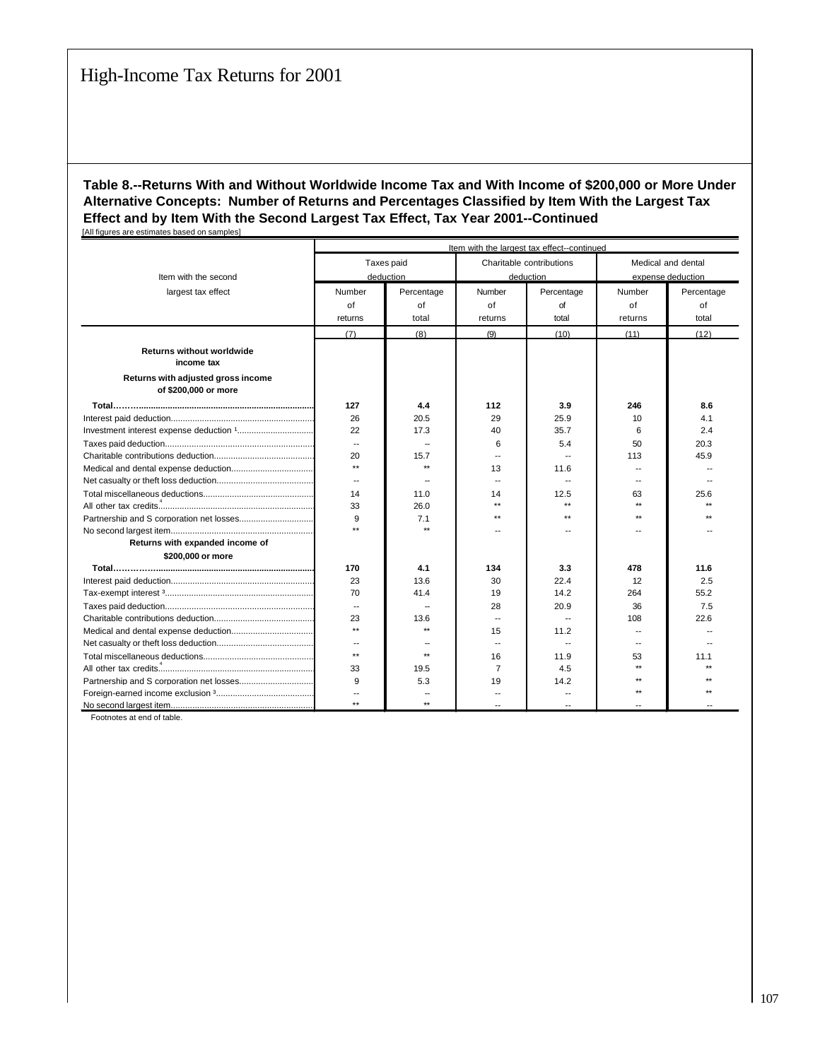# High-Income Tax Returns for 2001

**Table 8.--Returns With and Without Worldwide Income Tax and With Income of $200,000 or More Under Alternative Concepts: Number of Returns and Percentages Classified by Item With the Largest Tax Effect and by Item With the Second Largest Tax Effect, Tax Year 2001--Continued**

[All figures are estimates based on samples]

| Item with the second largest tax effect | Item with the largest tax effect--continued | | | | | |
|---|---|---|---|---|---|---|
| | Taxes paid deduction | | Charitable contributions deduction | | Medical and dental expense deduction | |
| | Number of returns | Percentage of total | Number of returns | Percentage of total | Number of returns | Percentage of total |
| | (7) | (8) | (9) | (10) | (11) | (12) |
| **Returns without worldwide income tax** | | | | | | |
| **Returns with adjusted gross income of $200,000 or more** | | | | | | |
| **Total** | **127** | **4.4** | **112** | **3.9** | **246** | **8.6** |
| Interest paid deduction | 26 | 20.5 | 29 | 25.9 | 10 | 4.1 |
| Investment interest expense deduction [1] | 22 | 17.3 | 40 | 35.7 | 6 | 2.4 |
| Taxes paid deduction | -- | -- | 6 | 5.4 | 50 | 20.3 |
| Charitable contributions deduction | 20 | 15.7 | -- | -- | 113 | 45.9 |
| Medical and dental expense deduction | ** | ** | 13 | 11.6 | -- | -- |
| Net casualty or theft loss deduction | -- | -- | -- | -- | -- | -- |
| Total miscellaneous deductions | 14 | 11.0 | 14 | 12.5 | 63 | 25.6 |
| All other tax credits [4] | 33 | 26.0 | ** | ** | ** | ** |
| Partnership and S corporation net losses | 9 | 7.1 | ** | ** | ** | ** |
| No second largest item | ** | ** | -- | -- | -- | -- |
| **Returns with expanded income of $200,000 or more** | | | | | | |
| **Total** | **170** | **4.1** | **134** | **3.3** | **478** | **11.6** |
| Interest paid deduction | 23 | 13.6 | 30 | 22.4 | 12 | 2.5 |
| Tax-exempt interest [3] | 70 | 41.4 | 19 | 14.2 | 264 | 55.2 |
| Taxes paid deduction | -- | -- | 28 | 20.9 | 36 | 7.5 |
| Charitable contributions deduction | 23 | 13.6 | -- | -- | 108 | 22.6 |
| Medical and dental expense deduction | ** | ** | 15 | 11.2 | -- | -- |
| Net casualty or theft loss deduction | -- | -- | -- | -- | -- | -- |
| Total miscellaneous deductions | ** | ** | 16 | 11.9 | 53 | 11.1 |
| All other tax credits [4] | 33 | 19.5 | 7 | 4.5 | ** | ** |
| Partnership and S corporation net losses | 9 | 5.3 | 19 | 14.2 | ** | ** |
| Foreign-earned income exclusion [3] | -- | -- | -- | -- | ** | ** |
| No second largest item | ** | ** | -- | -- | -- | -- |

Footnotes at end of table.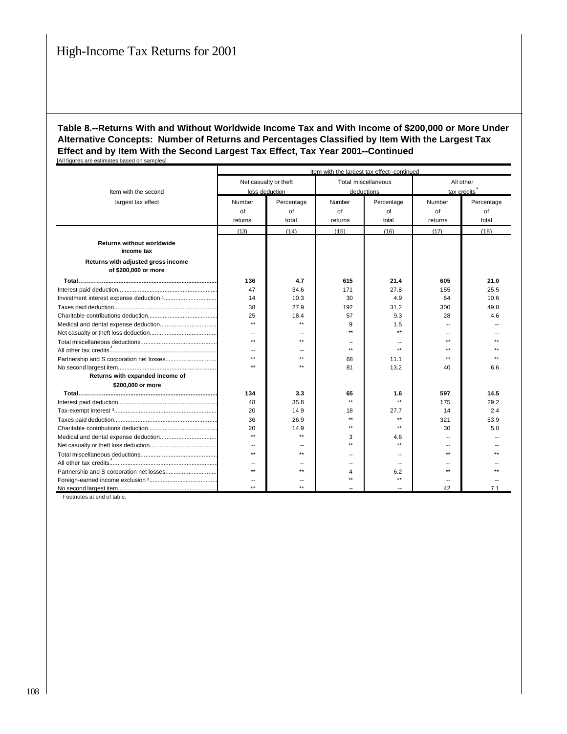# High-Income Tax Returns for 2001

**Table 8.--Returns With and Without Worldwide Income Tax and With Income of $200,000 or More Under Alternative Concepts: Number of Returns and Percentages Classified by Item With the Largest Tax Effect and by Item With the Second Largest Tax Effect, Tax Year 2001--Continued**

[All figures are estimates based on samples]

| Item with the second largest tax effect | Item with the largest tax effect--continued | | | | | |
|---|---|---|---|---|---|---|
| | Net casualty or theft loss deduction | | Total miscellaneous deductions | | All other tax credits [4] | |
| | Number of returns | Percentage of total | Number of returns | Percentage of total | Number of returns | Percentage of total |
| | (13) | (14) | (15) | (16) | (17) | (18) |
| **Returns without worldwide income tax** | | | | | | |
| **Returns with adjusted gross income of $200,000 or more** | | | | | | |
| **Total** | **136** | **4.7** | **615** | **21.4** | **605** | **21.0** |
| Interest paid deduction | 47 | 34.6 | 171 | 27.8 | 155 | 25.5 |
| Investment interest expense deduction [1] | 14 | 10.3 | 30 | 4.9 | 64 | 10.6 |
| Taxes paid deduction | 38 | 27.9 | 192 | 31.2 | 300 | 49.8 |
| Charitable contributions deduction | 25 | 18.4 | 57 | 9.3 | 28 | 4.6 |
| Medical and dental expense deduction | ** | ** | 9 | 1.5 | -- | -- |
| Net casualty or theft loss deduction | -- | -- | ** | ** | -- | -- |
| Total miscellaneous deductions | ** | ** | -- | -- | ** | ** |
| All other tax credits [4] | -- | -- | ** | ** | ** | ** |
| Partnership and S corporation net losses | ** | ** | 68 | 11.1 | ** | ** |
| No second largest item | ** | ** | 81 | 13.2 | 40 | 6.6 |
| **Returns with expanded income of $200,000 or more** | | | | | | |
| **Total** | **134** | **3.3** | **65** | **1.6** | **597** | **14.5** |
| Interest paid deduction | 48 | 35.8 | ** | ** | 175 | 29.2 |
| Tax-exempt interest [3] | 20 | 14.9 | 18 | 27.7 | 14 | 2.4 |
| Taxes paid deduction | 36 | 26.9 | ** | ** | 321 | 53.9 |
| Charitable contributions deduction | 20 | 14.9 | ** | ** | 30 | 5.0 |
| Medical and dental expense deduction | ** | ** | 3 | 4.6 | -- | -- |
| Net casualty or theft loss deduction | -- | -- | ** | ** | -- | -- |
| Total miscellaneous deductions | ** | ** | -- | -- | ** | ** |
| All other tax credits [4] | -- | -- | -- | -- | -- | -- |
| Partnership and S corporation net losses | ** | ** | 4 | 6.2 | ** | ** |
| Foreign-earned income exclusion [3] | -- | -- | ** | ** | -- | -- |
| No second largest item | ** | ** | -- | -- | 42 | 7.1 |

Footnotes at end of table.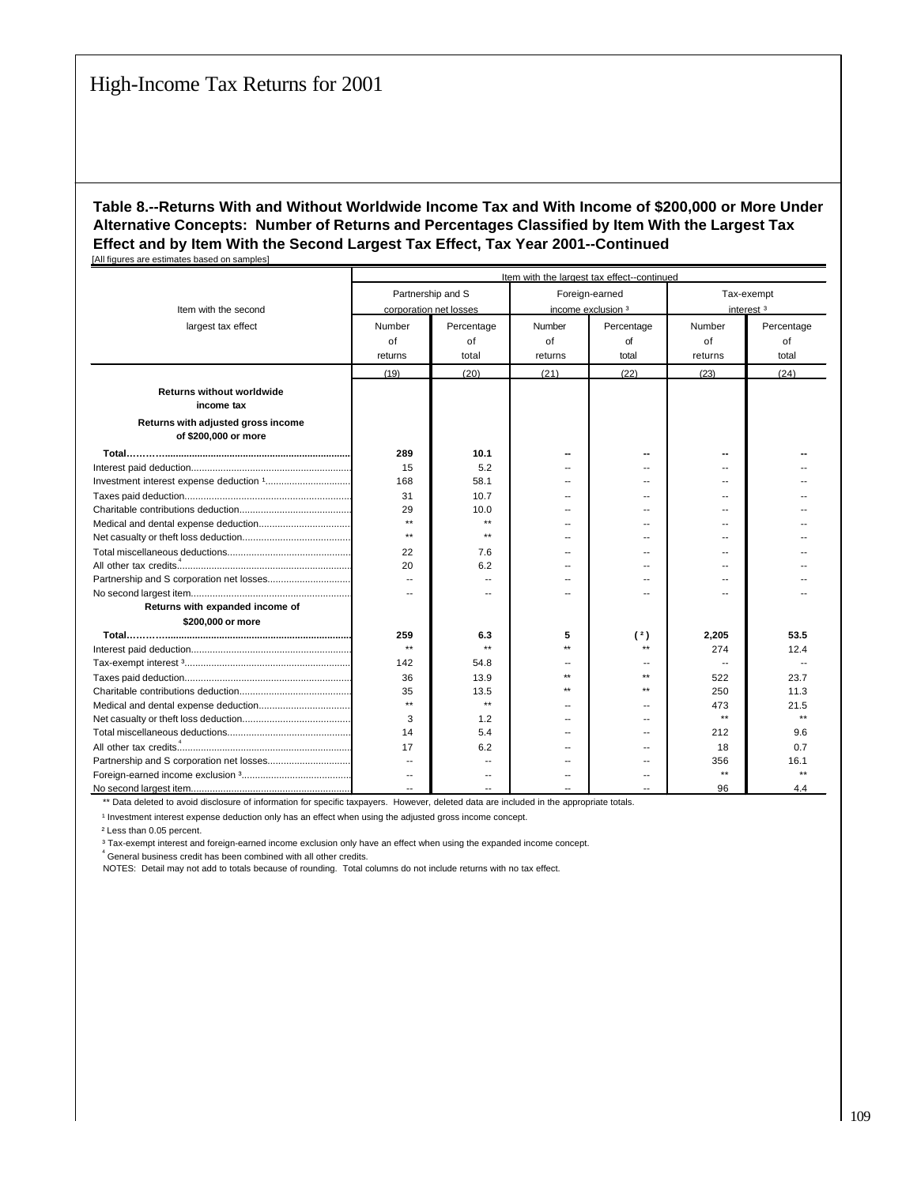High-Income Tax Returns for 2001

**Table 8.--Returns With and Without Worldwide Income Tax and With Income of $200,000 or More Under Alternative Concepts: Number of Returns and Percentages Classified by Item With the Largest Tax Effect and by Item With the Second Largest Tax Effect, Tax Year 2001--Continued**

[All figures are estimates based on samples]

| Item with the second largest tax effect | Item with the largest tax effect--continued | | | | | |
|---|---|---|---|---|---|---|
| | Partnership and S corporation net losses | | Foreign-earned income exclusion [3] | | Tax-exempt interest [3] | |
| | Number of returns | Percentage of total | Number of returns | Percentage of total | Number of returns | Percentage of total |
| | (19) | (20) | (21) | (22) | (23) | (24) |
| **Returns without worldwide income tax** | | | | | | |
| **Returns with adjusted gross income of $200,000 or more** | | | | | | |
| **Total** | **289** | **10.1** | **--** | **--** | **--** | **--** |
| Interest paid deduction | 15 | 5.2 | -- | -- | -- | -- |
| Investment interest expense deduction [1] | 168 | 58.1 | -- | -- | -- | -- |
| Taxes paid deduction | 31 | 10.7 | -- | -- | -- | -- |
| Charitable contributions deduction | 29 | 10.0 | -- | -- | -- | -- |
| Medical and dental expense deduction | ** | ** | -- | -- | -- | -- |
| Net casualty or theft loss deduction | ** | ** | -- | -- | -- | -- |
| Total miscellaneous deductions | 22 | 7.6 | -- | -- | -- | -- |
| All other tax credits [4] | 20 | 6.2 | -- | -- | -- | -- |
| Partnership and S corporation net losses | -- | -- | -- | -- | -- | -- |
| No second largest item | -- | -- | -- | -- | -- | -- |
| **Returns with expanded income of $200,000 or more** | | | | | | |
| **Total** | **259** | **6.3** | **5** | **( [2] )** | **2,205** | **53.5** |
| Interest paid deduction | ** | ** | ** | ** | 274 | 12.4 |
| Tax-exempt interest [3] | 142 | 54.8 | -- | -- | -- | -- |
| Taxes paid deduction | 36 | 13.9 | ** | ** | 522 | 23.7 |
| Charitable contributions deduction | 35 | 13.5 | ** | ** | 250 | 11.3 |
| Medical and dental expense deduction | ** | ** | -- | -- | 473 | 21.5 |
| Net casualty or theft loss deduction | 3 | 1.2 | -- | -- | ** | ** |
| Total miscellaneous deductions | 14 | 5.4 | -- | -- | 212 | 9.6 |
| All other tax credits [4] | 17 | 6.2 | -- | -- | 18 | 0.7 |
| Partnership and S corporation net losses | -- | -- | -- | -- | 356 | 16.1 |
| Foreign-earned income exclusion [3] | -- | -- | -- | -- | ** | ** |
| No second largest item | -- | -- | -- | -- | 96 | 4.4 |

** Data deleted to avoid disclosure of information for specific taxpayers. However, deleted data are included in the appropriate totals.

[1] Investment interest expense deduction only has an effect when using the adjusted gross income concept.

[2] Less than 0.05 percent.

[3] Tax-exempt interest and foreign-earned income exclusion only have an effect when using the expanded income concept.

[4] General business credit has been combined with all other credits.

NOTES: Detail may not add to totals because of rounding. Total columns do not include returns with no tax effect.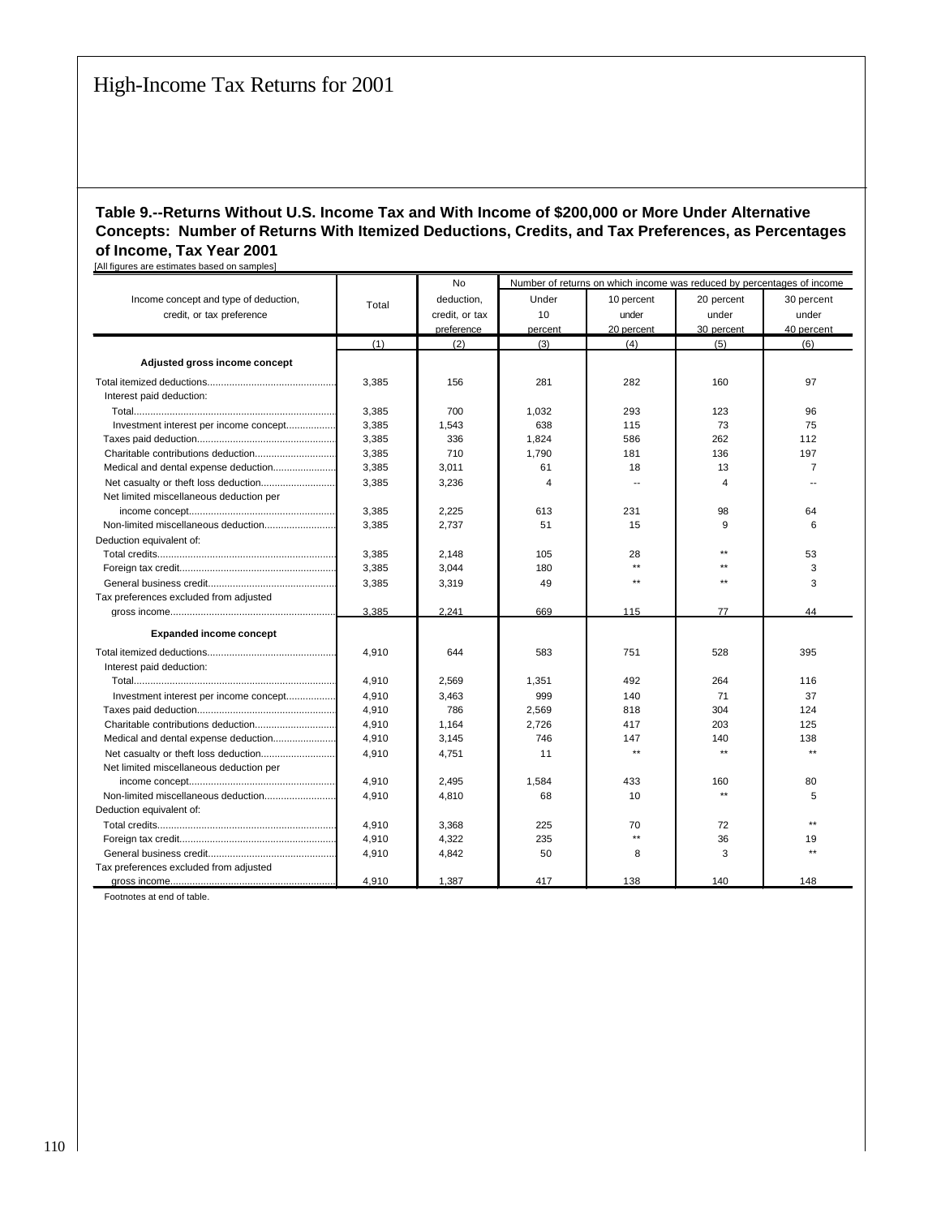# High-Income Tax Returns for 2001

**Table 9.--Returns Without U.S. Income Tax and With Income of $200,000 or More Under Alternative Concepts: Number of Returns With Itemized Deductions, Credits, and Tax Preferences, as Percentages of Income, Tax Year 2001**

[All figures are estimates based on samples]

| Income concept and type of deduction, credit, or tax preference | Total | No deduction, credit, or tax preference | Number of returns on which income was reduced by percentages of income: Under 10 percent | 10 percent under 20 percent | 20 percent under 30 percent | 30 percent under 40 percent |
|---|---|---|---|---|---|---|
| | (1) | (2) | (3) | (4) | (5) | (6) |
| **Adjusted gross income concept** | | | | | | |
| Total itemized deductions | 3,385 | 156 | 281 | 282 | 160 | 97 |
| Interest paid deduction: | | | | | | |
| Total | 3,385 | 700 | 1,032 | 293 | 123 | 96 |
| Investment interest per income concept | 3,385 | 1,543 | 638 | 115 | 73 | 75 |
| Taxes paid deduction | 3,385 | 336 | 1,824 | 586 | 262 | 112 |
| Charitable contributions deduction | 3,385 | 710 | 1,790 | 181 | 136 | 197 |
| Medical and dental expense deduction | 3,385 | 3,011 | 61 | 18 | 13 | 7 |
| Net casualty or theft loss deduction | 3,385 | 3,236 | 4 | -- | 4 | -- |
| Net limited miscellaneous deduction per income concept | 3,385 | 2,225 | 613 | 231 | 98 | 64 |
| Non-limited miscellaneous deduction | 3,385 | 2,737 | 51 | 15 | 9 | 6 |
| Deduction equivalent of: | | | | | | |
| Total credits | 3,385 | 2,148 | 105 | 28 | ** | 53 |
| Foreign tax credit | 3,385 | 3,044 | 180 | ** | ** | 3 |
| General business credit | 3,385 | 3,319 | 49 | ** | ** | 3 |
| Tax preferences excluded from adjusted gross income | 3,385 | 2,241 | 669 | 115 | 77 | 44 |
| **Expanded income concept** | | | | | | |
| Total itemized deductions | 4,910 | 644 | 583 | 751 | 528 | 395 |
| Interest paid deduction: | | | | | | |
| Total | 4,910 | 2,569 | 1,351 | 492 | 264 | 116 |
| Investment interest per income concept | 4,910 | 3,463 | 999 | 140 | 71 | 37 |
| Taxes paid deduction | 4,910 | 786 | 2,569 | 818 | 304 | 124 |
| Charitable contributions deduction | 4,910 | 1,164 | 2,726 | 417 | 203 | 125 |
| Medical and dental expense deduction | 4,910 | 3,145 | 746 | 147 | 140 | 138 |
| Net casualty or theft loss deduction | 4,910 | 4,751 | 11 | ** | ** | ** |
| Net limited miscellaneous deduction per income concept | 4,910 | 2,495 | 1,584 | 433 | 160 | 80 |
| Non-limited miscellaneous deduction | 4,910 | 4,810 | 68 | 10 | ** | 5 |
| Deduction equivalent of: | | | | | | |
| Total credits | 4,910 | 3,368 | 225 | 70 | 72 | ** |
| Foreign tax credit | 4,910 | 4,322 | 235 | ** | 36 | 19 |
| General business credit | 4,910 | 4,842 | 50 | 8 | 3 | ** |
| Tax preferences excluded from adjusted gross income | 4,910 | 1,387 | 417 | 138 | 140 | 148 |

Footnotes at end of table.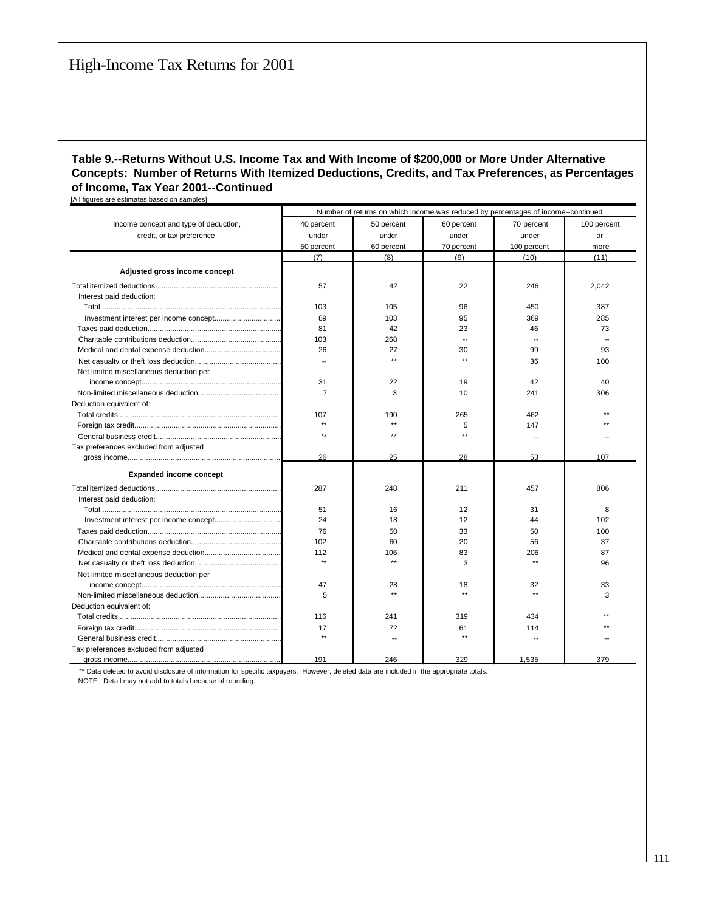# High-Income Tax Returns for 2001

**Table 9.--Returns Without U.S. Income Tax and With Income of $200,000 or More Under Alternative Concepts: Number of Returns With Itemized Deductions, Credits, and Tax Preferences, as Percentages of Income, Tax Year 2001--Continued**

[All figures are estimates based on samples]

| Income concept and type of deduction, credit, or tax preference | Number of returns on which income was reduced by percentages of income--continued | | | | |
|---|---|---|---|---|---|
| | 40 percent under 50 percent | 50 percent under 60 percent | 60 percent under 70 percent | 70 percent under 100 percent | 100 percent or more |
| | (7) | (8) | (9) | (10) | (11) |
| **Adjusted gross income concept** | | | | | |
| Total itemized deductions | 57 | 42 | 22 | 246 | 2,042 |
| Interest paid deduction: | | | | | |
| Total | 103 | 105 | 96 | 450 | 387 |
| Investment interest per income concept | 89 | 103 | 95 | 369 | 285 |
| Taxes paid deduction | 81 | 42 | 23 | 46 | 73 |
| Charitable contributions deduction | 103 | 268 | -- | -- | -- |
| Medical and dental expense deduction | 26 | 27 | 30 | 99 | 93 |
| Net casualty or theft loss deduction | -- | ** | ** | 36 | 100 |
| Net limited miscellaneous deduction per income concept | 31 | 22 | 19 | 42 | 40 |
| Non-limited miscellaneous deduction | 7 | 3 | 10 | 241 | 306 |
| Deduction equivalent of: | | | | | |
| Total credits | 107 | 190 | 265 | 462 | ** |
| Foreign tax credit | ** | ** | 5 | 147 | ** |
| General business credit | ** | ** | ** | -- | -- |
| Tax preferences excluded from adjusted gross income | 26 | 25 | 28 | 53 | 107 |
| **Expanded income concept** | | | | | |
| Total itemized deductions | 287 | 248 | 211 | 457 | 806 |
| Interest paid deduction: | | | | | |
| Total | 51 | 16 | 12 | 31 | 8 |
| Investment interest per income concept | 24 | 18 | 12 | 44 | 102 |
| Taxes paid deduction | 76 | 50 | 33 | 50 | 100 |
| Charitable contributions deduction | 102 | 60 | 20 | 56 | 37 |
| Medical and dental expense deduction | 112 | 106 | 83 | 206 | 87 |
| Net casualty or theft loss deduction | ** | ** | 3 | ** | 96 |
| Net limited miscellaneous deduction per income concept | 47 | 28 | 18 | 32 | 33 |
| Non-limited miscellaneous deduction | 5 | ** | ** | ** | 3 |
| Deduction equivalent of: | | | | | |
| Total credits | 116 | 241 | 319 | 434 | ** |
| Foreign tax credit | 17 | 72 | 61 | 114 | ** |
| General business credit | ** | -- | ** | -- | -- |
| Tax preferences excluded from adjusted gross income | 191 | 246 | 329 | 1,535 | 379 |

** Data deleted to avoid disclosure of information for specific taxpayers. However, deleted data are included in the appropriate totals.

NOTE: Detail may not add to totals because of rounding.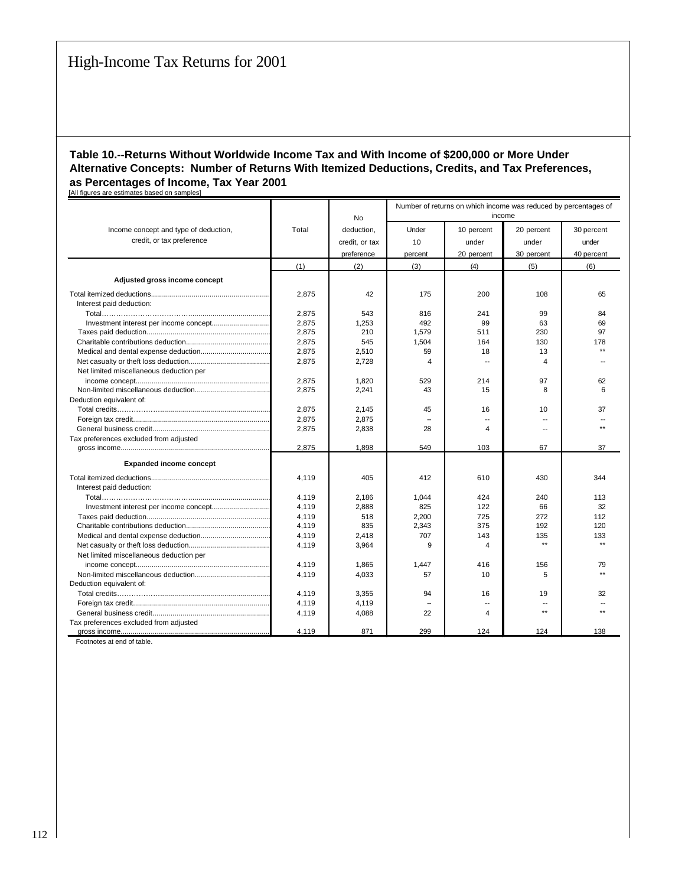# High-Income Tax Returns for 2001

**Table 10.--Returns Without Worldwide Income Tax and With Income of $200,000 or More Under Alternative Concepts: Number of Returns With Itemized Deductions, Credits, and Tax Preferences, as Percentages of Income, Tax Year 2001**

[All figures are estimates based on samples]

| Income concept and type of deduction, credit, or tax preference | Total | No deduction, credit, or tax preference | Number of returns on which income was reduced by percentages of income: Under 10 percent | 10 percent under 20 percent | 20 percent under 30 percent | 30 percent under 40 percent |
|---|---|---|---|---|---|---|
| | (1) | (2) | (3) | (4) | (5) | (6) |
| **Adjusted gross income concept** | | | | | | |
| Total itemized deductions | 2,875 | 42 | 175 | 200 | 108 | 65 |
| Interest paid deduction: | | | | | | |
| Total | 2,875 | 543 | 816 | 241 | 99 | 84 |
| Investment interest per income concept | 2,875 | 1,253 | 492 | 99 | 63 | 69 |
| Taxes paid deduction | 2,875 | 210 | 1,579 | 511 | 230 | 97 |
| Charitable contributions deduction | 2,875 | 545 | 1,504 | 164 | 130 | 178 |
| Medical and dental expense deduction | 2,875 | 2,510 | 59 | 18 | 13 | ** |
| Net casualty or theft loss deduction | 2,875 | 2,728 | 4 | -- | 4 | -- |
| Net limited miscellaneous deduction per income concept | 2,875 | 1,820 | 529 | 214 | 97 | 62 |
| Non-limited miscellaneous deduction | 2,875 | 2,241 | 43 | 15 | 8 | 6 |
| Deduction equivalent of: | | | | | | |
| Total credits | 2,875 | 2,145 | 45 | 16 | 10 | 37 |
| Foreign tax credit | 2,875 | 2,875 | -- | -- | -- | -- |
| General business credit | 2,875 | 2,838 | 28 | 4 | -- | ** |
| Tax preferences excluded from adjusted gross income | 2,875 | 1,898 | 549 | 103 | 67 | 37 |
| **Expanded income concept** | | | | | | |
| Total itemized deductions | 4,119 | 405 | 412 | 610 | 430 | 344 |
| Interest paid deduction: | | | | | | |
| Total | 4,119 | 2,186 | 1,044 | 424 | 240 | 113 |
| Investment interest per income concept | 4,119 | 2,888 | 825 | 122 | 66 | 32 |
| Taxes paid deduction | 4,119 | 518 | 2,200 | 725 | 272 | 112 |
| Charitable contributions deduction | 4,119 | 835 | 2,343 | 375 | 192 | 120 |
| Medical and dental expense deduction | 4,119 | 2,418 | 707 | 143 | 135 | 133 |
| Net casualty or theft loss deduction | 4,119 | 3,964 | 9 | 4 | ** | ** |
| Net limited miscellaneous deduction per income concept | 4,119 | 1,865 | 1,447 | 416 | 156 | 79 |
| Non-limited miscellaneous deduction | 4,119 | 4,033 | 57 | 10 | 5 | ** |
| Deduction equivalent of: | | | | | | |
| Total credits | 4,119 | 3,355 | 94 | 16 | 19 | 32 |
| Foreign tax credit | 4,119 | 4,119 | -- | -- | -- | -- |
| General business credit | 4,119 | 4,088 | 22 | 4 | ** | ** |
| Tax preferences excluded from adjusted gross income | 4,119 | 871 | 299 | 124 | 124 | 138 |

Footnotes at end of table.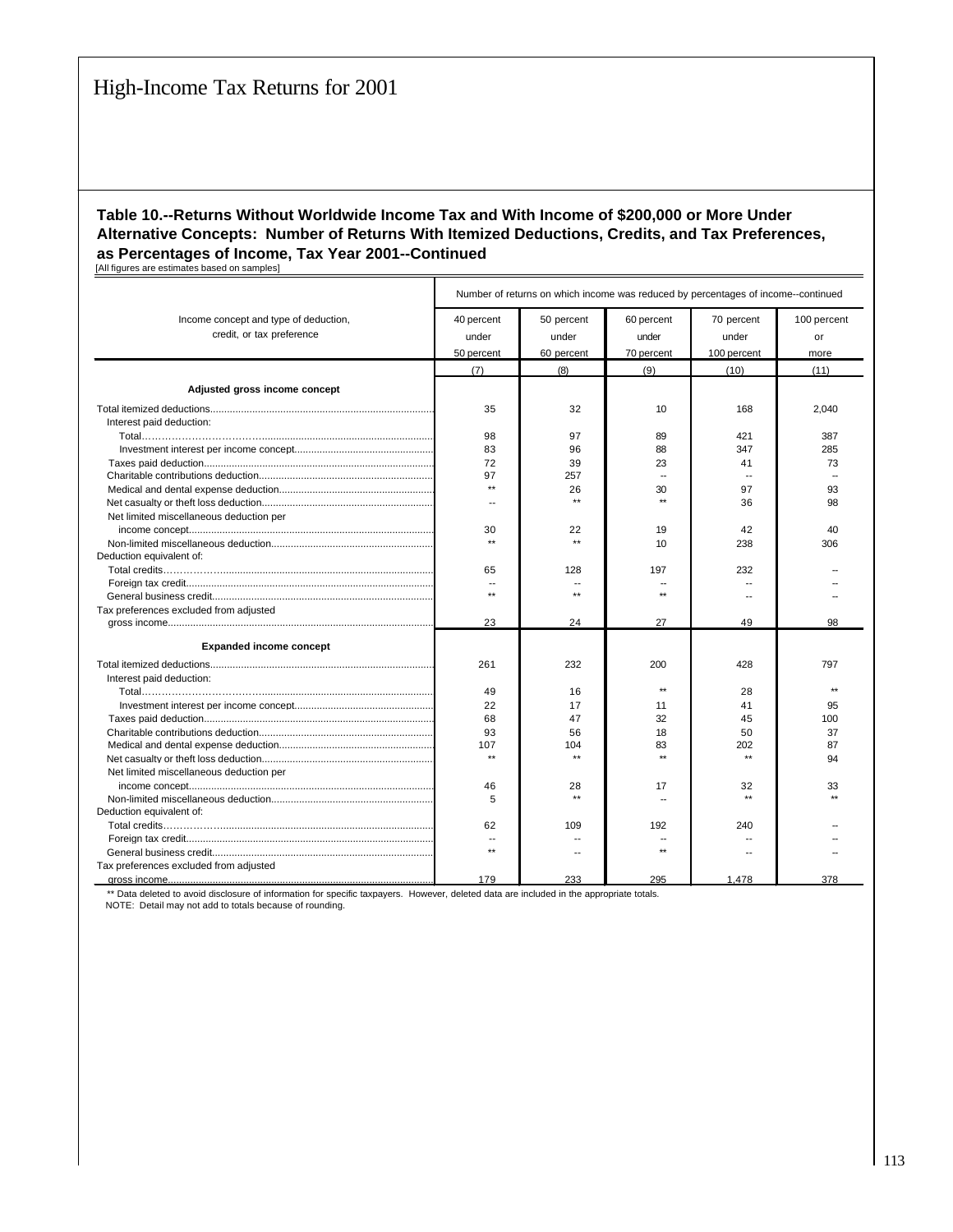## Table 10.--Returns Without Worldwide Income Tax and With Income of $200,000 or More Under Alternative Concepts: Number of Returns With Itemized Deductions, Credits, and Tax Preferences, as Percentages of Income, Tax Year 2001--Continued

[All figures are estimates based on samples]

| Income concept and type of deduction, credit, or tax preference | Number of returns on which income was reduced by percentages of income--continued | | | | |
|---|---|---|---|---|---|
| | 40 percent under 50 percent | 50 percent under 60 percent | 60 percent under 70 percent | 70 percent under 100 percent | 100 percent or more |
| | (7) | (8) | (9) | (10) | (11) |
| **Adjusted gross income concept** | | | | | |
| Total itemized deductions | 35 | 32 | 10 | 168 | 2,040 |
| Interest paid deduction: | | | | | |
| Total | 98 | 97 | 89 | 421 | 387 |
| Investment interest per income concept | 83 | 96 | 88 | 347 | 285 |
| Taxes paid deduction | 72 | 39 | 23 | 41 | 73 |
| Charitable contributions deduction | 97 | 257 | -- | -- | -- |
| Medical and dental expense deduction | ** | 26 | 30 | 97 | 93 |
| Net casualty or theft loss deduction | -- | ** | ** | 36 | 98 |
| Net limited miscellaneous deduction per income concept | 30 | 22 | 19 | 42 | 40 |
| Non-limited miscellaneous deduction | ** | ** | 10 | 238 | 306 |
| Deduction equivalent of: | | | | | |
| Total credits | 65 | 128 | 197 | 232 | -- |
| Foreign tax credit | -- | -- | -- | -- | -- |
| General business credit | ** | ** | ** | -- | -- |
| Tax preferences excluded from adjusted gross income | 23 | 24 | 27 | 49 | 98 |
| **Expanded income concept** | | | | | |
| Total itemized deductions | 261 | 232 | 200 | 428 | 797 |
| Interest paid deduction: | | | | | |
| Total | 49 | 16 | ** | 28 | ** |
| Investment interest per income concept | 22 | 17 | 11 | 41 | 95 |
| Taxes paid deduction | 68 | 47 | 32 | 45 | 100 |
| Charitable contributions deduction | 93 | 56 | 18 | 50 | 37 |
| Medical and dental expense deduction | 107 | 104 | 83 | 202 | 87 |
| Net casualty or theft loss deduction | ** | ** | ** | ** | 94 |
| Net limited miscellaneous deduction per income concept | 46 | 28 | 17 | 32 | 33 |
| Non-limited miscellaneous deduction | 5 | ** | -- | ** | ** |
| Deduction equivalent of: | | | | | |
| Total credits | 62 | 109 | 192 | 240 | -- |
| Foreign tax credit | -- | -- | -- | -- | -- |
| General business credit | ** | -- | ** | -- | -- |
| Tax preferences excluded from adjusted gross income | 179 | 233 | 295 | 1,478 | 378 |

** Data deleted to avoid disclosure of information for specific taxpayers. However, deleted data are included in the appropriate totals.

NOTE: Detail may not add to totals because of rounding.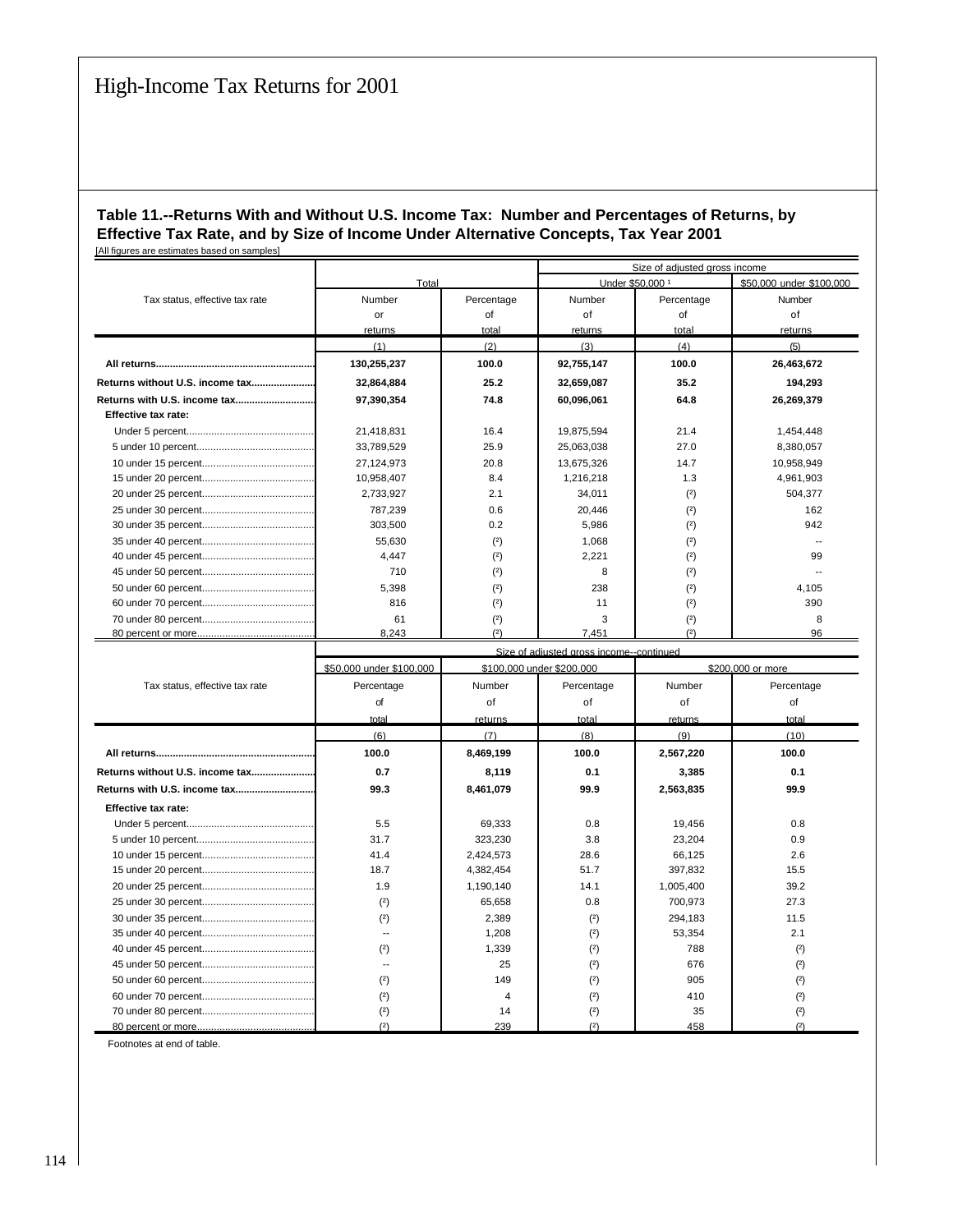## Table 11.--Returns With and Without U.S. Income Tax: Number and Percentages of Returns, by Effective Tax Rate, and by Size of Income Under Alternative Concepts, Tax Year 2001

[All figures are estimates based on samples]

| Tax status, effective tax rate | Total | | Size of adjusted gross income | | | | | | | |
|---|---|---|---|---|---|---|---|---|---|---|
| | | | Under $50,000 [1] | | $50,000 under $100,000 | | $100,000 under $200,000 | | $200,000 or more | |
| | Number of returns | Percentage of total | Number of returns | Percentage of total | Number of returns | Percentage of total | Number of returns | Percentage of total | Number of returns | Percentage of total |
| | (1) | (2) | (3) | (4) | (5) | (6) | (7) | (8) | (9) | (10) |
| **All returns** | **130,255,237** | **100.0** | **92,755,147** | **100.0** | **26,463,672** | **100.0** | **8,469,199** | **100.0** | **2,567,220** | **100.0** |
| **Returns without U.S. income tax** | **32,864,884** | **25.2** | **32,659,087** | **35.2** | **194,293** | **0.7** | **8,119** | **0.1** | **3,385** | **0.1** |
| **Returns with U.S. income tax** | **97,390,354** | **74.8** | **60,096,061** | **64.8** | **26,269,379** | **99.3** | **8,461,079** | **99.9** | **2,563,835** | **99.9** |
| **Effective tax rate:** | | | | | | | | | | |
| Under 5 percent | 21,418,831 | 16.4 | 19,875,594 | 21.4 | 1,454,448 | 5.5 | 69,333 | 0.8 | 19,456 | 0.8 |
| 5 under 10 percent | 33,789,529 | 25.9 | 25,063,038 | 27.0 | 8,380,057 | 31.7 | 323,230 | 3.8 | 23,204 | 0.9 |
| 10 under 15 percent | 27,124,973 | 20.8 | 13,675,326 | 14.7 | 10,958,949 | 41.4 | 2,424,573 | 28.6 | 66,125 | 2.6 |
| 15 under 20 percent | 10,958,407 | 8.4 | 1,216,218 | 1.3 | 4,961,903 | 18.7 | 4,382,454 | 51.7 | 397,832 | 15.5 |
| 20 under 25 percent | 2,733,927 | 2.1 | 34,011 | (2) | 504,377 | 1.9 | 1,190,140 | 14.1 | 1,005,400 | 39.2 |
| 25 under 30 percent | 787,239 | 0.6 | 20,446 | (2) | 162 | (2) | 65,658 | 0.8 | 700,973 | 27.3 |
| 30 under 35 percent | 303,500 | 0.2 | 5,986 | (2) | 942 | (2) | 2,389 | (2) | 294,183 | 11.5 |
| 35 under 40 percent | 55,630 | (2) | 1,068 | (2) | -- | -- | 1,208 | (2) | 53,354 | 2.1 |
| 40 under 45 percent | 4,447 | (2) | 2,221 | (2) | 99 | (2) | 1,339 | (2) | 788 | (2) |
| 45 under 50 percent | 710 | (2) | 8 | (2) | -- | -- | 25 | (2) | 676 | (2) |
| 50 under 60 percent | 5,398 | (2) | 238 | (2) | 4,105 | (2) | 149 | (2) | 905 | (2) |
| 60 under 70 percent | 816 | (2) | 11 | (2) | 390 | (2) | 4 | (2) | 410 | (2) |
| 70 under 80 percent | 61 | (2) | 3 | (2) | 8 | (2) | 14 | (2) | 35 | (2) |
| 80 percent or more | 8,243 | (2) | 7,451 | (2) | 96 | (2) | 239 | (2) | 458 | (2) |

Footnotes at end of table.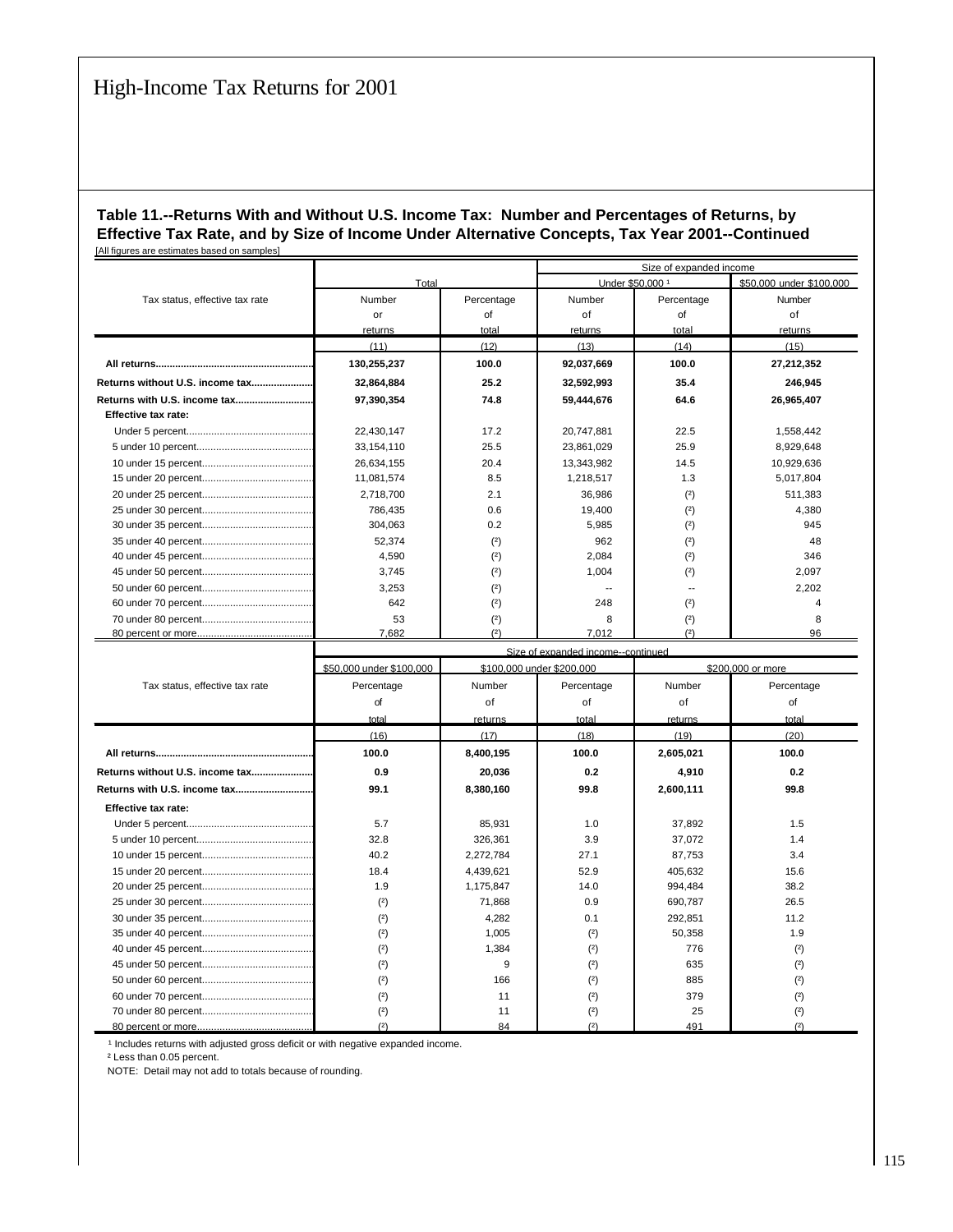## Table 11.--Returns With and Without U.S. Income Tax: Number and Percentages of Returns, by Effective Tax Rate, and by Size of Income Under Alternative Concepts, Tax Year 2001--Continued

[All figures are estimates based on samples]

| Tax status, effective tax rate | Total | | Size of expanded income | | |
|---|---|---|---|---|---|
| | | | Under $50,000 [1] | | $50,000 under $100,000 |
| | Number or returns | Percentage of total | Number of returns | Percentage of total | Number of returns |
| | (11) | (12) | (13) | (14) | (15) |
| **All returns** | **130,255,237** | **100.0** | **92,037,669** | **100.0** | **27,212,352** |
| **Returns without U.S. income tax** | **32,864,884** | **25.2** | **32,592,993** | **35.4** | **246,945** |
| **Returns with U.S. income tax** | **97,390,354** | **74.8** | **59,444,676** | **64.6** | **26,965,407** |
| **Effective tax rate:** | | | | | |
| Under 5 percent | 22,430,147 | 17.2 | 20,747,881 | 22.5 | 1,558,442 |
| 5 under 10 percent | 33,154,110 | 25.5 | 23,861,029 | 25.9 | 8,929,648 |
| 10 under 15 percent | 26,634,155 | 20.4 | 13,343,982 | 14.5 | 10,929,636 |
| 15 under 20 percent | 11,081,574 | 8.5 | 1,218,517 | 1.3 | 5,017,804 |
| 20 under 25 percent | 2,718,700 | 2.1 | 36,986 | (2) | 511,383 |
| 25 under 30 percent | 786,435 | 0.6 | 19,400 | (2) | 4,380 |
| 30 under 35 percent | 304,063 | 0.2 | 5,985 | (2) | 945 |
| 35 under 40 percent | 52,374 | (2) | 962 | (2) | 48 |
| 40 under 45 percent | 4,590 | (2) | 2,084 | (2) | 346 |
| 45 under 50 percent | 3,745 | (2) | 1,004 | (2) | 2,097 |
| 50 under 60 percent | 3,253 | (2) | -- | -- | 2,202 |
| 60 under 70 percent | 642 | (2) | 248 | (2) | 4 |
| 70 under 80 percent | 53 | (2) | 8 | (2) | 8 |
| 80 percent or more | 7,682 | (2) | 7,012 | (2) | 96 |

| Tax status, effective tax rate | Size of expanded income--continued | | | | |
|---|---|---|---|---|---|
| | $50,000 under $100,000 | $100,000 under $200,000 | | $200,000 or more | |
| | Percentage of total | Number of returns | Percentage of total | Number of returns | Percentage of total |
| | (16) | (17) | (18) | (19) | (20) |
| **All returns** | **100.0** | **8,400,195** | **100.0** | **2,605,021** | **100.0** |
| **Returns without U.S. income tax** | **0.9** | **20,036** | **0.2** | **4,910** | **0.2** |
| **Returns with U.S. income tax** | **99.1** | **8,380,160** | **99.8** | **2,600,111** | **99.8** |
| **Effective tax rate:** | | | | | |
| Under 5 percent | 5.7 | 85,931 | 1.0 | 37,892 | 1.5 |
| 5 under 10 percent | 32.8 | 326,361 | 3.9 | 37,072 | 1.4 |
| 10 under 15 percent | 40.2 | 2,272,784 | 27.1 | 87,753 | 3.4 |
| 15 under 20 percent | 18.4 | 4,439,621 | 52.9 | 405,632 | 15.6 |
| 20 under 25 percent | 1.9 | 1,175,847 | 14.0 | 994,484 | 38.2 |
| 25 under 30 percent | (2) | 71,868 | 0.9 | 690,787 | 26.5 |
| 30 under 35 percent | (2) | 4,282 | 0.1 | 292,851 | 11.2 |
| 35 under 40 percent | (2) | 1,005 | (2) | 50,358 | 1.9 |
| 40 under 45 percent | (2) | 1,384 | (2) | 776 | (2) |
| 45 under 50 percent | (2) | 9 | (2) | 635 | (2) |
| 50 under 60 percent | (2) | 166 | (2) | 885 | (2) |
| 60 under 70 percent | (2) | 11 | (2) | 379 | (2) |
| 70 under 80 percent | (2) | 11 | (2) | 25 | (2) |
| 80 percent or more | (2) | 84 | (2) | 491 | (2) |

[1] Includes returns with adjusted gross deficit or with negative expanded income.

[2] Less than 0.05 percent.

NOTE: Detail may not add to totals because of rounding.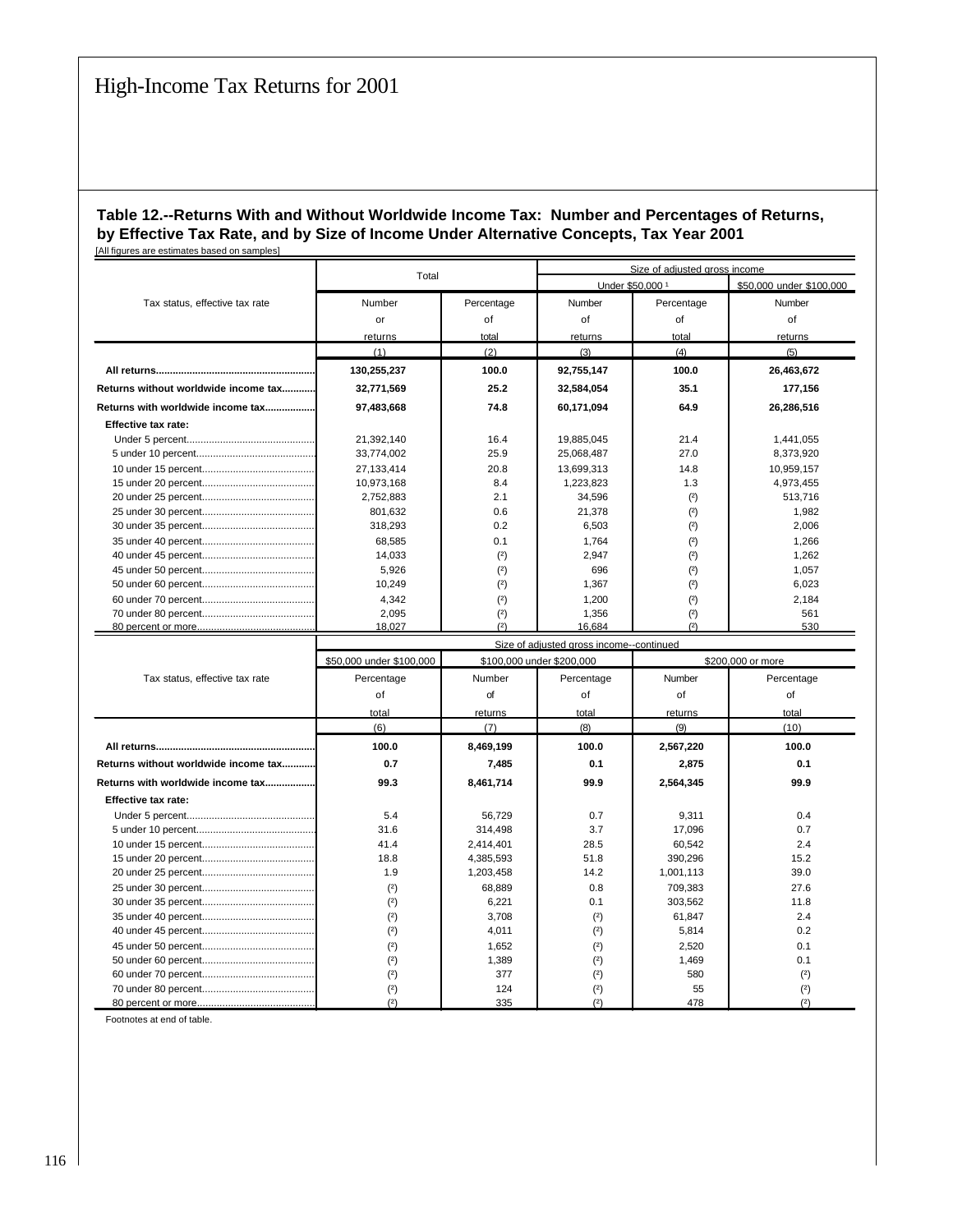## Table 12.--Returns With and Without Worldwide Income Tax: Number and Percentages of Returns, by Effective Tax Rate, and by Size of Income Under Alternative Concepts, Tax Year 2001

[All figures are estimates based on samples]

| Tax status, effective tax rate | Total | | Size of adjusted gross income | | |
|---|---|---|---|---|---|
| | | | Under $50,000 [1] | | $50,000 under $100,000 |
| | Number or returns | Percentage of total | Number of returns | Percentage of total | Number of returns |
| | (1) | (2) | (3) | (4) | (5) |
| **All returns** | **130,255,237** | **100.0** | **92,755,147** | **100.0** | **26,463,672** |
| **Returns without worldwide income tax** | **32,771,569** | **25.2** | **32,584,054** | **35.1** | **177,156** |
| **Returns with worldwide income tax** | **97,483,668** | **74.8** | **60,171,094** | **64.9** | **26,286,516** |
| **Effective tax rate:** | | | | | |
| Under 5 percent | 21,392,140 | 16.4 | 19,885,045 | 21.4 | 1,441,055 |
| 5 under 10 percent | 33,774,002 | 25.9 | 25,068,487 | 27.0 | 8,373,920 |
| 10 under 15 percent | 27,133,414 | 20.8 | 13,699,313 | 14.8 | 10,959,157 |
| 15 under 20 percent | 10,973,168 | 8.4 | 1,223,823 | 1.3 | 4,973,455 |
| 20 under 25 percent | 2,752,883 | 2.1 | 34,596 | (2) | 513,716 |
| 25 under 30 percent | 801,632 | 0.6 | 21,378 | (2) | 1,982 |
| 30 under 35 percent | 318,293 | 0.2 | 6,503 | (2) | 2,006 |
| 35 under 40 percent | 68,585 | 0.1 | 1,764 | (2) | 1,266 |
| 40 under 45 percent | 14,033 | (2) | 2,947 | (2) | 1,262 |
| 45 under 50 percent | 5,926 | (2) | 696 | (2) | 1,057 |
| 50 under 60 percent | 10,249 | (2) | 1,367 | (2) | 6,023 |
| 60 under 70 percent | 4,342 | (2) | 1,200 | (2) | 2,184 |
| 70 under 80 percent | 2,095 | (2) | 1,356 | (2) | 561 |
| 80 percent or more | 18,027 | (2) | 16,684 | (2) | 530 |

| Tax status, effective tax rate | Size of adjusted gross income--continued | | | | |
|---|---|---|---|---|---|
| | $50,000 under $100,000 | $100,000 under $200,000 | | $200,000 or more | |
| | Percentage of total | Number of returns | Percentage of total | Number of returns | Percentage of total |
| | (6) | (7) | (8) | (9) | (10) |
| **All returns** | **100.0** | **8,469,199** | **100.0** | **2,567,220** | **100.0** |
| **Returns without worldwide income tax** | **0.7** | **7,485** | **0.1** | **2,875** | **0.1** |
| **Returns with worldwide income tax** | **99.3** | **8,461,714** | **99.9** | **2,564,345** | **99.9** |
| **Effective tax rate:** | | | | | |
| Under 5 percent | 5.4 | 56,729 | 0.7 | 9,311 | 0.4 |
| 5 under 10 percent | 31.6 | 314,498 | 3.7 | 17,096 | 0.7 |
| 10 under 15 percent | 41.4 | 2,414,401 | 28.5 | 60,542 | 2.4 |
| 15 under 20 percent | 18.8 | 4,385,593 | 51.8 | 390,296 | 15.2 |
| 20 under 25 percent | 1.9 | 1,203,458 | 14.2 | 1,001,113 | 39.0 |
| 25 under 30 percent | (2) | 68,889 | 0.8 | 709,383 | 27.6 |
| 30 under 35 percent | (2) | 6,221 | 0.1 | 303,562 | 11.8 |
| 35 under 40 percent | (2) | 3,708 | (2) | 61,847 | 2.4 |
| 40 under 45 percent | (2) | 4,011 | (2) | 5,814 | 0.2 |
| 45 under 50 percent | (2) | 1,652 | (2) | 2,520 | 0.1 |
| 50 under 60 percent | (2) | 1,389 | (2) | 1,469 | 0.1 |
| 60 under 70 percent | (2) | 377 | (2) | 580 | (2) |
| 70 under 80 percent | (2) | 124 | (2) | 55 | (2) |
| 80 percent or more | (2) | 335 | (2) | 478 | (2) |

Footnotes at end of table.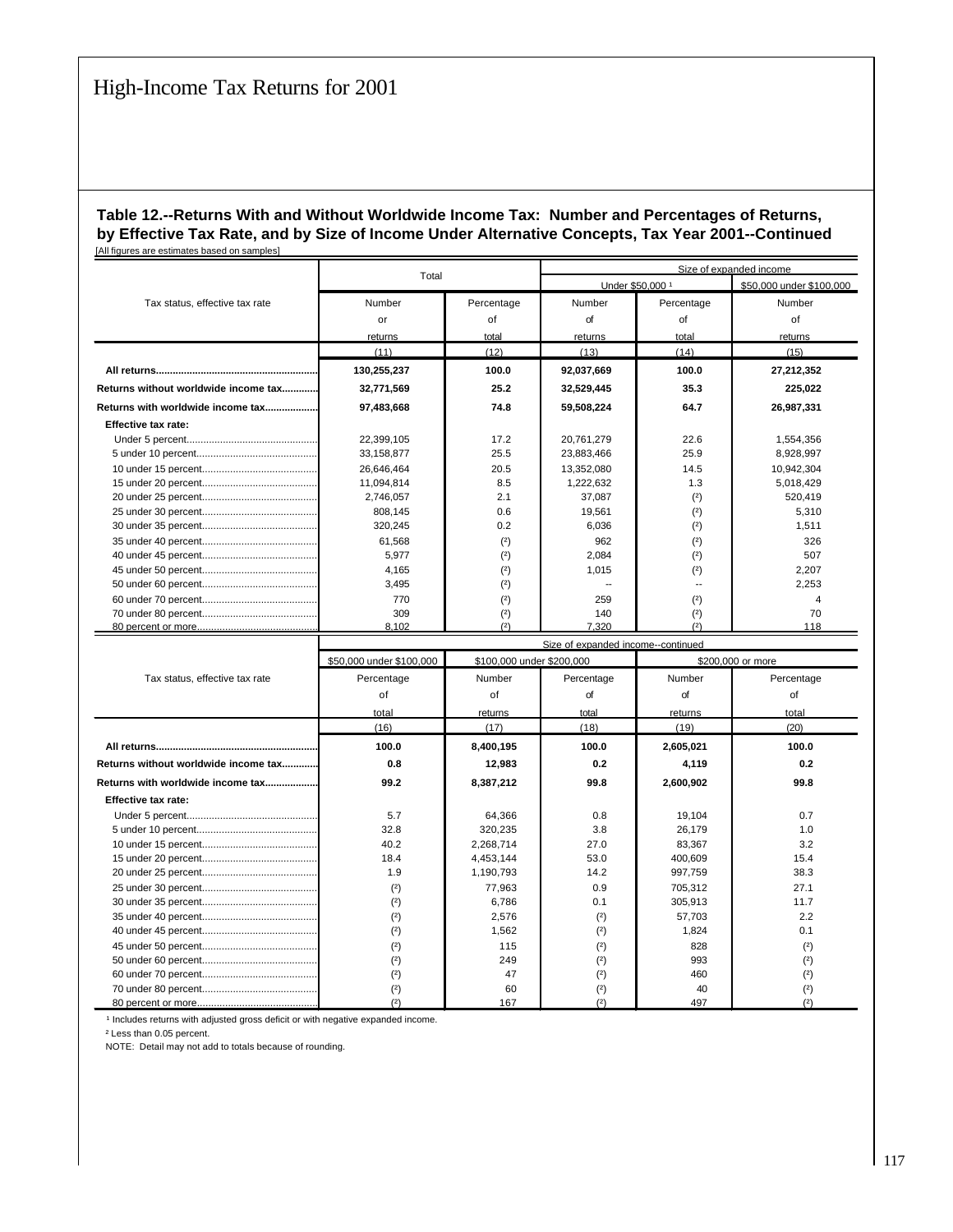# High-Income Tax Returns for 2001

**Table 12.--Returns With and Without Worldwide Income Tax: Number and Percentages of Returns, by Effective Tax Rate, and by Size of Income Under Alternative Concepts, Tax Year 2001--Continued**

[All figures are estimates based on samples]

| Tax status, effective tax rate | Total | | Size of expanded income | | |
|---|---|---|---|---|---|
| | | | Under $50,000 [1] | | $50,000 under $100,000 |
| | Number or returns | Percentage of total | Number of returns | Percentage of total | Number of returns |
| | (11) | (12) | (13) | (14) | (15) |
| **All returns** | **130,255,237** | **100.0** | **92,037,669** | **100.0** | **27,212,352** |
| **Returns without worldwide income tax** | **32,771,569** | **25.2** | **32,529,445** | **35.3** | **225,022** |
| **Returns with worldwide income tax** | **97,483,668** | **74.8** | **59,508,224** | **64.7** | **26,987,331** |
| **Effective tax rate:** | | | | | |
| Under 5 percent | 22,399,105 | 17.2 | 20,761,279 | 22.6 | 1,554,356 |
| 5 under 10 percent | 33,158,877 | 25.5 | 23,883,466 | 25.9 | 8,928,997 |
| 10 under 15 percent | 26,646,464 | 20.5 | 13,352,080 | 14.5 | 10,942,304 |
| 15 under 20 percent | 11,094,814 | 8.5 | 1,222,632 | 1.3 | 5,018,429 |
| 20 under 25 percent | 2,746,057 | 2.1 | 37,087 | (2) | 520,419 |
| 25 under 30 percent | 808,145 | 0.6 | 19,561 | (2) | 5,310 |
| 30 under 35 percent | 320,245 | 0.2 | 6,036 | (2) | 1,511 |
| 35 under 40 percent | 61,568 | (2) | 962 | (2) | 326 |
| 40 under 45 percent | 5,977 | (2) | 2,084 | (2) | 507 |
| 45 under 50 percent | 4,165 | (2) | 1,015 | (2) | 2,207 |
| 50 under 60 percent | 3,495 | (2) | -- | -- | 2,253 |
| 60 under 70 percent | 770 | (2) | 259 | (2) | 4 |
| 70 under 80 percent | 309 | (2) | 140 | (2) | 70 |
| 80 percent or more | 8,102 | (2) | 7,320 | (2) | 118 |

| Tax status, effective tax rate | Size of expanded income--continued | | | | |
|---|---|---|---|---|---|
| | $50,000 under $100,000 | $100,000 under $200,000 | | $200,000 or more | |
| | Percentage of total | Number of returns | Percentage of total | Number of returns | Percentage of total |
| | (16) | (17) | (18) | (19) | (20) |
| **All returns** | **100.0** | **8,400,195** | **100.0** | **2,605,021** | **100.0** |
| **Returns without worldwide income tax** | **0.8** | **12,983** | **0.2** | **4,119** | **0.2** |
| **Returns with worldwide income tax** | **99.2** | **8,387,212** | **99.8** | **2,600,902** | **99.8** |
| **Effective tax rate:** | | | | | |
| Under 5 percent | 5.7 | 64,366 | 0.8 | 19,104 | 0.7 |
| 5 under 10 percent | 32.8 | 320,235 | 3.8 | 26,179 | 1.0 |
| 10 under 15 percent | 40.2 | 2,268,714 | 27.0 | 83,367 | 3.2 |
| 15 under 20 percent | 18.4 | 4,453,144 | 53.0 | 400,609 | 15.4 |
| 20 under 25 percent | 1.9 | 1,190,793 | 14.2 | 997,759 | 38.3 |
| 25 under 30 percent | (2) | 77,963 | 0.9 | 705,312 | 27.1 |
| 30 under 35 percent | (2) | 6,786 | 0.1 | 305,913 | 11.7 |
| 35 under 40 percent | (2) | 2,576 | (2) | 57,703 | 2.2 |
| 40 under 45 percent | (2) | 1,562 | (2) | 1,824 | 0.1 |
| 45 under 50 percent | (2) | 115 | (2) | 828 | (2) |
| 50 under 60 percent | (2) | 249 | (2) | 993 | (2) |
| 60 under 70 percent | (2) | 47 | (2) | 460 | (2) |
| 70 under 80 percent | (2) | 60 | (2) | 40 | (2) |
| 80 percent or more | (2) | 167 | (2) | 497 | (2) |

[1] Includes returns with adjusted gross deficit or with negative expanded income.

[2] Less than 0.05 percent.

NOTE: Detail may not add to totals because of rounding.